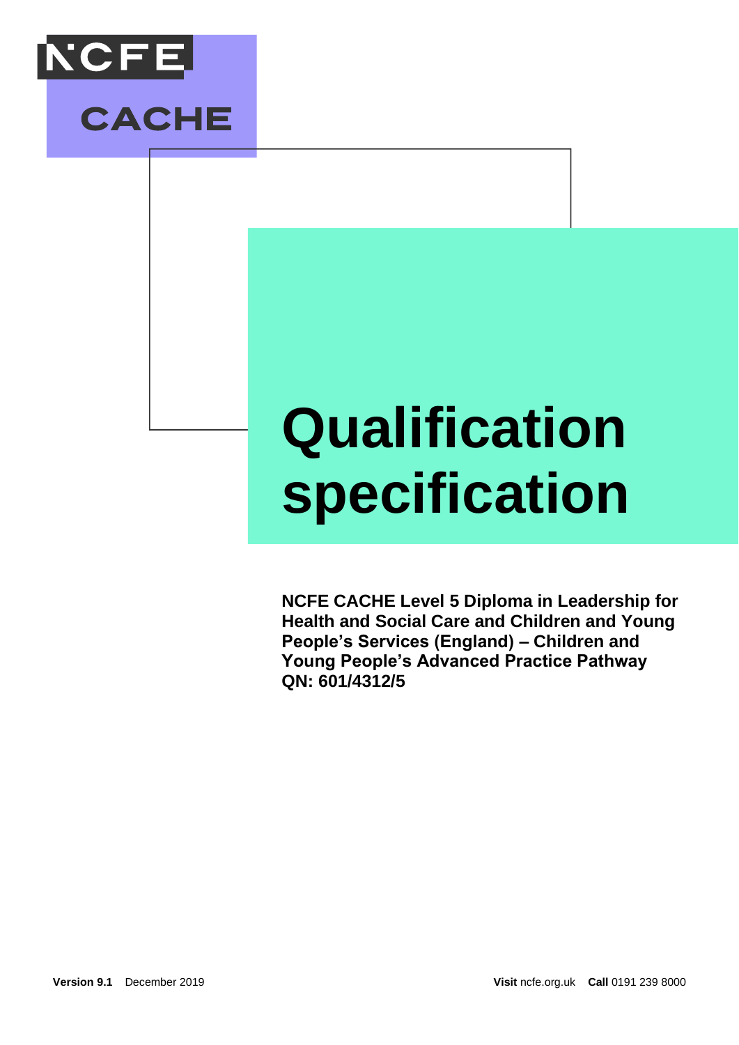NCFE

CACHE

# Qualification specification

**NCFE CACHE Level 5 Diploma in Leadership for Health and Social Care and Children and Young People's Services (England) – Children and Young People's Advanced Practice Pathway**
**QN: 601/4312/5**

**Version 9.1** December 2019

**Visit** ncfe.org.uk **Call** 0191 239 8000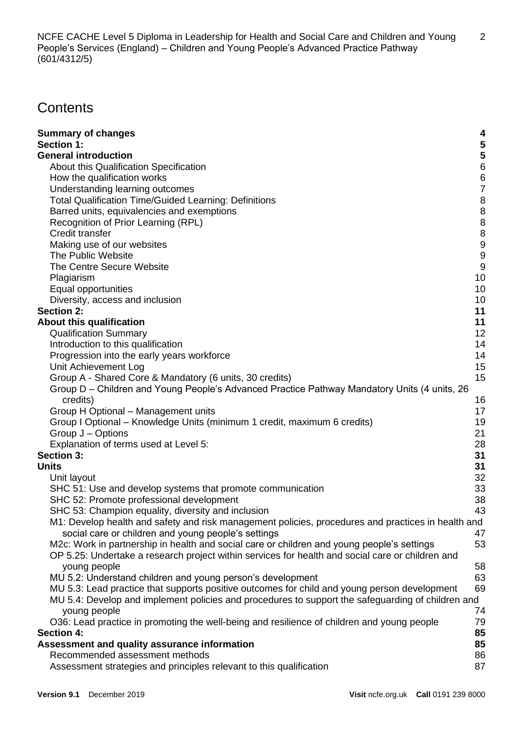# Contents

**Summary of changes** 4
**Section 1:** 5
**General introduction** 5
- About this Qualification Specification 6
- How the qualification works 6
- Understanding learning outcomes 7
- Total Qualification Time/Guided Learning: Definitions 8
- Barred units, equivalencies and exemptions 8
- Recognition of Prior Learning (RPL) 8
- Credit transfer 8
- Making use of our websites 9
- The Public Website 9
- The Centre Secure Website 9
- Plagiarism 10
- Equal opportunities 10
- Diversity, access and inclusion 10

**Section 2:** 11
**About this qualification** 11
- Qualification Summary 12
- Introduction to this qualification 14
- Progression into the early years workforce 14
- Unit Achievement Log 15
- Group A - Shared Core & Mandatory (6 units, 30 credits) 15
- Group D – Children and Young People's Advanced Practice Pathway Mandatory Units (4 units, 26 credits) 16
- Group H Optional – Management units 17
- Group I Optional – Knowledge Units (minimum 1 credit, maximum 6 credits) 19
- Group J – Options 21
- Explanation of terms used at Level 5: 28

**Section 3:** 31
**Units** 31
- Unit layout 32
- SHC 51: Use and develop systems that promote communication 33
- SHC 52: Promote professional development 38
- SHC 53: Champion equality, diversity and inclusion 43
- M1: Develop health and safety and risk management policies, procedures and practices in health and social care or children and young people's settings 47
- M2c: Work in partnership in health and social care or children and young people's settings 53
- OP 5.25: Undertake a research project within services for health and social care or children and young people 58
- MU 5.2: Understand children and young person's development 63
- MU 5.3: Lead practice that supports positive outcomes for child and young person development 69
- MU 5.4: Develop and implement policies and procedures to support the safeguarding of children and young people 74
- O36: Lead practice in promoting the well-being and resilience of children and young people 79

**Section 4:** 85
**Assessment and quality assurance information** 85
- Recommended assessment methods 86
- Assessment strategies and principles relevant to this qualification 87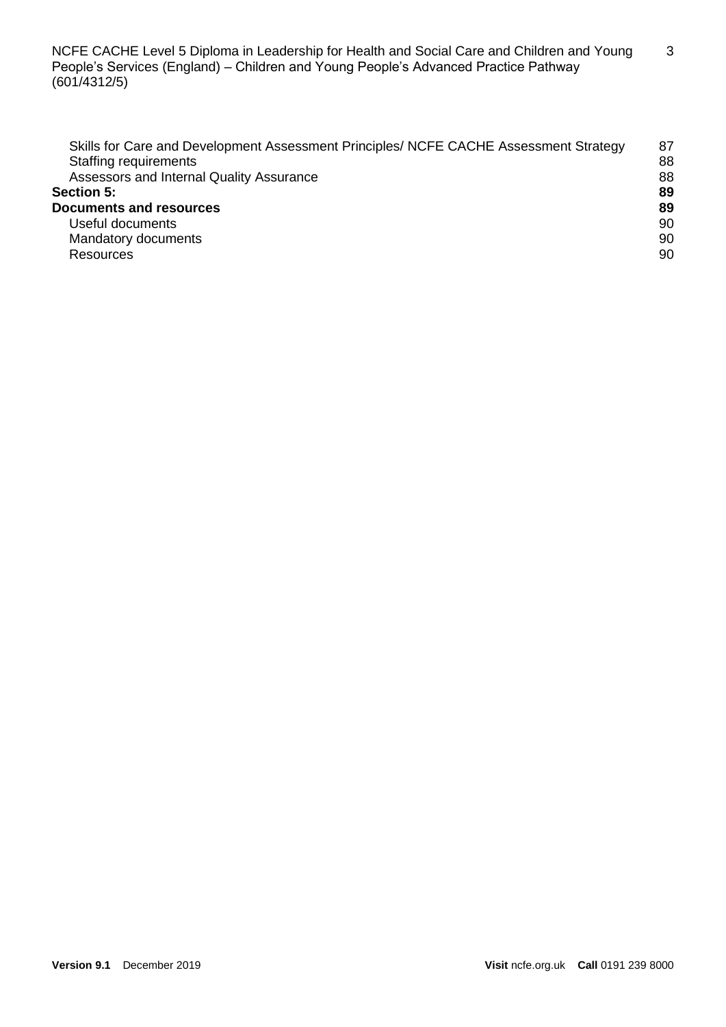Skills for Care and Development Assessment Principles/ NCFE CACHE Assessment Strategy 87
Staffing requirements 88
Assessors and Internal Quality Assurance 88

**Section 5:** **89**

**Documents and resources** **89**

Useful documents 90
Mandatory documents 90
Resources 90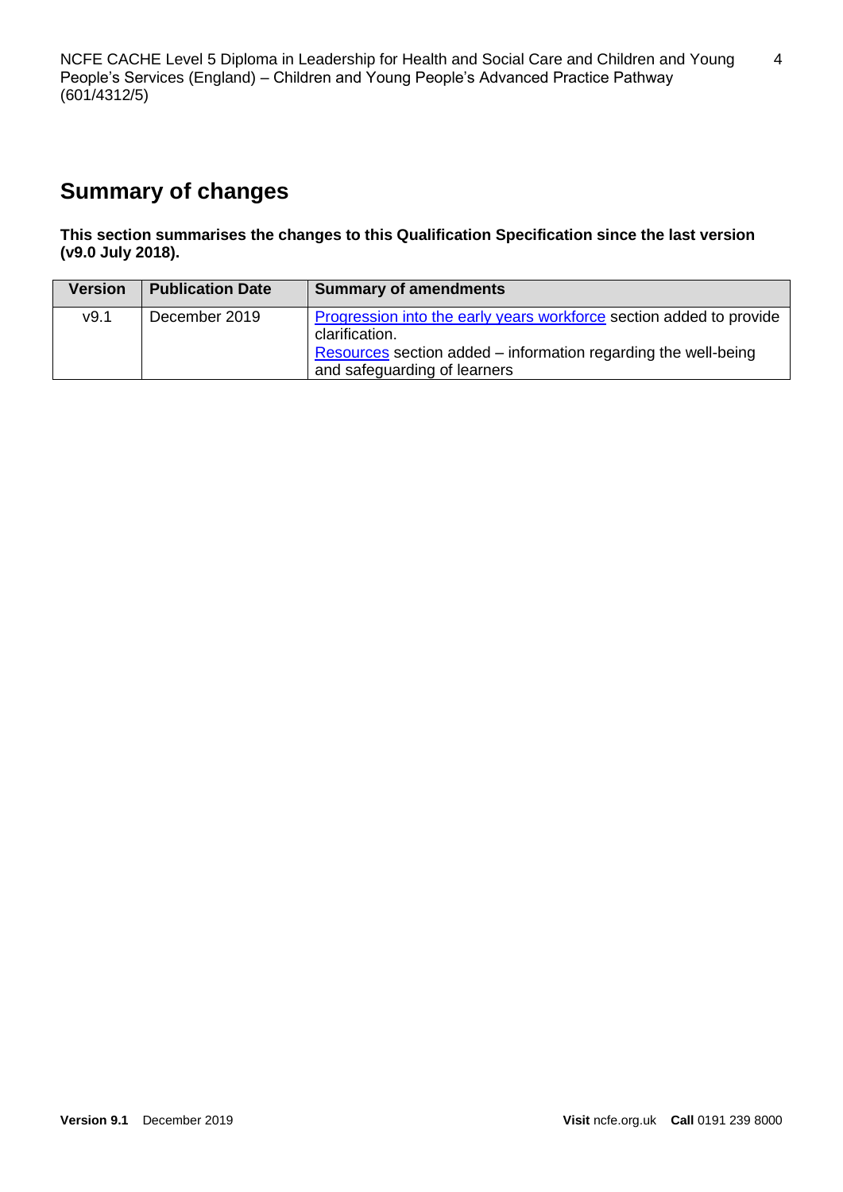## Summary of changes

**This section summarises the changes to this Qualification Specification since the last version (v9.0 July 2018).**

| Version | Publication Date | Summary of amendments |
|---|---|---|
| v9.1 | December 2019 | Progression into the early years workforce section added to provide clarification.<br>Resources section added – information regarding the well-being and safeguarding of learners |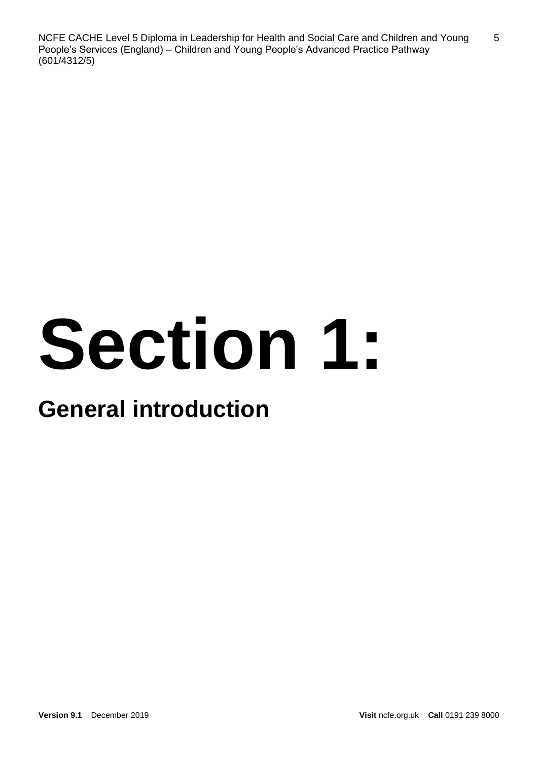# Section 1:

## General introduction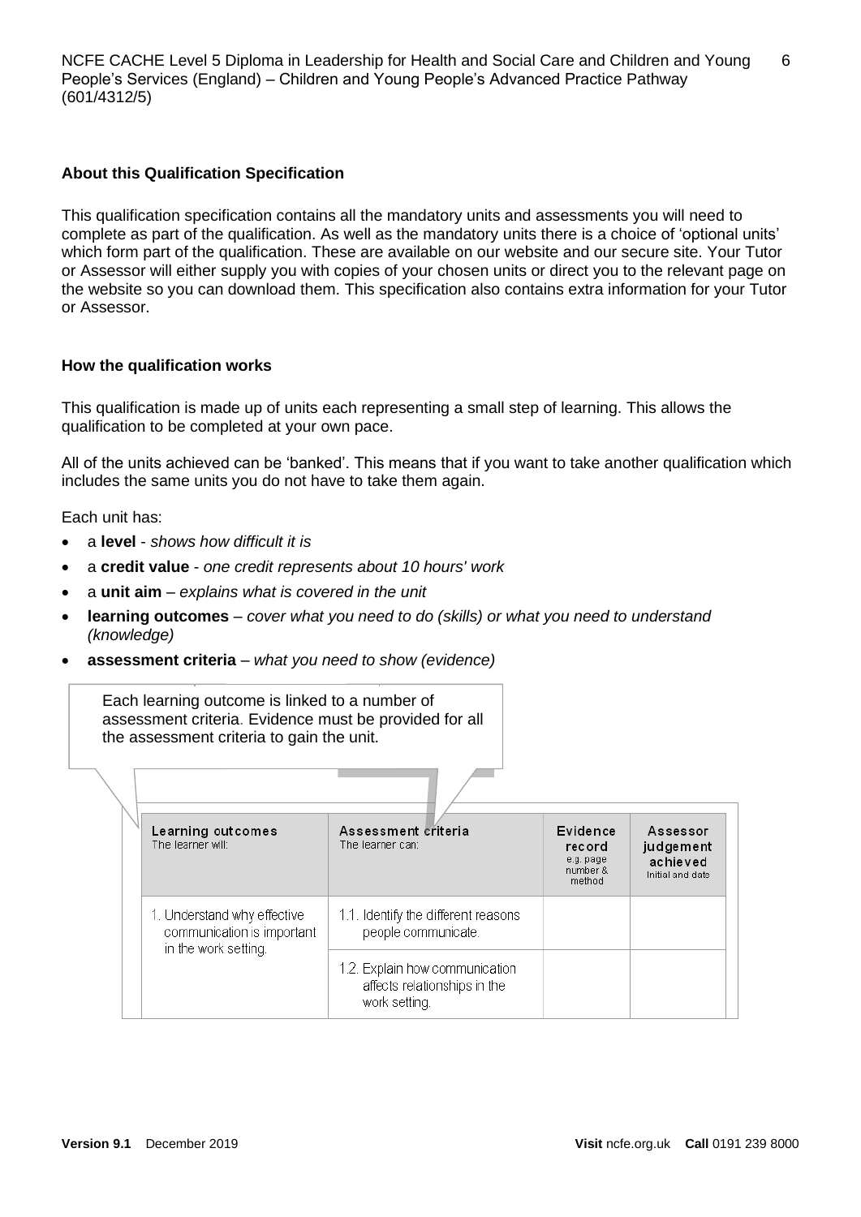**About this Qualification Specification**

This qualification specification contains all the mandatory units and assessments you will need to complete as part of the qualification. As well as the mandatory units there is a choice of 'optional units' which form part of the qualification. These are available on our website and our secure site. Your Tutor or Assessor will either supply you with copies of your chosen units or direct you to the relevant page on the website so you can download them. This specification also contains extra information for your Tutor or Assessor.

**How the qualification works**

This qualification is made up of units each representing a small step of learning. This allows the qualification to be completed at your own pace.

All of the units achieved can be 'banked'. This means that if you want to take another qualification which includes the same units you do not have to take them again.

Each unit has:

- a **level** - *shows how difficult it is*
- a **credit value** - *one credit represents about 10 hours' work*
- a **unit aim** – *explains what is covered in the unit*
- **learning outcomes** – *cover what you need to do (skills) or what you need to understand (knowledge)*
- **assessment criteria** – *what you need to show (evidence)*

Each learning outcome is linked to a number of assessment criteria. Evidence must be provided for all the assessment criteria to gain the unit.

| Learning outcomes<br>The learner will: | Assessment criteria<br>The learner can: | Evidence record<br>e.g. page number & method | Assessor judgement achieved<br>Initial and date |
|---|---|---|---|
| 1. Understand why effective communication is important in the work setting. | 1.1. Identify the different reasons people communicate. | | |
| | 1.2. Explain how communication affects relationships in the work setting. | | |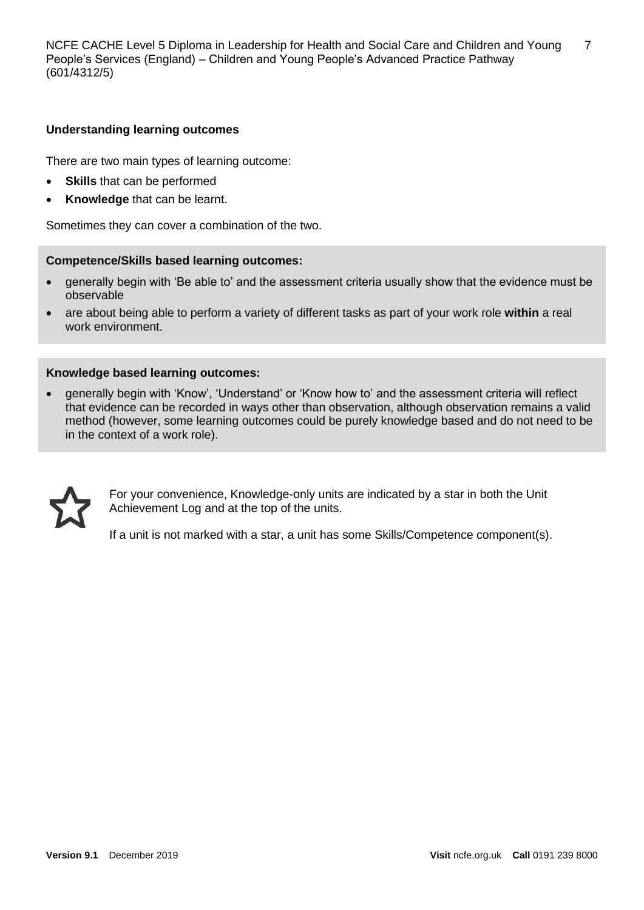**Understanding learning outcomes**

There are two main types of learning outcome:

- **Skills** that can be performed
- **Knowledge** that can be learnt.

Sometimes they can cover a combination of the two.

**Competence/Skills based learning outcomes:**

- generally begin with 'Be able to' and the assessment criteria usually show that the evidence must be observable
- are about being able to perform a variety of different tasks as part of your work role **within** a real work environment.

**Knowledge based learning outcomes:**

- generally begin with 'Know', 'Understand' or 'Know how to' and the assessment criteria will reflect that evidence can be recorded in ways other than observation, although observation remains a valid method (however, some learning outcomes could be purely knowledge based and do not need to be in the context of a work role).

For your convenience, Knowledge-only units are indicated by a star in both the Unit Achievement Log and at the top of the units.

If a unit is not marked with a star, a unit has some Skills/Competence component(s).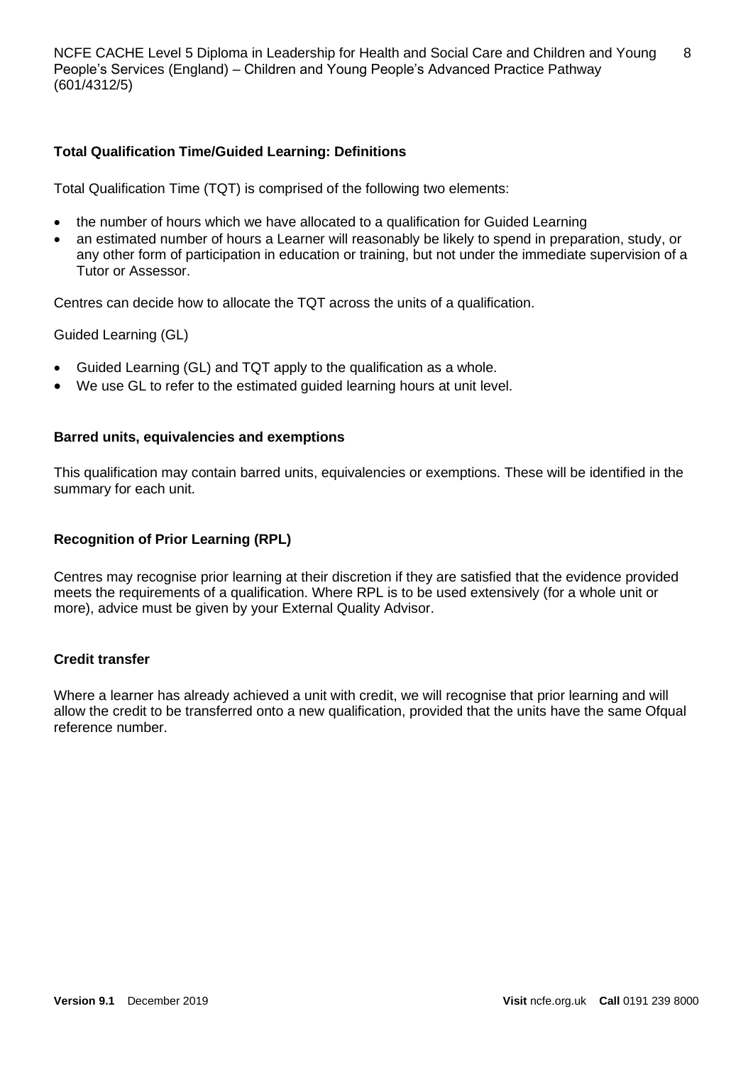**Total Qualification Time/Guided Learning: Definitions**

Total Qualification Time (TQT) is comprised of the following two elements:

- the number of hours which we have allocated to a qualification for Guided Learning
- an estimated number of hours a Learner will reasonably be likely to spend in preparation, study, or any other form of participation in education or training, but not under the immediate supervision of a Tutor or Assessor.

Centres can decide how to allocate the TQT across the units of a qualification.

Guided Learning (GL)

- Guided Learning (GL) and TQT apply to the qualification as a whole.
- We use GL to refer to the estimated guided learning hours at unit level.

**Barred units, equivalencies and exemptions**

This qualification may contain barred units, equivalencies or exemptions. These will be identified in the summary for each unit.

**Recognition of Prior Learning (RPL)**

Centres may recognise prior learning at their discretion if they are satisfied that the evidence provided meets the requirements of a qualification. Where RPL is to be used extensively (for a whole unit or more), advice must be given by your External Quality Advisor.

**Credit transfer**

Where a learner has already achieved a unit with credit, we will recognise that prior learning and will allow the credit to be transferred onto a new qualification, provided that the units have the same Ofqual reference number.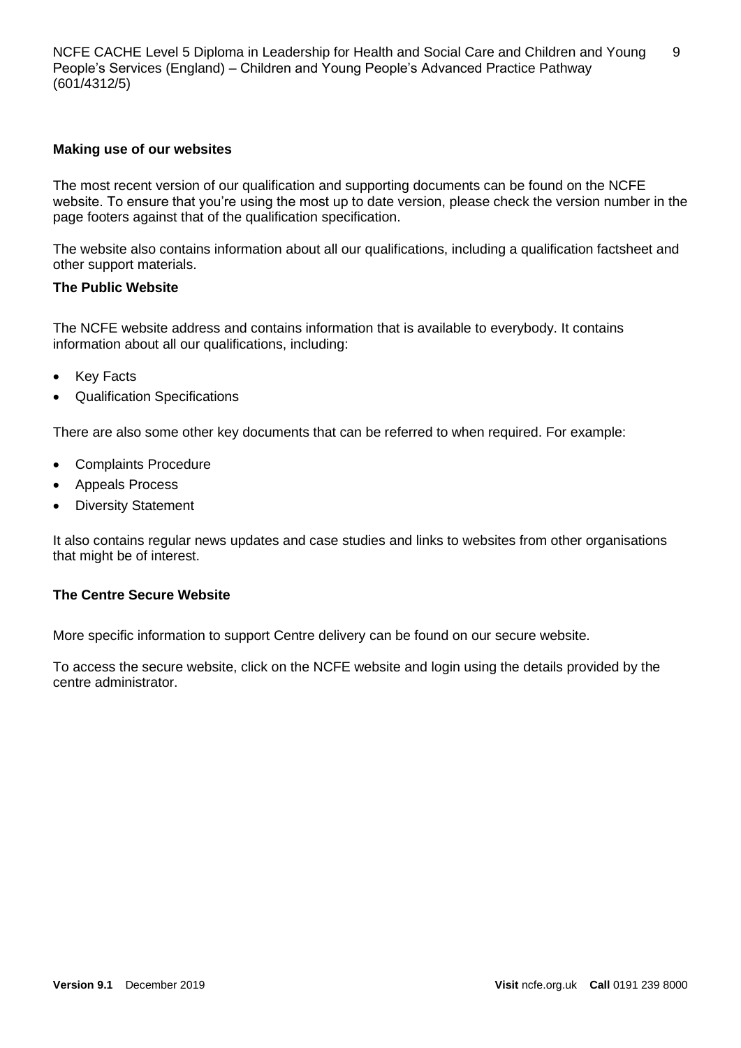### Making use of our websites

The most recent version of our qualification and supporting documents can be found on the NCFE website. To ensure that you're using the most up to date version, please check the version number in the page footers against that of the qualification specification.

The website also contains information about all our qualifications, including a qualification factsheet and other support materials.

### The Public Website

The NCFE website address and contains information that is available to everybody. It contains information about all our qualifications, including:

- Key Facts
- Qualification Specifications

There are also some other key documents that can be referred to when required. For example:

- Complaints Procedure
- Appeals Process
- Diversity Statement

It also contains regular news updates and case studies and links to websites from other organisations that might be of interest.

### The Centre Secure Website

More specific information to support Centre delivery can be found on our secure website.

To access the secure website, click on the NCFE website and login using the details provided by the centre administrator.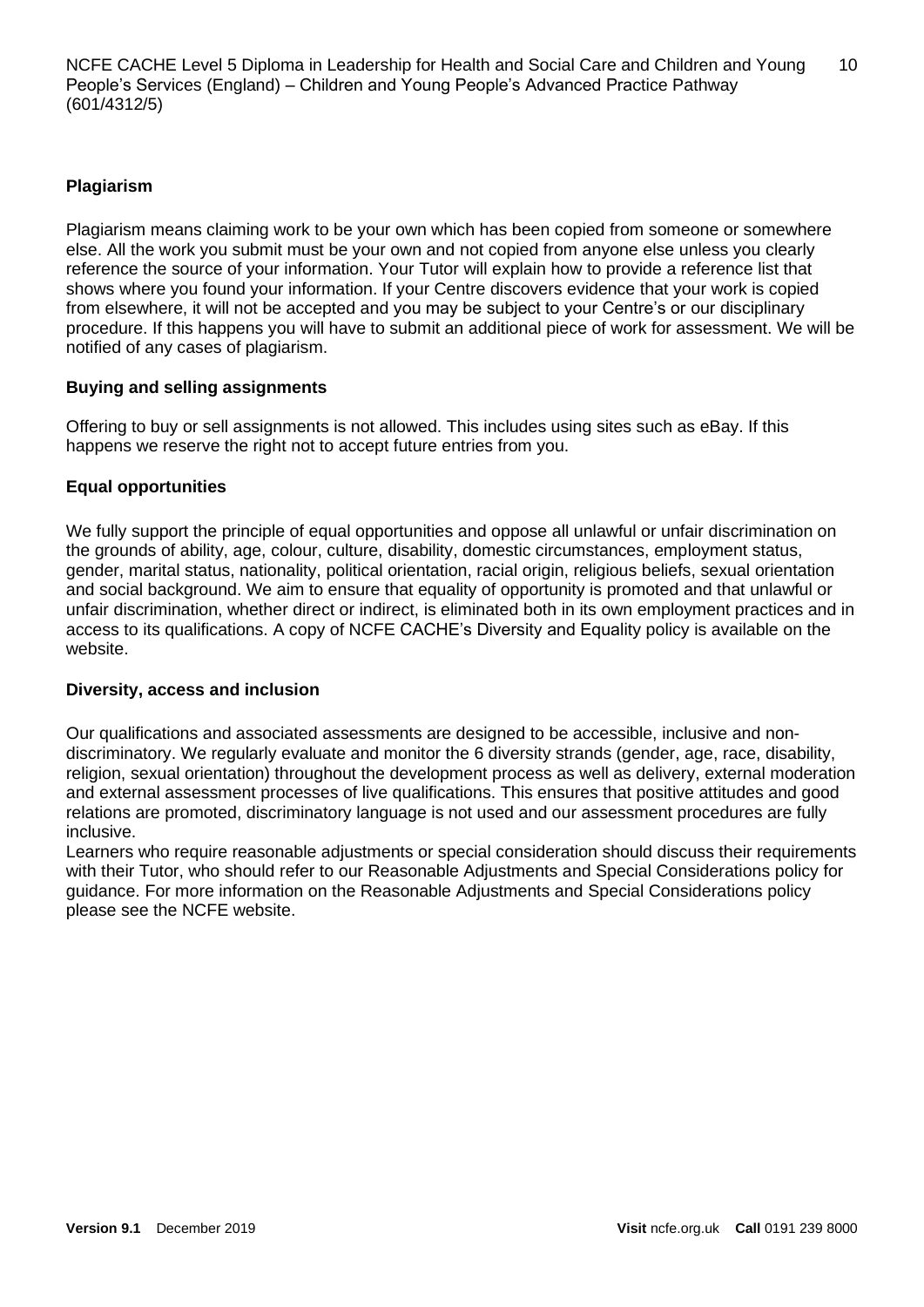## Plagiarism

Plagiarism means claiming work to be your own which has been copied from someone or somewhere else. All the work you submit must be your own and not copied from anyone else unless you clearly reference the source of your information. Your Tutor will explain how to provide a reference list that shows where you found your information. If your Centre discovers evidence that your work is copied from elsewhere, it will not be accepted and you may be subject to your Centre's or our disciplinary procedure. If this happens you will have to submit an additional piece of work for assessment. We will be notified of any cases of plagiarism.

## Buying and selling assignments

Offering to buy or sell assignments is not allowed. This includes using sites such as eBay. If this happens we reserve the right not to accept future entries from you.

## Equal opportunities

We fully support the principle of equal opportunities and oppose all unlawful or unfair discrimination on the grounds of ability, age, colour, culture, disability, domestic circumstances, employment status, gender, marital status, nationality, political orientation, racial origin, religious beliefs, sexual orientation and social background. We aim to ensure that equality of opportunity is promoted and that unlawful or unfair discrimination, whether direct or indirect, is eliminated both in its own employment practices and in access to its qualifications. A copy of NCFE CACHE's Diversity and Equality policy is available on the website.

## Diversity, access and inclusion

Our qualifications and associated assessments are designed to be accessible, inclusive and non-discriminatory. We regularly evaluate and monitor the 6 diversity strands (gender, age, race, disability, religion, sexual orientation) throughout the development process as well as delivery, external moderation and external assessment processes of live qualifications. This ensures that positive attitudes and good relations are promoted, discriminatory language is not used and our assessment procedures are fully inclusive.

Learners who require reasonable adjustments or special consideration should discuss their requirements with their Tutor, who should refer to our Reasonable Adjustments and Special Considerations policy for guidance. For more information on the Reasonable Adjustments and Special Considerations policy please see the NCFE website.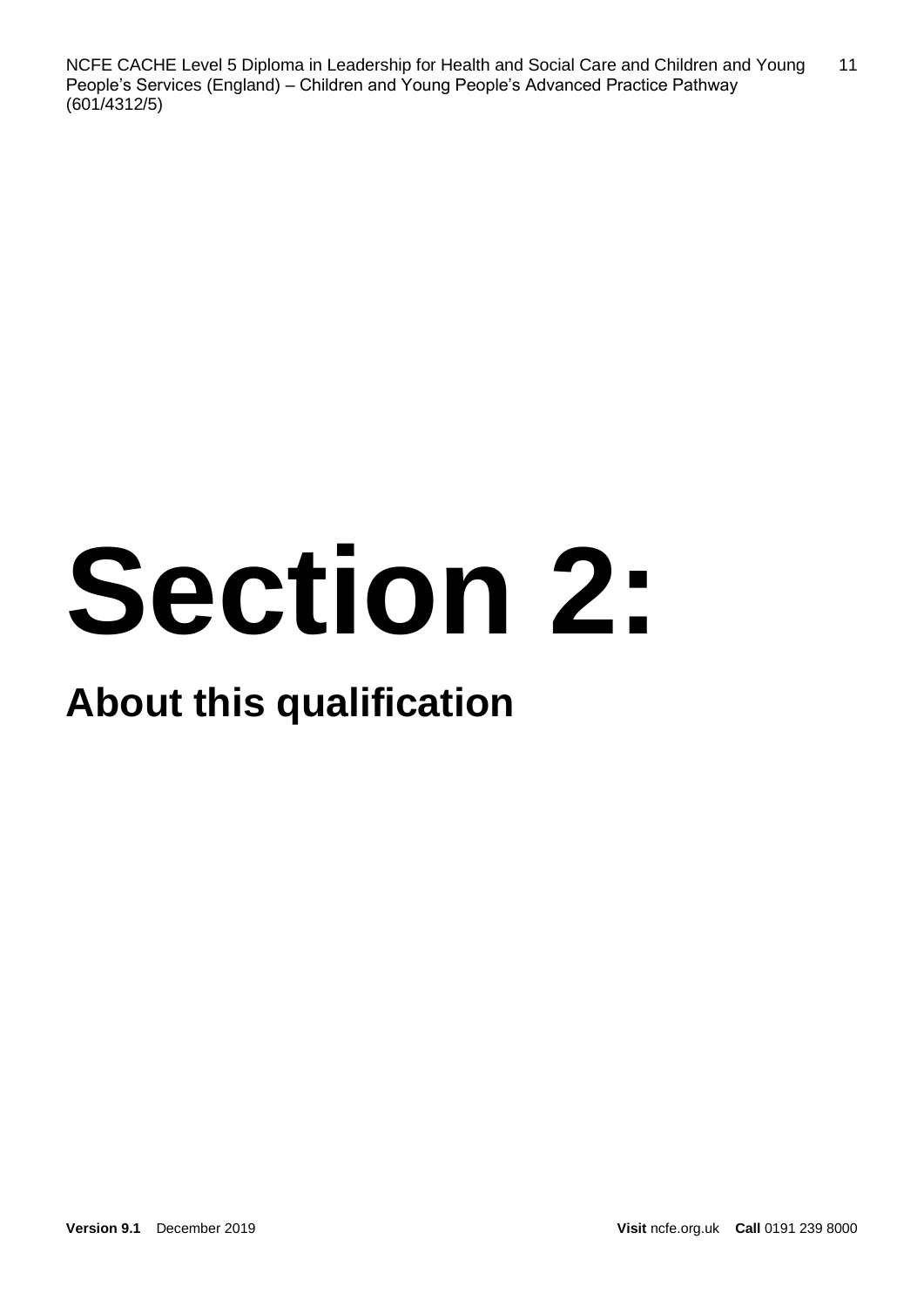# Section 2:

## About this qualification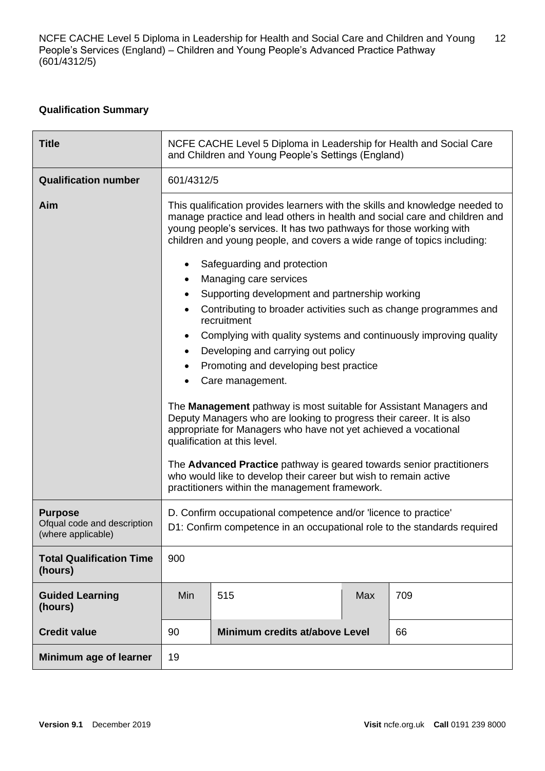**Qualification Summary**

| | | | | |
|---|---|---|---|---|
| **Title** | NCFE CACHE Level 5 Diploma in Leadership for Health and Social Care and Children and Young People's Settings (England) | | | |
| **Qualification number** | 601/4312/5 | | | |
| **Aim** | This qualification provides learners with the skills and knowledge needed to manage practice and lead others in health and social care and children and young people's services. It has two pathways for those working with children and young people, and covers a wide range of topics including:<br><br>• Safeguarding and protection<br>• Managing care services<br>• Supporting development and partnership working<br>• Contributing to broader activities such as change programmes and recruitment<br>• Complying with quality systems and continuously improving quality<br>• Developing and carrying out policy<br>• Promoting and developing best practice<br>• Care management.<br><br>The **Management** pathway is most suitable for Assistant Managers and Deputy Managers who are looking to progress their career. It is also appropriate for Managers who have not yet achieved a vocational qualification at this level.<br><br>The **Advanced Practice** pathway is geared towards senior practitioners who would like to develop their career but wish to remain active practitioners within the management framework. | | | |
| **Purpose**<br>Ofqual code and description (where applicable) | D. Confirm occupational competence and/or 'licence to practice'<br>D1: Confirm competence in an occupational role to the standards required | | | |
| **Total Qualification Time (hours)** | 900 | | | |
| **Guided Learning (hours)** | Min | 515 | Max | 709 |
| **Credit value** | 90 | **Minimum credits at/above Level** | | 66 |
| **Minimum age of learner** | 19 | | | |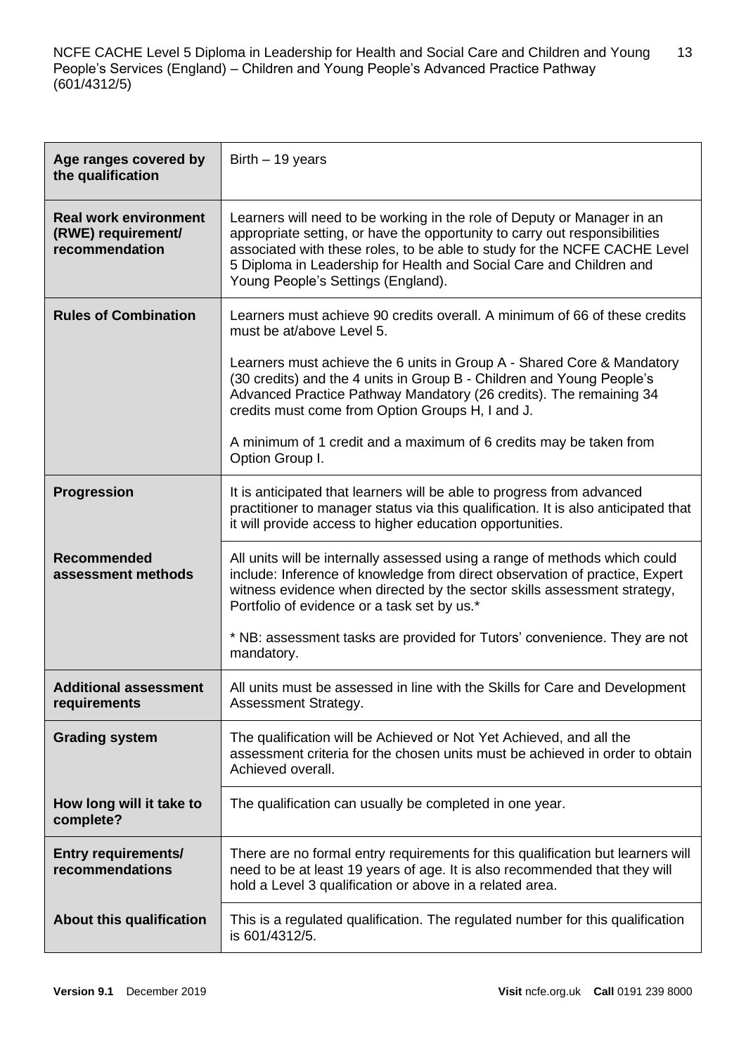| | |
|---|---|
| **Age ranges covered by the qualification** | Birth – 19 years |
| **Real work environment (RWE) requirement/ recommendation** | Learners will need to be working in the role of Deputy or Manager in an appropriate setting, or have the opportunity to carry out responsibilities associated with these roles, to be able to study for the NCFE CACHE Level 5 Diploma in Leadership for Health and Social Care and Children and Young People's Settings (England). |
| **Rules of Combination** | Learners must achieve 90 credits overall. A minimum of 66 of these credits must be at/above Level 5.<br><br>Learners must achieve the 6 units in Group A - Shared Core & Mandatory (30 credits) and the 4 units in Group B - Children and Young People's Advanced Practice Pathway Mandatory (26 credits). The remaining 34 credits must come from Option Groups H, I and J.<br><br>A minimum of 1 credit and a maximum of 6 credits may be taken from Option Group I. |
| **Progression** | It is anticipated that learners will be able to progress from advanced practitioner to manager status via this qualification. It is also anticipated that it will provide access to higher education opportunities. |
| **Recommended assessment methods** | All units will be internally assessed using a range of methods which could include: Inference of knowledge from direct observation of practice, Expert witness evidence when directed by the sector skills assessment strategy, Portfolio of evidence or a task set by us.*<br><br>* NB: assessment tasks are provided for Tutors' convenience. They are not mandatory. |
| **Additional assessment requirements** | All units must be assessed in line with the Skills for Care and Development Assessment Strategy. |
| **Grading system** | The qualification will be Achieved or Not Yet Achieved, and all the assessment criteria for the chosen units must be achieved in order to obtain Achieved overall. |
| **How long will it take to complete?** | The qualification can usually be completed in one year. |
| **Entry requirements/ recommendations** | There are no formal entry requirements for this qualification but learners will need to be at least 19 years of age. It is also recommended that they will hold a Level 3 qualification or above in a related area. |
| **About this qualification** | This is a regulated qualification. The regulated number for this qualification is 601/4312/5. |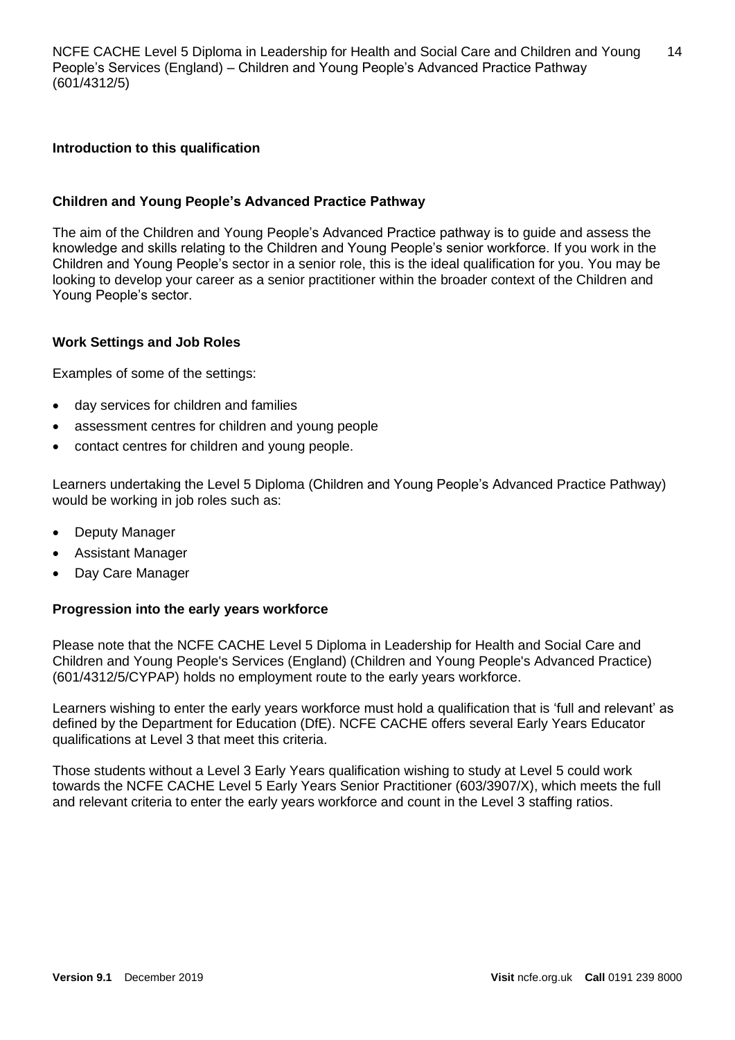## Introduction to this qualification

### Children and Young People's Advanced Practice Pathway

The aim of the Children and Young People's Advanced Practice pathway is to guide and assess the knowledge and skills relating to the Children and Young People's senior workforce. If you work in the Children and Young People's sector in a senior role, this is the ideal qualification for you. You may be looking to develop your career as a senior practitioner within the broader context of the Children and Young People's sector.

### Work Settings and Job Roles

Examples of some of the settings:

- day services for children and families
- assessment centres for children and young people
- contact centres for children and young people.

Learners undertaking the Level 5 Diploma (Children and Young People's Advanced Practice Pathway) would be working in job roles such as:

- Deputy Manager
- Assistant Manager
- Day Care Manager

### Progression into the early years workforce

Please note that the NCFE CACHE Level 5 Diploma in Leadership for Health and Social Care and Children and Young People's Services (England) (Children and Young People's Advanced Practice) (601/4312/5/CYPAP) holds no employment route to the early years workforce.

Learners wishing to enter the early years workforce must hold a qualification that is 'full and relevant' as defined by the Department for Education (DfE). NCFE CACHE offers several Early Years Educator qualifications at Level 3 that meet this criteria.

Those students without a Level 3 Early Years qualification wishing to study at Level 5 could work towards the NCFE CACHE Level 5 Early Years Senior Practitioner (603/3907/X), which meets the full and relevant criteria to enter the early years workforce and count in the Level 3 staffing ratios.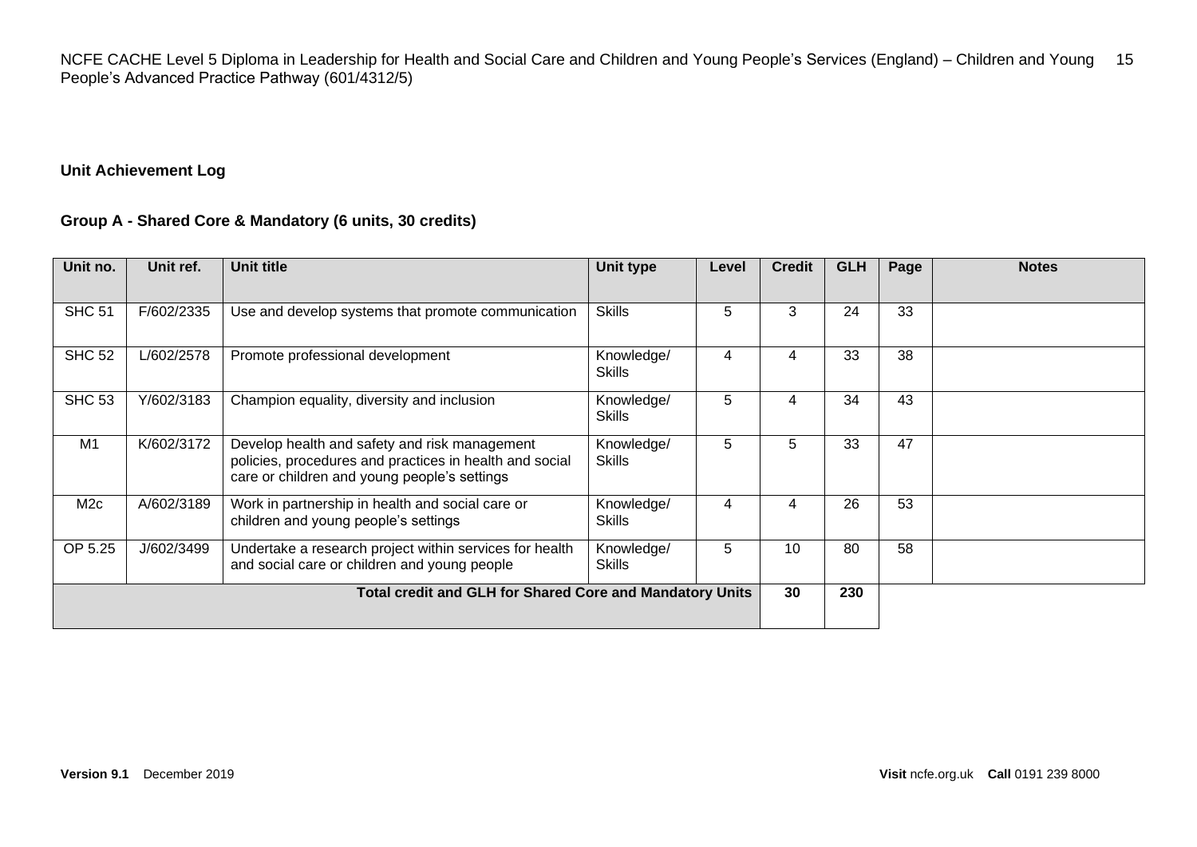## Unit Achievement Log

### Group A - Shared Core & Mandatory (6 units, 30 credits)

| Unit no. | Unit ref. | Unit title | Unit type | Level | Credit | GLH | Page | Notes |
|---|---|---|---|---|---|---|---|---|
| SHC 51 | F/602/2335 | Use and develop systems that promote communication | Skills | 5 | 3 | 24 | 33 | |
| SHC 52 | L/602/2578 | Promote professional development | Knowledge/ Skills | 4 | 4 | 33 | 38 | |
| SHC 53 | Y/602/3183 | Champion equality, diversity and inclusion | Knowledge/ Skills | 5 | 4 | 34 | 43 | |
| M1 | K/602/3172 | Develop health and safety and risk management policies, procedures and practices in health and social care or children and young people's settings | Knowledge/ Skills | 5 | 5 | 33 | 47 | |
| M2c | A/602/3189 | Work in partnership in health and social care or children and young people's settings | Knowledge/ Skills | 4 | 4 | 26 | 53 | |
| OP 5.25 | J/602/3499 | Undertake a research project within services for health and social care or children and young people | Knowledge/ Skills | 5 | 10 | 80 | 58 | |
| **Total credit and GLH for Shared Core and Mandatory Units** | | | | | **30** | **230** | | |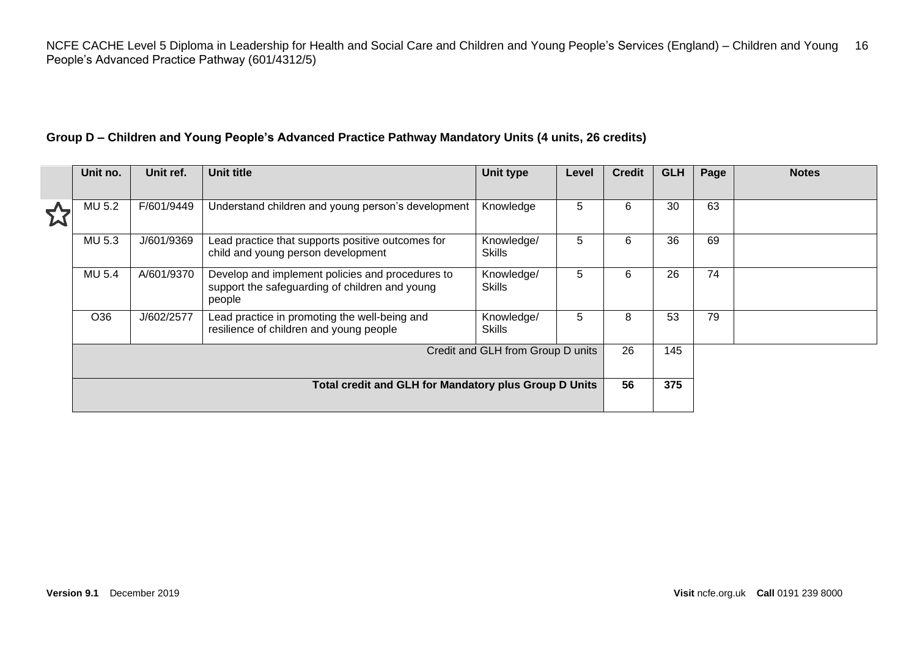**Group D – Children and Young People's Advanced Practice Pathway Mandatory Units (4 units, 26 credits)**

| | Unit no. | Unit ref. | Unit title | Unit type | Level | Credit | GLH | Page | Notes |
|---|---|---|---|---|---|---|---|---|---|
| ☆ | MU 5.2 | F/601/9449 | Understand children and young person's development | Knowledge | 5 | 6 | 30 | 63 | |
| | MU 5.3 | J/601/9369 | Lead practice that supports positive outcomes for child and young person development | Knowledge/ Skills | 5 | 6 | 36 | 69 | |
| | MU 5.4 | A/601/9370 | Develop and implement policies and procedures to support the safeguarding of children and young people | Knowledge/ Skills | 5 | 6 | 26 | 74 | |
| | O36 | J/602/2577 | Lead practice in promoting the well-being and resilience of children and young people | Knowledge/ Skills | 5 | 8 | 53 | 79 | |
| | Credit and GLH from Group D units | | | | | 26 | 145 | | |
| | **Total credit and GLH for Mandatory plus Group D Units** | | | | | **56** | **375** | | |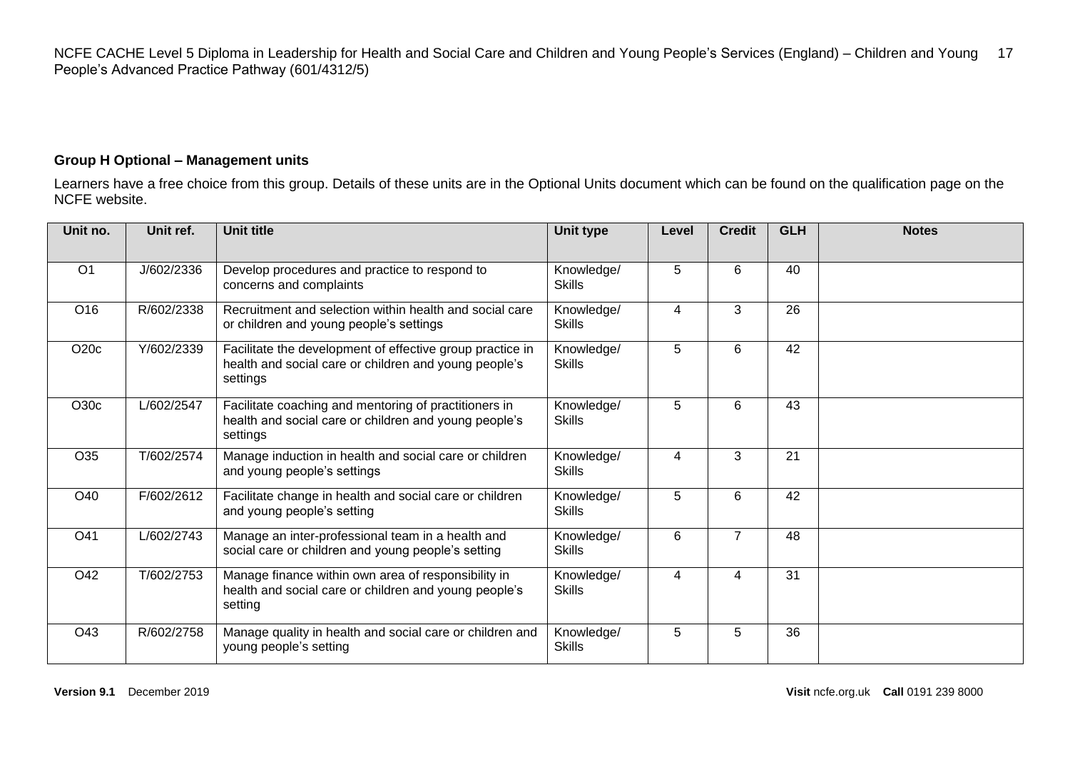### Group H Optional – Management units

Learners have a free choice from this group. Details of these units are in the Optional Units document which can be found on the qualification page on the NCFE website.

| Unit no. | Unit ref. | Unit title | Unit type | Level | Credit | GLH | Notes |
|---|---|---|---|---|---|---|---|
| O1 | J/602/2336 | Develop procedures and practice to respond to concerns and complaints | Knowledge/ Skills | 5 | 6 | 40 | |
| O16 | R/602/2338 | Recruitment and selection within health and social care or children and young people's settings | Knowledge/ Skills | 4 | 3 | 26 | |
| O20c | Y/602/2339 | Facilitate the development of effective group practice in health and social care or children and young people's settings | Knowledge/ Skills | 5 | 6 | 42 | |
| O30c | L/602/2547 | Facilitate coaching and mentoring of practitioners in health and social care or children and young people's settings | Knowledge/ Skills | 5 | 6 | 43 | |
| O35 | T/602/2574 | Manage induction in health and social care or children and young people's settings | Knowledge/ Skills | 4 | 3 | 21 | |
| O40 | F/602/2612 | Facilitate change in health and social care or children and young people's setting | Knowledge/ Skills | 5 | 6 | 42 | |
| O41 | L/602/2743 | Manage an inter-professional team in a health and social care or children and young people's setting | Knowledge/ Skills | 6 | 7 | 48 | |
| O42 | T/602/2753 | Manage finance within own area of responsibility in health and social care or children and young people's setting | Knowledge/ Skills | 4 | 4 | 31 | |
| O43 | R/602/2758 | Manage quality in health and social care or children and young people's setting | Knowledge/ Skills | 5 | 5 | 36 | |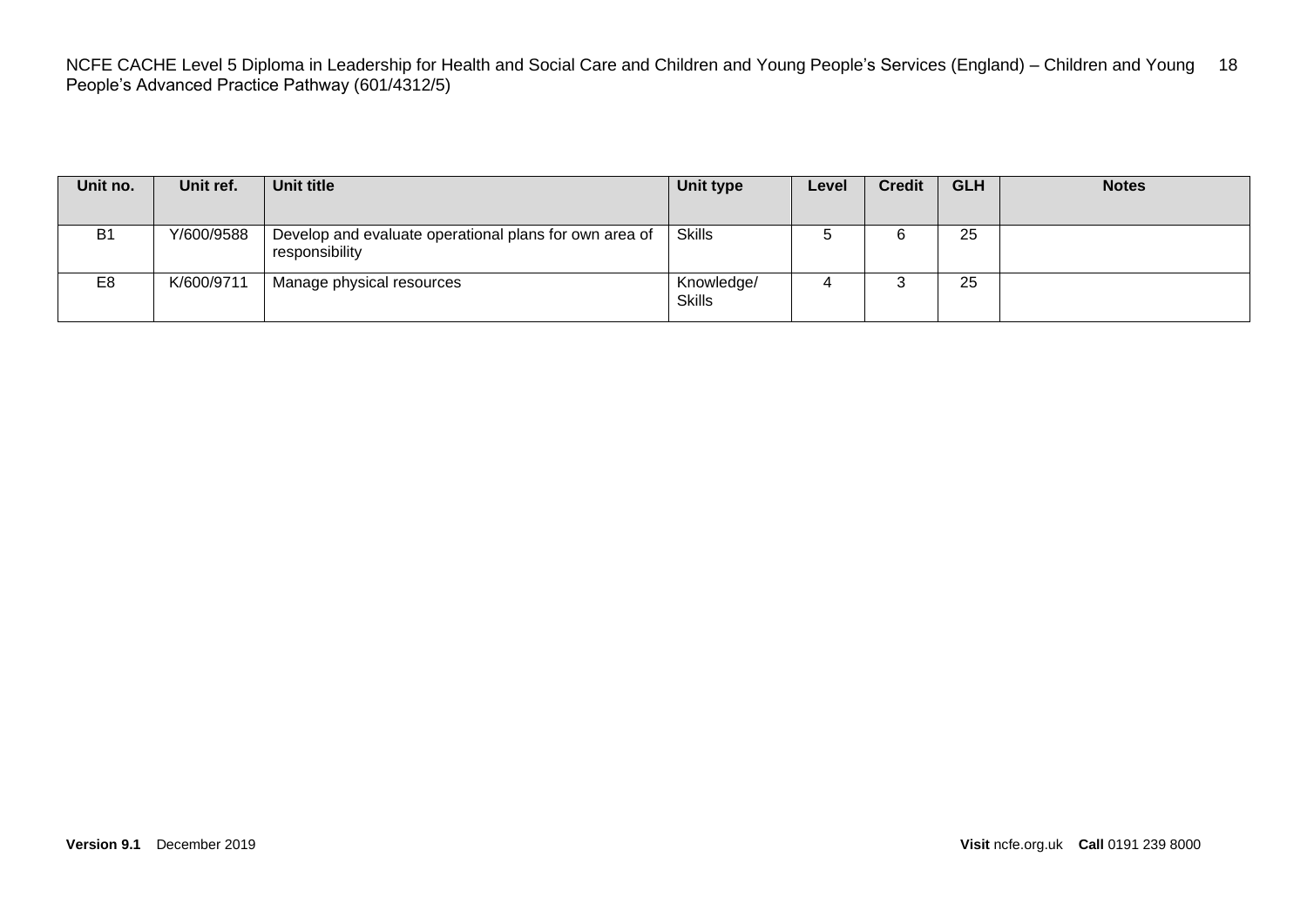| Unit no. | Unit ref. | Unit title | Unit type | Level | Credit | GLH | Notes |
|---|---|---|---|---|---|---|---|
| B1 | Y/600/9588 | Develop and evaluate operational plans for own area of responsibility | Skills | 5 | 6 | 25 | |
| E8 | K/600/9711 | Manage physical resources | Knowledge/ Skills | 4 | 3 | 25 | |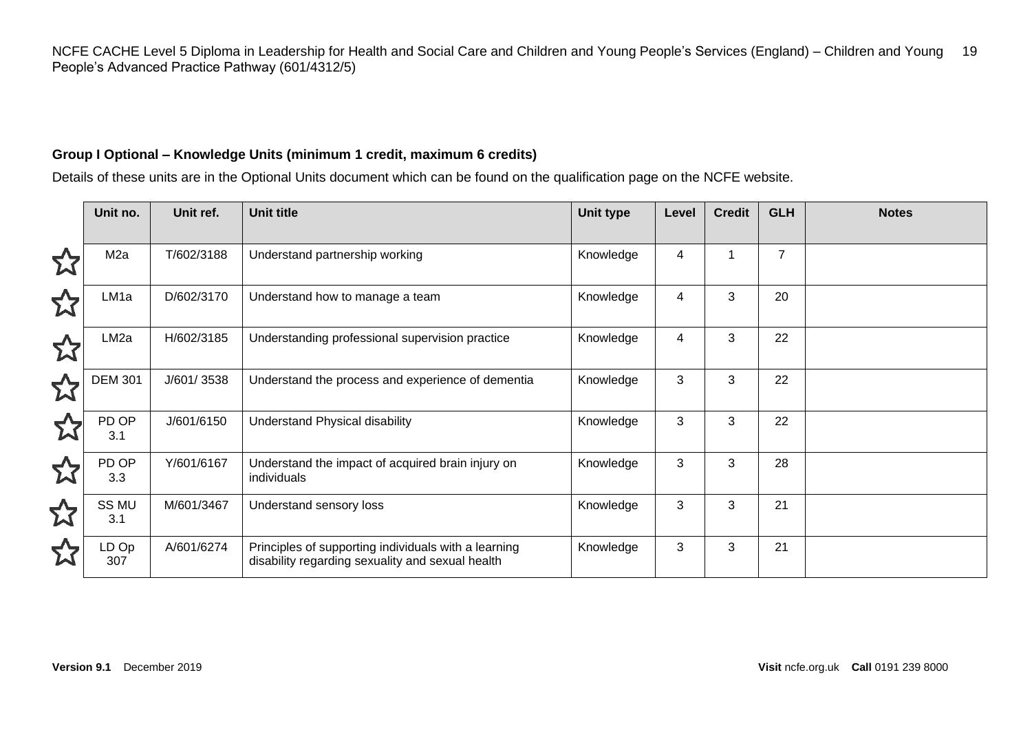### Group I Optional – Knowledge Units (minimum 1 credit, maximum 6 credits)

Details of these units are in the Optional Units document which can be found on the qualification page on the NCFE website.

| | Unit no. | Unit ref. | Unit title | Unit type | Level | Credit | GLH | Notes |
|---|---|---|---|---|---|---|---|---|
| ☆ | M2a | T/602/3188 | Understand partnership working | Knowledge | 4 | 1 | 7 | |
| ☆ | LM1a | D/602/3170 | Understand how to manage a team | Knowledge | 4 | 3 | 20 | |
| ☆ | LM2a | H/602/3185 | Understanding professional supervision practice | Knowledge | 4 | 3 | 22 | |
| ☆ | DEM 301 | J/601/ 3538 | Understand the process and experience of dementia | Knowledge | 3 | 3 | 22 | |
| ☆ | PD OP 3.1 | J/601/6150 | Understand Physical disability | Knowledge | 3 | 3 | 22 | |
| ☆ | PD OP 3.3 | Y/601/6167 | Understand the impact of acquired brain injury on individuals | Knowledge | 3 | 3 | 28 | |
| ☆ | SS MU 3.1 | M/601/3467 | Understand sensory loss | Knowledge | 3 | 3 | 21 | |
| ☆ | LD Op 307 | A/601/6274 | Principles of supporting individuals with a learning disability regarding sexuality and sexual health | Knowledge | 3 | 3 | 21 | |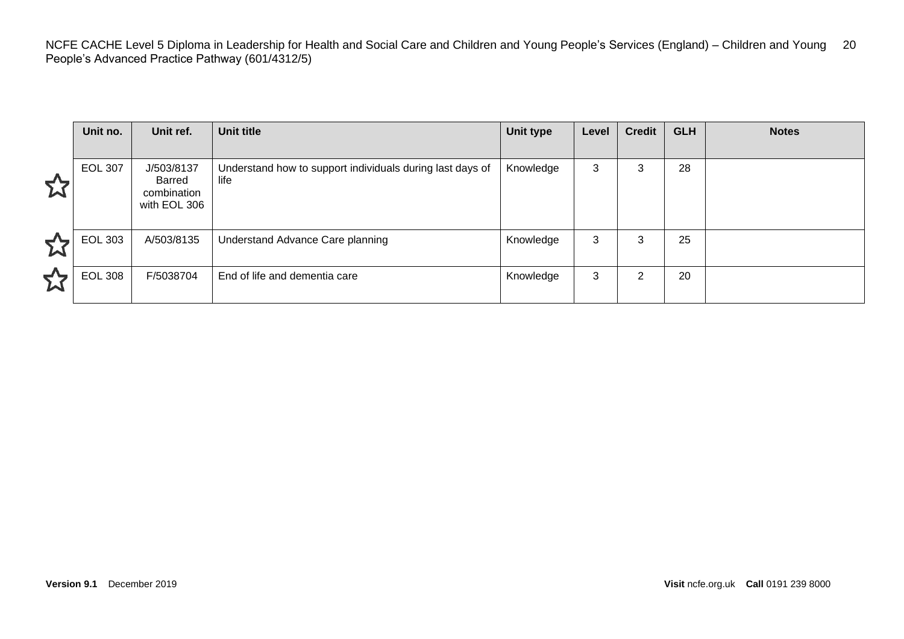|  | Unit no. | Unit ref. | Unit title | Unit type | Level | Credit | GLH | Notes |
|---|---|---|---|---|---|---|---|---|
| ☆ | EOL 307 | J/503/8137 Barred combination with EOL 306 | Understand how to support individuals during last days of life | Knowledge | 3 | 3 | 28 |  |
| ☆ | EOL 303 | A/503/8135 | Understand Advance Care planning | Knowledge | 3 | 3 | 25 |  |
| ☆ | EOL 308 | F/5038704 | End of life and dementia care | Knowledge | 3 | 2 | 20 |  |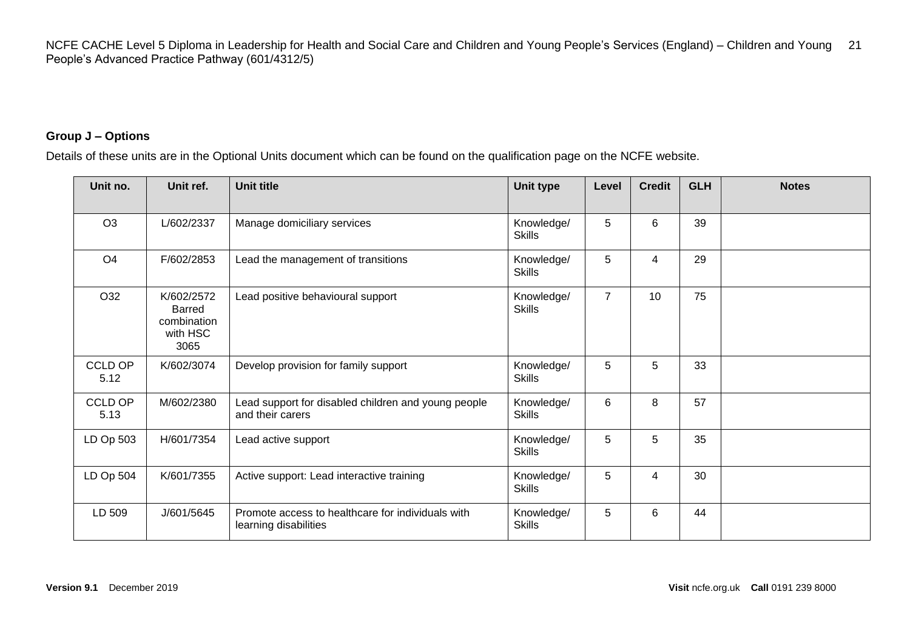**Group J – Options**

Details of these units are in the Optional Units document which can be found on the qualification page on the NCFE website.

| Unit no. | Unit ref. | Unit title | Unit type | Level | Credit | GLH | Notes |
|---|---|---|---|---|---|---|---|
| O3 | L/602/2337 | Manage domiciliary services | Knowledge/ Skills | 5 | 6 | 39 | |
| O4 | F/602/2853 | Lead the management of transitions | Knowledge/ Skills | 5 | 4 | 29 | |
| O32 | K/602/2572 Barred combination with HSC 3065 | Lead positive behavioural support | Knowledge/ Skills | 7 | 10 | 75 | |
| CCLD OP 5.12 | K/602/3074 | Develop provision for family support | Knowledge/ Skills | 5 | 5 | 33 | |
| CCLD OP 5.13 | M/602/2380 | Lead support for disabled children and young people and their carers | Knowledge/ Skills | 6 | 8 | 57 | |
| LD Op 503 | H/601/7354 | Lead active support | Knowledge/ Skills | 5 | 5 | 35 | |
| LD Op 504 | K/601/7355 | Active support: Lead interactive training | Knowledge/ Skills | 5 | 4 | 30 | |
| LD 509 | J/601/5645 | Promote access to healthcare for individuals with learning disabilities | Knowledge/ Skills | 5 | 6 | 44 | |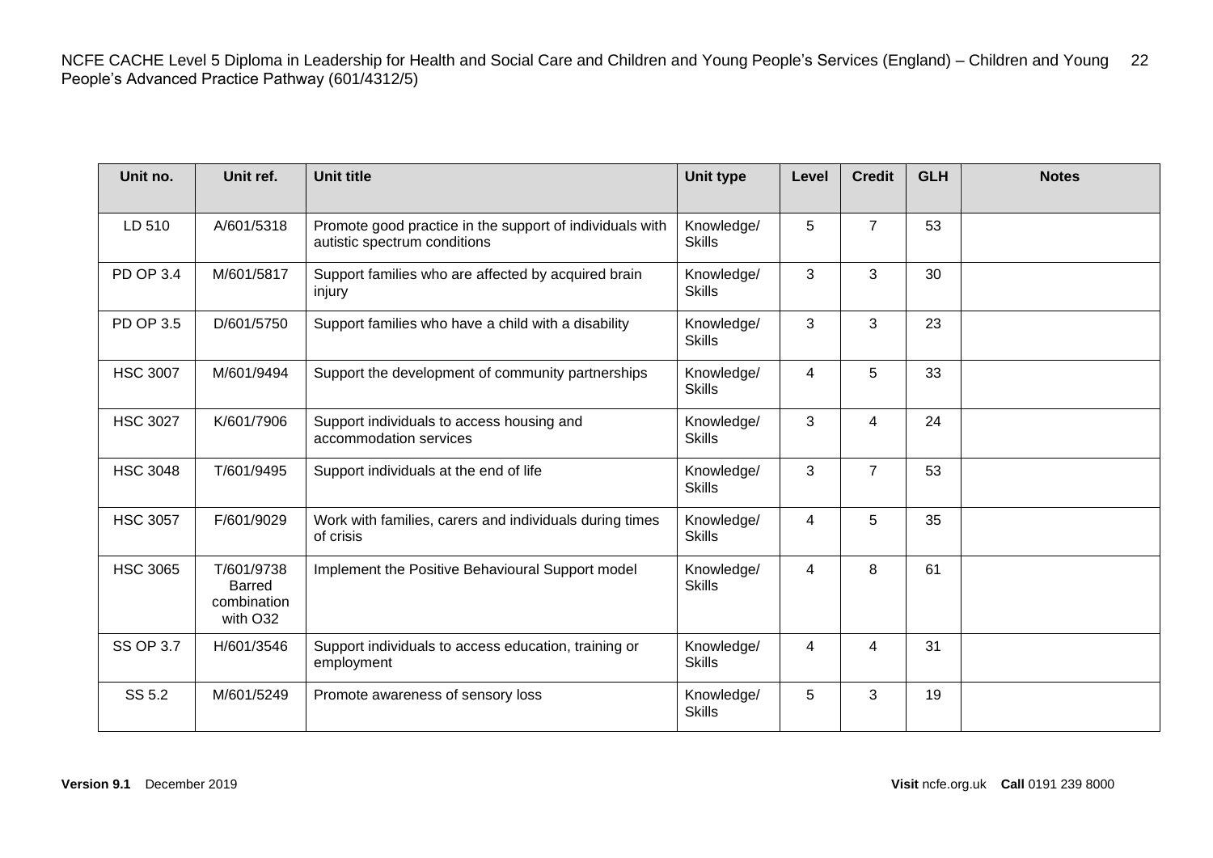| Unit no. | Unit ref. | Unit title | Unit type | Level | Credit | GLH | Notes |
|---|---|---|---|---|---|---|---|
| LD 510 | A/601/5318 | Promote good practice in the support of individuals with autistic spectrum conditions | Knowledge/ Skills | 5 | 7 | 53 | |
| PD OP 3.4 | M/601/5817 | Support families who are affected by acquired brain injury | Knowledge/ Skills | 3 | 3 | 30 | |
| PD OP 3.5 | D/601/5750 | Support families who have a child with a disability | Knowledge/ Skills | 3 | 3 | 23 | |
| HSC 3007 | M/601/9494 | Support the development of community partnerships | Knowledge/ Skills | 4 | 5 | 33 | |
| HSC 3027 | K/601/7906 | Support individuals to access housing and accommodation services | Knowledge/ Skills | 3 | 4 | 24 | |
| HSC 3048 | T/601/9495 | Support individuals at the end of life | Knowledge/ Skills | 3 | 7 | 53 | |
| HSC 3057 | F/601/9029 | Work with families, carers and individuals during times of crisis | Knowledge/ Skills | 4 | 5 | 35 | |
| HSC 3065 | T/601/9738 Barred combination with O32 | Implement the Positive Behavioural Support model | Knowledge/ Skills | 4 | 8 | 61 | |
| SS OP 3.7 | H/601/3546 | Support individuals to access education, training or employment | Knowledge/ Skills | 4 | 4 | 31 | |
| SS 5.2 | M/601/5249 | Promote awareness of sensory loss | Knowledge/ Skills | 5 | 3 | 19 | |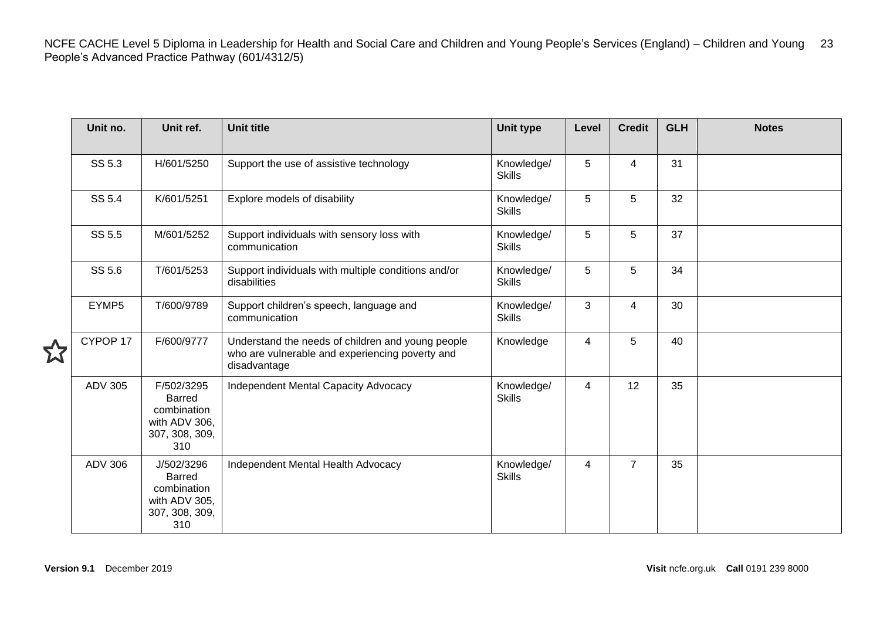| Unit no. | Unit ref. | Unit title | Unit type | Level | Credit | GLH | Notes |
|---|---|---|---|---|---|---|---|
| SS 5.3 | H/601/5250 | Support the use of assistive technology | Knowledge/ Skills | 5 | 4 | 31 | |
| SS 5.4 | K/601/5251 | Explore models of disability | Knowledge/ Skills | 5 | 5 | 32 | |
| SS 5.5 | M/601/5252 | Support individuals with sensory loss with communication | Knowledge/ Skills | 5 | 5 | 37 | |
| SS 5.6 | T/601/5253 | Support individuals with multiple conditions and/or disabilities | Knowledge/ Skills | 5 | 5 | 34 | |
| EYMP5 | T/600/9789 | Support children's speech, language and communication | Knowledge/ Skills | 3 | 4 | 30 | |
| ☆ CYPOP 17 | F/600/9777 | Understand the needs of children and young people who are vulnerable and experiencing poverty and disadvantage | Knowledge | 4 | 5 | 40 | |
| ADV 305 | F/502/3295 Barred combination with ADV 306, 307, 308, 309, 310 | Independent Mental Capacity Advocacy | Knowledge/ Skills | 4 | 12 | 35 | |
| ADV 306 | J/502/3296 Barred combination with ADV 305, 307, 308, 309, 310 | Independent Mental Health Advocacy | Knowledge/ Skills | 4 | 7 | 35 | |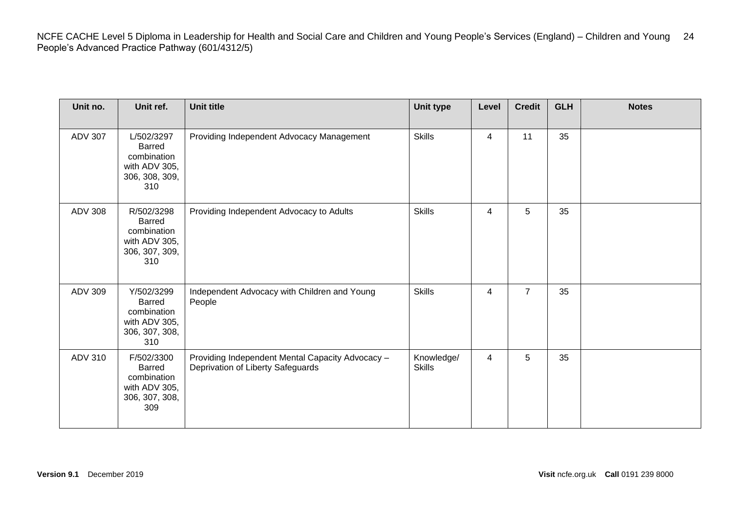| Unit no. | Unit ref. | Unit title | Unit type | Level | Credit | GLH | Notes |
|---|---|---|---|---|---|---|---|
| ADV 307 | L/502/3297 Barred combination with ADV 305, 306, 308, 309, 310 | Providing Independent Advocacy Management | Skills | 4 | 11 | 35 | |
| ADV 308 | R/502/3298 Barred combination with ADV 305, 306, 307, 309, 310 | Providing Independent Advocacy to Adults | Skills | 4 | 5 | 35 | |
| ADV 309 | Y/502/3299 Barred combination with ADV 305, 306, 307, 308, 310 | Independent Advocacy with Children and Young People | Skills | 4 | 7 | 35 | |
| ADV 310 | F/502/3300 Barred combination with ADV 305, 306, 307, 308, 309 | Providing Independent Mental Capacity Advocacy – Deprivation of Liberty Safeguards | Knowledge/ Skills | 4 | 5 | 35 | |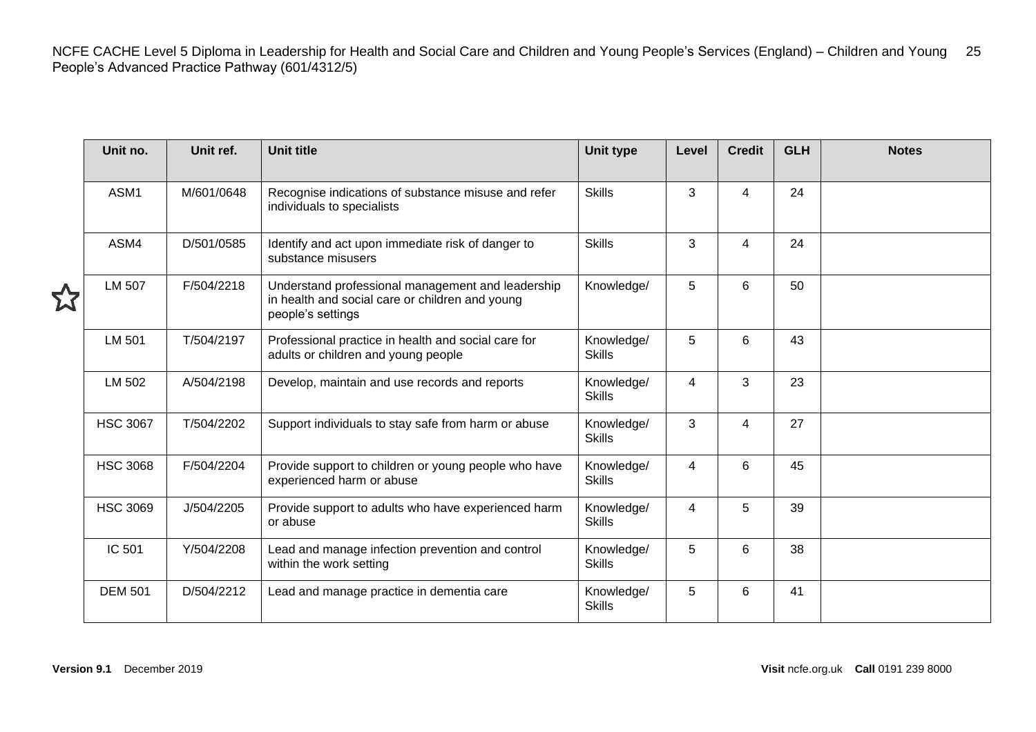| Unit no. | Unit ref. | Unit title | Unit type | Level | Credit | GLH | Notes |
|---|---|---|---|---|---|---|---|
| ASM1 | M/601/0648 | Recognise indications of substance misuse and refer individuals to specialists | Skills | 3 | 4 | 24 | |
| ASM4 | D/501/0585 | Identify and act upon immediate risk of danger to substance misusers | Skills | 3 | 4 | 24 | |
| ☆ LM 507 | F/504/2218 | Understand professional management and leadership in health and social care or children and young people's settings | Knowledge/ | 5 | 6 | 50 | |
| LM 501 | T/504/2197 | Professional practice in health and social care for adults or children and young people | Knowledge/ Skills | 5 | 6 | 43 | |
| LM 502 | A/504/2198 | Develop, maintain and use records and reports | Knowledge/ Skills | 4 | 3 | 23 | |
| HSC 3067 | T/504/2202 | Support individuals to stay safe from harm or abuse | Knowledge/ Skills | 3 | 4 | 27 | |
| HSC 3068 | F/504/2204 | Provide support to children or young people who have experienced harm or abuse | Knowledge/ Skills | 4 | 6 | 45 | |
| HSC 3069 | J/504/2205 | Provide support to adults who have experienced harm or abuse | Knowledge/ Skills | 4 | 5 | 39 | |
| IC 501 | Y/504/2208 | Lead and manage infection prevention and control within the work setting | Knowledge/ Skills | 5 | 6 | 38 | |
| DEM 501 | D/504/2212 | Lead and manage practice in dementia care | Knowledge/ Skills | 5 | 6 | 41 | |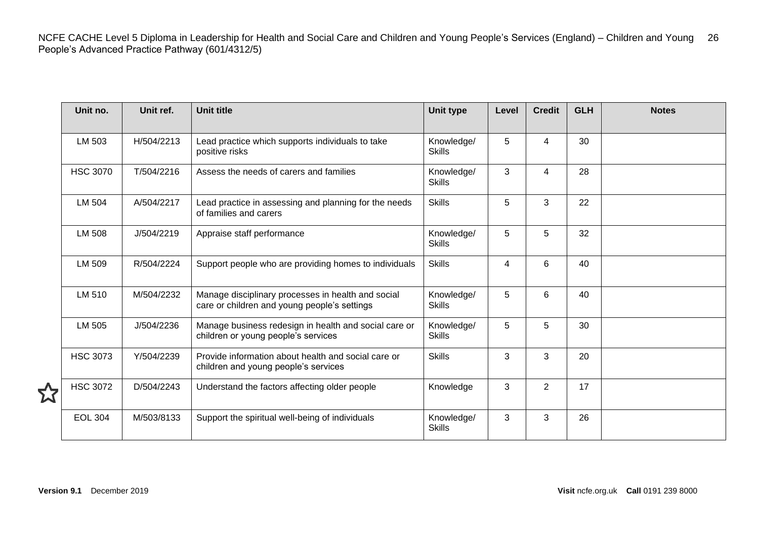| Unit no. | Unit ref. | Unit title | Unit type | Level | Credit | GLH | Notes |
|---|---|---|---|---|---|---|---|
| LM 503 | H/504/2213 | Lead practice which supports individuals to take positive risks | Knowledge/ Skills | 5 | 4 | 30 | |
| HSC 3070 | T/504/2216 | Assess the needs of carers and families | Knowledge/ Skills | 3 | 4 | 28 | |
| LM 504 | A/504/2217 | Lead practice in assessing and planning for the needs of families and carers | Skills | 5 | 3 | 22 | |
| LM 508 | J/504/2219 | Appraise staff performance | Knowledge/ Skills | 5 | 5 | 32 | |
| LM 509 | R/504/2224 | Support people who are providing homes to individuals | Skills | 4 | 6 | 40 | |
| LM 510 | M/504/2232 | Manage disciplinary processes in health and social care or children and young people's settings | Knowledge/ Skills | 5 | 6 | 40 | |
| LM 505 | J/504/2236 | Manage business redesign in health and social care or children or young people's services | Knowledge/ Skills | 5 | 5 | 30 | |
| HSC 3073 | Y/504/2239 | Provide information about health and social care or children and young people's services | Skills | 3 | 3 | 20 | |
| ☆ HSC 3072 | D/504/2243 | Understand the factors affecting older people | Knowledge | 3 | 2 | 17 | |
| EOL 304 | M/503/8133 | Support the spiritual well-being of individuals | Knowledge/ Skills | 3 | 3 | 26 | |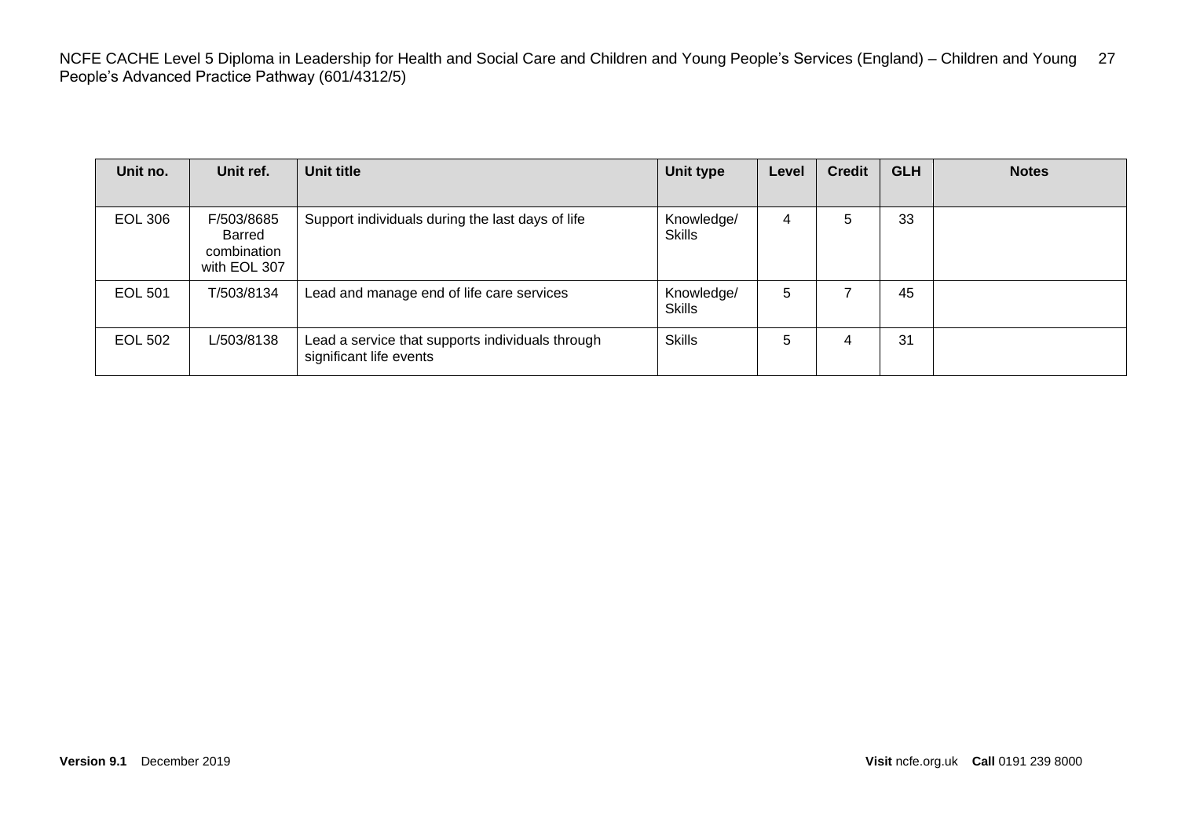| Unit no. | Unit ref. | Unit title | Unit type | Level | Credit | GLH | Notes |
|---|---|---|---|---|---|---|---|
| EOL 306 | F/503/8685 Barred combination with EOL 307 | Support individuals during the last days of life | Knowledge/ Skills | 4 | 5 | 33 | |
| EOL 501 | T/503/8134 | Lead and manage end of life care services | Knowledge/ Skills | 5 | 7 | 45 | |
| EOL 502 | L/503/8138 | Lead a service that supports individuals through significant life events | Skills | 5 | 4 | 31 | |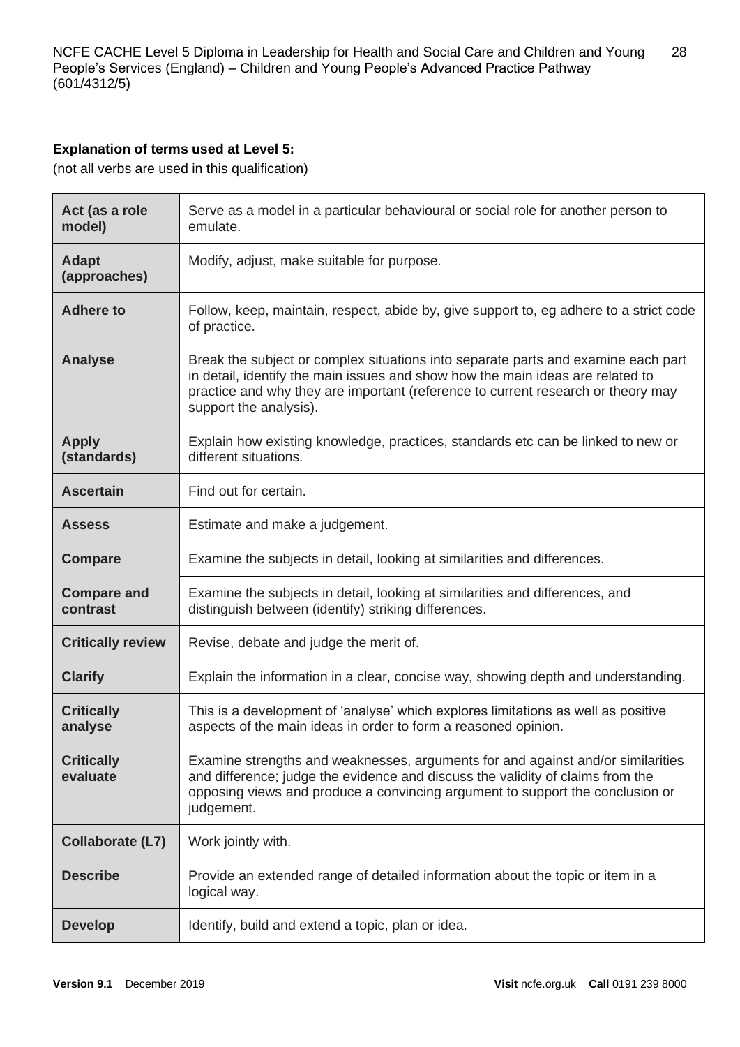**Explanation of terms used at Level 5:**

(not all verbs are used in this qualification)

| Term | Explanation |
| --- | --- |
| **Act (as a role model)** | Serve as a model in a particular behavioural or social role for another person to emulate. |
| **Adapt (approaches)** | Modify, adjust, make suitable for purpose. |
| **Adhere to** | Follow, keep, maintain, respect, abide by, give support to, eg adhere to a strict code of practice. |
| **Analyse** | Break the subject or complex situations into separate parts and examine each part in detail, identify the main issues and show how the main ideas are related to practice and why they are important (reference to current research or theory may support the analysis). |
| **Apply (standards)** | Explain how existing knowledge, practices, standards etc can be linked to new or different situations. |
| **Ascertain** | Find out for certain. |
| **Assess** | Estimate and make a judgement. |
| **Compare** | Examine the subjects in detail, looking at similarities and differences. |
| **Compare and contrast** | Examine the subjects in detail, looking at similarities and differences, and distinguish between (identify) striking differences. |
| **Critically review** | Revise, debate and judge the merit of. |
| **Clarify** | Explain the information in a clear, concise way, showing depth and understanding. |
| **Critically analyse** | This is a development of 'analyse' which explores limitations as well as positive aspects of the main ideas in order to form a reasoned opinion. |
| **Critically evaluate** | Examine strengths and weaknesses, arguments for and against and/or similarities and difference; judge the evidence and discuss the validity of claims from the opposing views and produce a convincing argument to support the conclusion or judgement. |
| **Collaborate (L7)** | Work jointly with. |
| **Describe** | Provide an extended range of detailed information about the topic or item in a logical way. |
| **Develop** | Identify, build and extend a topic, plan or idea. |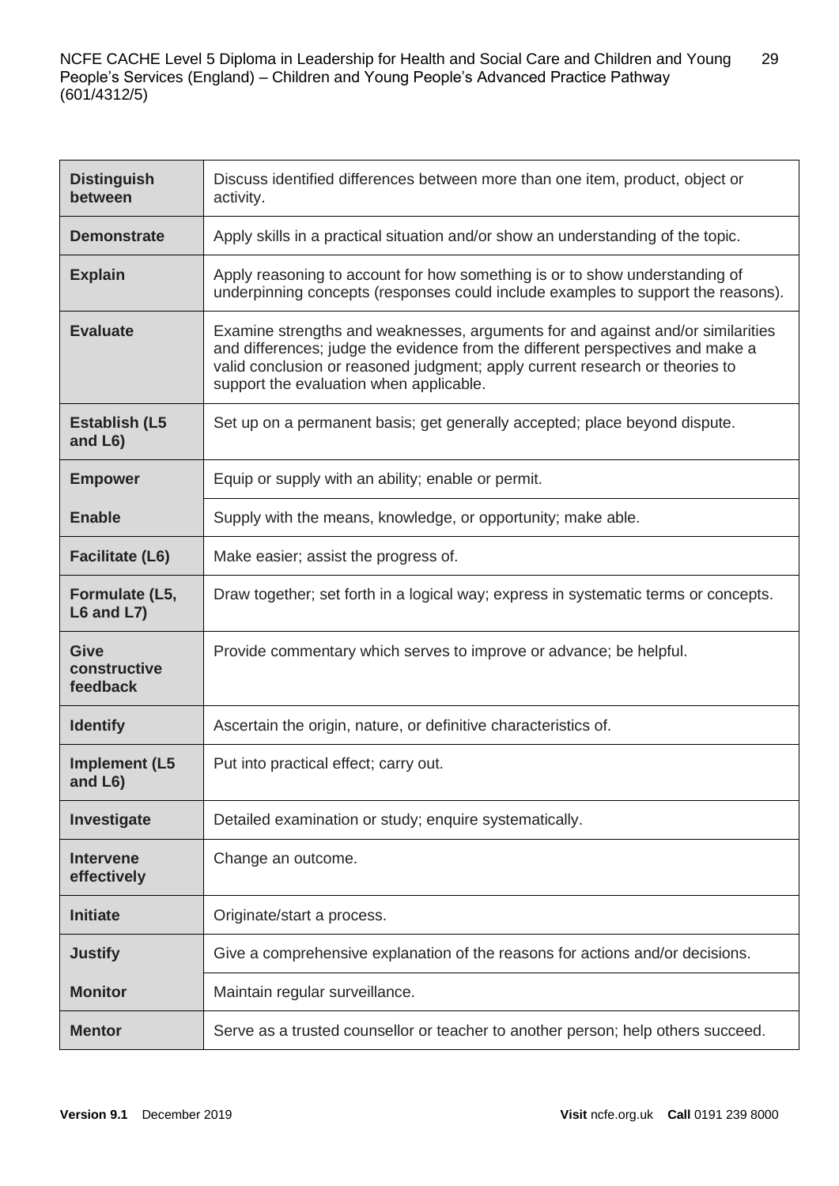| | |
|---|---|
| **Distinguish between** | Discuss identified differences between more than one item, product, object or activity. |
| **Demonstrate** | Apply skills in a practical situation and/or show an understanding of the topic. |
| **Explain** | Apply reasoning to account for how something is or to show understanding of underpinning concepts (responses could include examples to support the reasons). |
| **Evaluate** | Examine strengths and weaknesses, arguments for and against and/or similarities and differences; judge the evidence from the different perspectives and make a valid conclusion or reasoned judgment; apply current research or theories to support the evaluation when applicable. |
| **Establish (L5 and L6)** | Set up on a permanent basis; get generally accepted; place beyond dispute. |
| **Empower** | Equip or supply with an ability; enable or permit. |
| **Enable** | Supply with the means, knowledge, or opportunity; make able. |
| **Facilitate (L6)** | Make easier; assist the progress of. |
| **Formulate (L5, L6 and L7)** | Draw together; set forth in a logical way; express in systematic terms or concepts. |
| **Give constructive feedback** | Provide commentary which serves to improve or advance; be helpful. |
| **Identify** | Ascertain the origin, nature, or definitive characteristics of. |
| **Implement (L5 and L6)** | Put into practical effect; carry out. |
| **Investigate** | Detailed examination or study; enquire systematically. |
| **Intervene effectively** | Change an outcome. |
| **Initiate** | Originate/start a process. |
| **Justify** | Give a comprehensive explanation of the reasons for actions and/or decisions. |
| **Monitor** | Maintain regular surveillance. |
| **Mentor** | Serve as a trusted counsellor or teacher to another person; help others succeed. |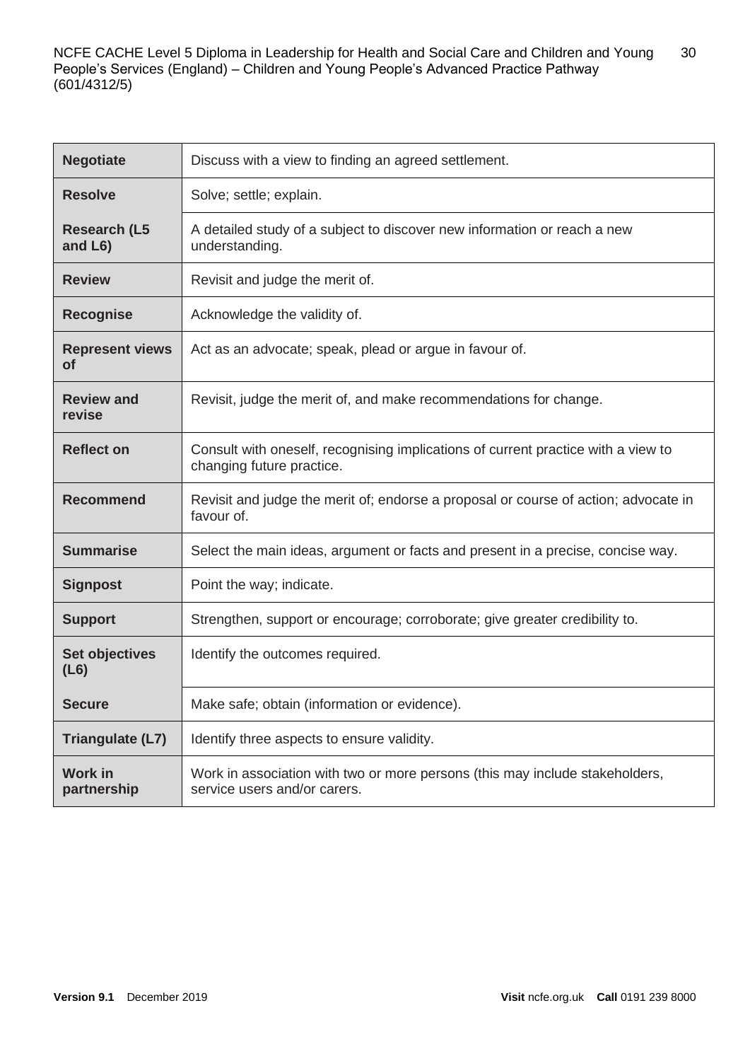| Negotiate | Discuss with a view to finding an agreed settlement. |
|---|---|
| **Resolve** | Solve; settle; explain. |
| **Research (L5 and L6)** | A detailed study of a subject to discover new information or reach a new understanding. |
| **Review** | Revisit and judge the merit of. |
| **Recognise** | Acknowledge the validity of. |
| **Represent views of** | Act as an advocate; speak, plead or argue in favour of. |
| **Review and revise** | Revisit, judge the merit of, and make recommendations for change. |
| **Reflect on** | Consult with oneself, recognising implications of current practice with a view to changing future practice. |
| **Recommend** | Revisit and judge the merit of; endorse a proposal or course of action; advocate in favour of. |
| **Summarise** | Select the main ideas, argument or facts and present in a precise, concise way. |
| **Signpost** | Point the way; indicate. |
| **Support** | Strengthen, support or encourage; corroborate; give greater credibility to. |
| **Set objectives (L6)** | Identify the outcomes required. |
| **Secure** | Make safe; obtain (information or evidence). |
| **Triangulate (L7)** | Identify three aspects to ensure validity. |
| **Work in partnership** | Work in association with two or more persons (this may include stakeholders, service users and/or carers. |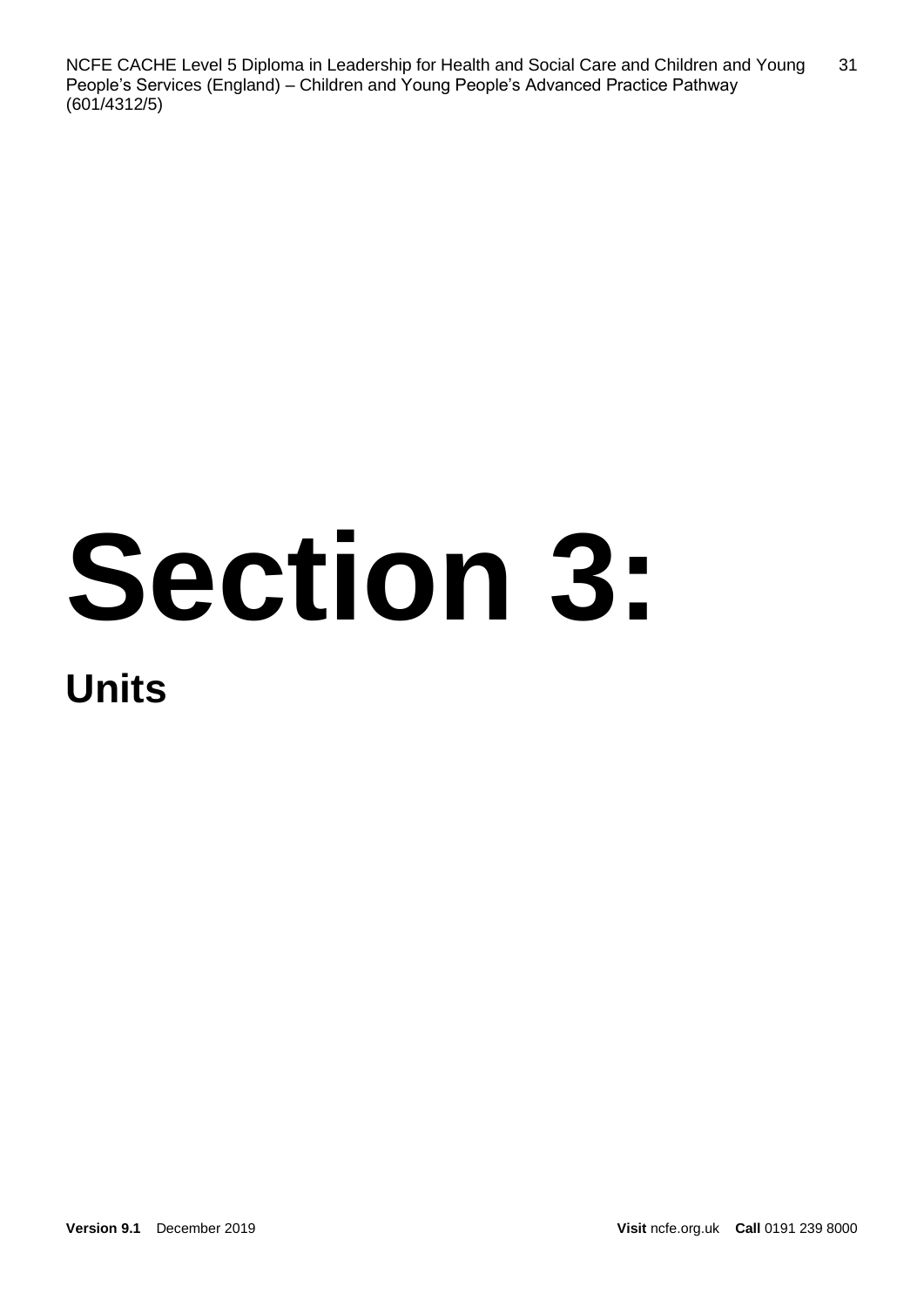# Section 3:

## Units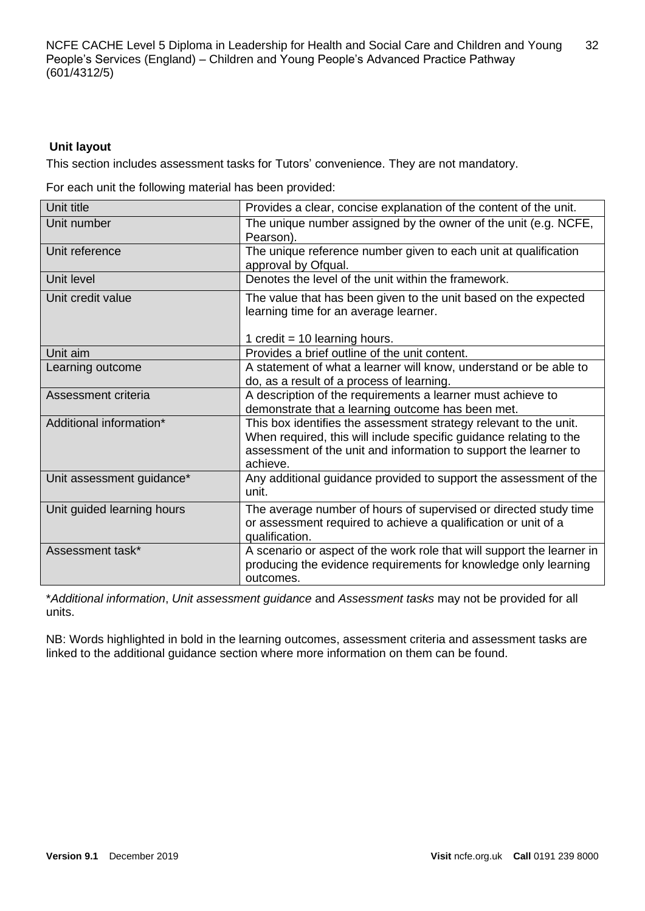## Unit layout

This section includes assessment tasks for Tutors' convenience. They are not mandatory.

For each unit the following material has been provided:

| | |
|---|---|
| Unit title | Provides a clear, concise explanation of the content of the unit. |
| Unit number | The unique number assigned by the owner of the unit (e.g. NCFE, Pearson). |
| Unit reference | The unique reference number given to each unit at qualification approval by Ofqual. |
| Unit level | Denotes the level of the unit within the framework. |
| Unit credit value | The value that has been given to the unit based on the expected learning time for an average learner.<br><br>1 credit = 10 learning hours. |
| Unit aim | Provides a brief outline of the unit content. |
| Learning outcome | A statement of what a learner will know, understand or be able to do, as a result of a process of learning. |
| Assessment criteria | A description of the requirements a learner must achieve to demonstrate that a learning outcome has been met. |
| Additional information* | This box identifies the assessment strategy relevant to the unit. When required, this will include specific guidance relating to the assessment of the unit and information to support the learner to achieve. |
| Unit assessment guidance* | Any additional guidance provided to support the assessment of the unit. |
| Unit guided learning hours | The average number of hours of supervised or directed study time or assessment required to achieve a qualification or unit of a qualification. |
| Assessment task* | A scenario or aspect of the work role that will support the learner in producing the evidence requirements for knowledge only learning outcomes. |

*\*Additional information*, *Unit assessment guidance* and *Assessment tasks* may not be provided for all units.

NB: Words highlighted in bold in the learning outcomes, assessment criteria and assessment tasks are linked to the additional guidance section where more information on them can be found.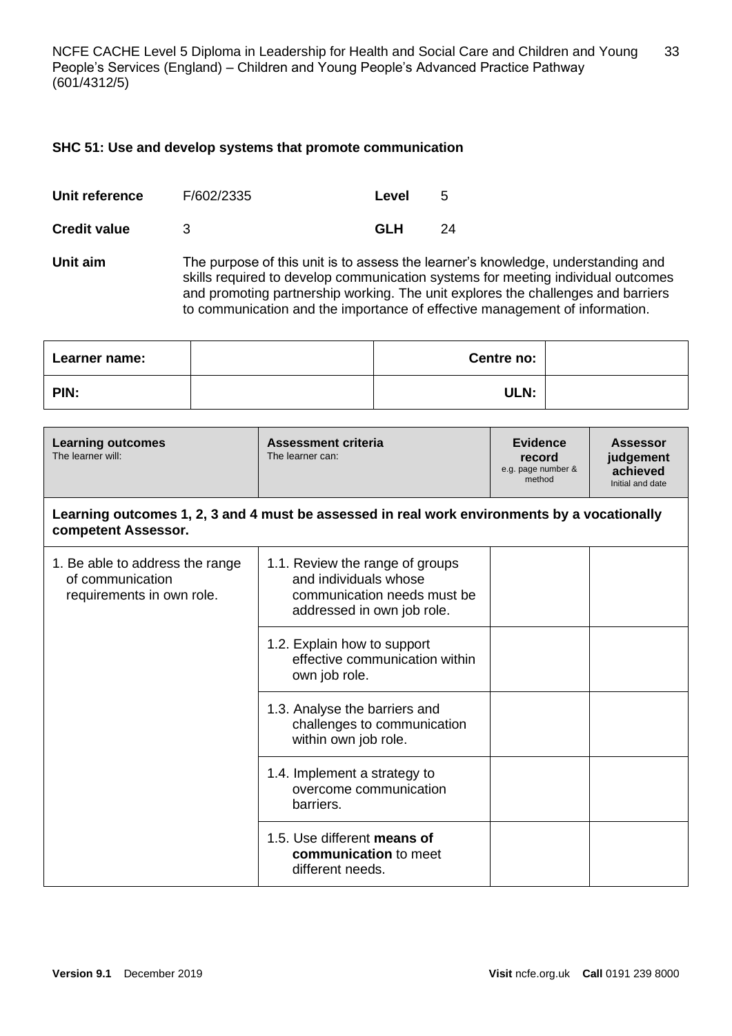## SHC 51: Use and develop systems that promote communication

| | | | |
|---|---|---|---|
| **Unit reference** | F/602/2335 | **Level** | 5 |
| **Credit value** | 3 | **GLH** | 24 |

**Unit aim** The purpose of this unit is to assess the learner's knowledge, understanding and skills required to develop communication systems for meeting individual outcomes and promoting partnership working. The unit explores the challenges and barriers to communication and the importance of effective management of information.

| **Learner name:** | | **Centre no:** | |
|---|---|---|---|
| **PIN:** | | **ULN:** | |

| **Learning outcomes** The learner will: | **Assessment criteria** The learner can: | **Evidence record** e.g. page number & method | **Assessor judgement achieved** Initial and date |
|---|---|---|---|
| **Learning outcomes 1, 2, 3 and 4 must be assessed in real work environments by a vocationally competent Assessor.** | | | |
| 1. Be able to address the range of communication requirements in own role. | 1.1. Review the range of groups and individuals whose communication needs must be addressed in own job role. | | |
| | 1.2. Explain how to support effective communication within own job role. | | |
| | 1.3. Analyse the barriers and challenges to communication within own job role. | | |
| | 1.4. Implement a strategy to overcome communication barriers. | | |
| | 1.5. Use different **means of communication** to meet different needs. | | |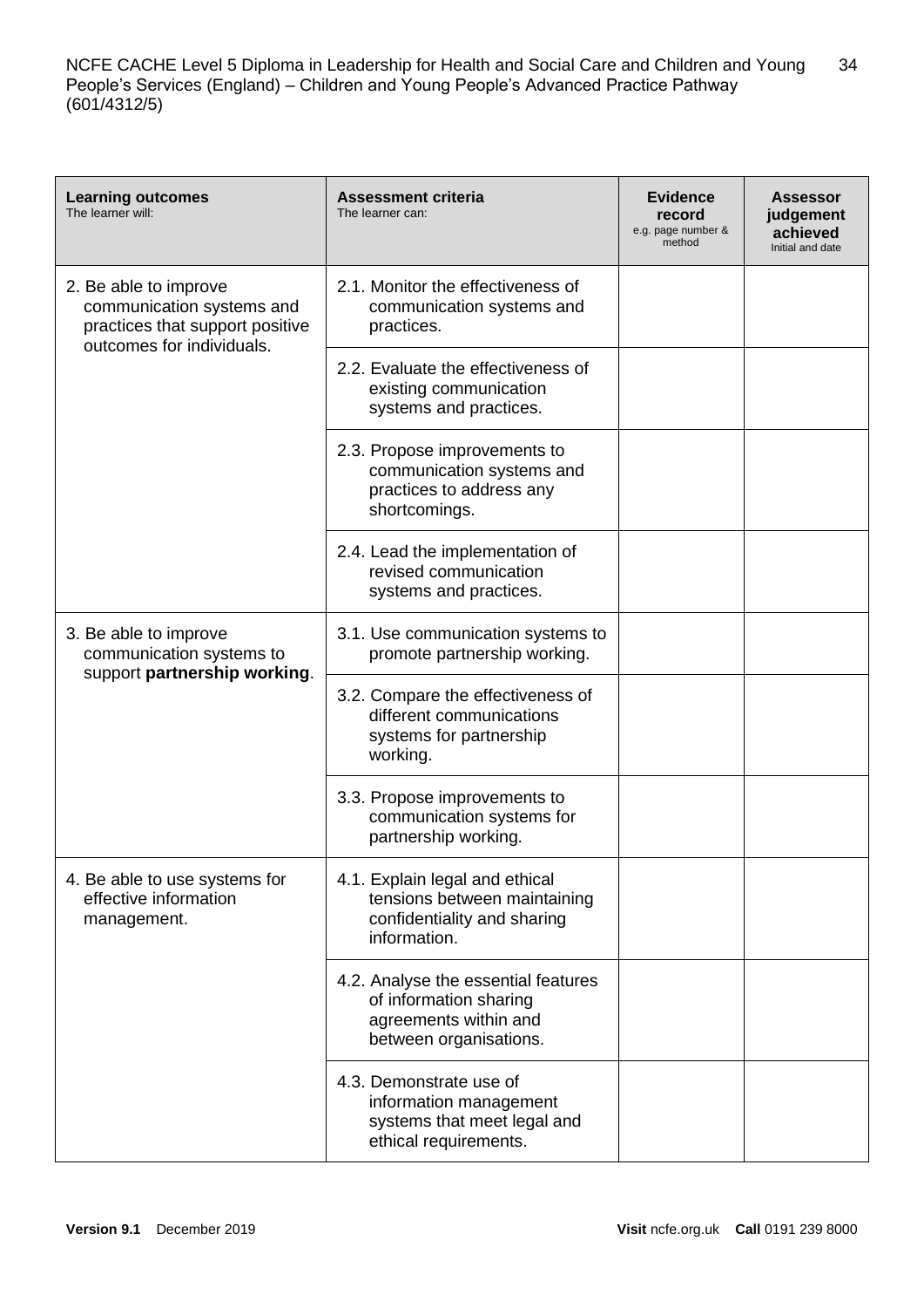| **Learning outcomes**<br>The learner will: | **Assessment criteria**<br>The learner can: | **Evidence record**<br>e.g. page number & method | **Assessor judgement achieved**<br>Initial and date |
|---|---|---|---|
| 2. Be able to improve communication systems and practices that support positive outcomes for individuals. | 2.1. Monitor the effectiveness of communication systems and practices. | | |
| | 2.2. Evaluate the effectiveness of existing communication systems and practices. | | |
| | 2.3. Propose improvements to communication systems and practices to address any shortcomings. | | |
| | 2.4. Lead the implementation of revised communication systems and practices. | | |
| 3. Be able to improve communication systems to support **partnership working**. | 3.1. Use communication systems to promote partnership working. | | |
| | 3.2. Compare the effectiveness of different communications systems for partnership working. | | |
| | 3.3. Propose improvements to communication systems for partnership working. | | |
| 4. Be able to use systems for effective information management. | 4.1. Explain legal and ethical tensions between maintaining confidentiality and sharing information. | | |
| | 4.2. Analyse the essential features of information sharing agreements within and between organisations. | | |
| | 4.3. Demonstrate use of information management systems that meet legal and ethical requirements. | | |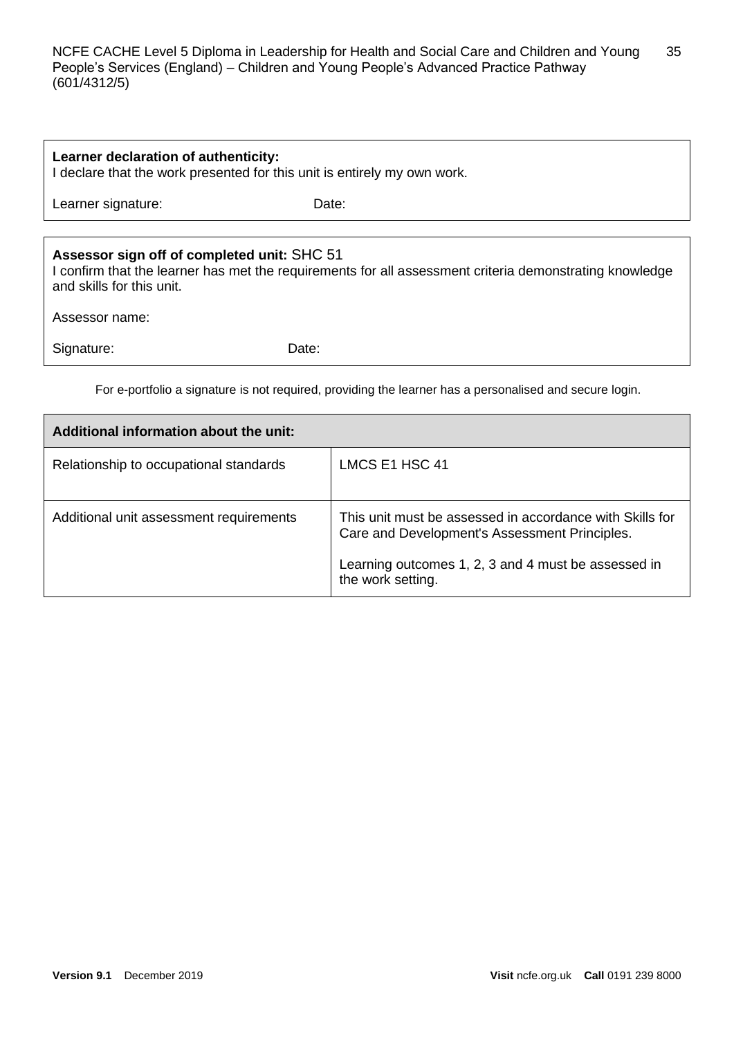**Learner declaration of authenticity:**
I declare that the work presented for this unit is entirely my own work.

Learner signature: Date:

**Assessor sign off of completed unit:** SHC 51
I confirm that the learner has met the requirements for all assessment criteria demonstrating knowledge and skills for this unit.

Assessor name:

Signature: Date:

For e-portfolio a signature is not required, providing the learner has a personalised and secure login.

| **Additional information about the unit:** | |
|---|---|
| Relationship to occupational standards | LMCS E1 HSC 41 |
| Additional unit assessment requirements | This unit must be assessed in accordance with Skills for Care and Development's Assessment Principles.<br><br>Learning outcomes 1, 2, 3 and 4 must be assessed in the work setting. |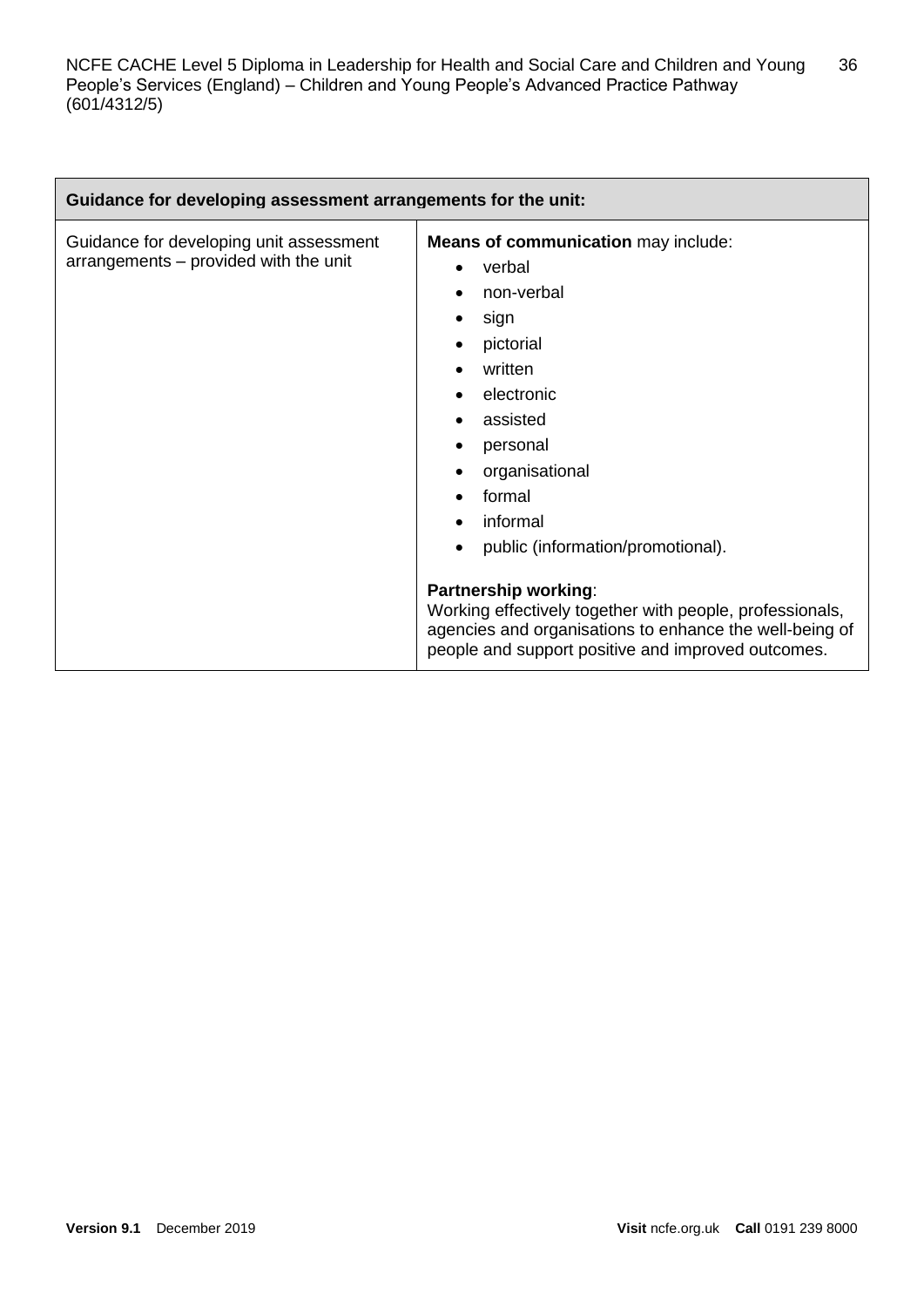| Guidance for developing assessment arrangements for the unit: | |
|---|---|
| Guidance for developing unit assessment arrangements – provided with the unit | **Means of communication** may include:<br>• verbal<br>• non-verbal<br>• sign<br>• pictorial<br>• written<br>• electronic<br>• assisted<br>• personal<br>• organisational<br>• formal<br>• informal<br>• public (information/promotional).<br><br>**Partnership working**:<br>Working effectively together with people, professionals, agencies and organisations to enhance the well-being of people and support positive and improved outcomes. |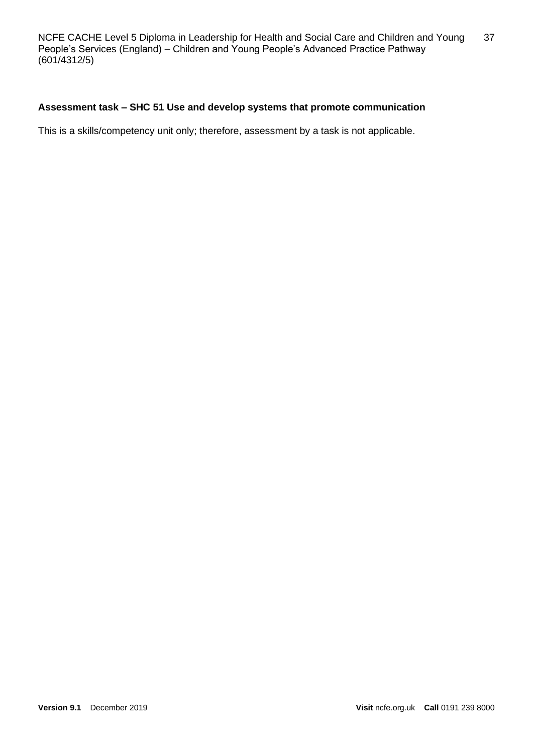**Assessment task – SHC 51 Use and develop systems that promote communication**

This is a skills/competency unit only; therefore, assessment by a task is not applicable.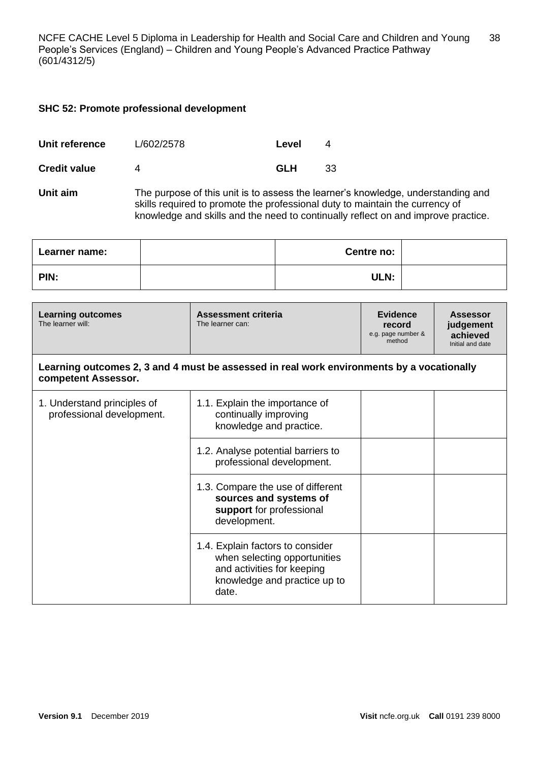## SHC 52: Promote professional development

| | | | |
|---|---|---|---|
| **Unit reference** | L/602/2578 | **Level** | 4 |
| **Credit value** | 4 | **GLH** | 33 |

**Unit aim** The purpose of this unit is to assess the learner's knowledge, understanding and skills required to promote the professional duty to maintain the currency of knowledge and skills and the need to continually reflect on and improve practice.

| **Learner name:** | | **Centre no:** | |
|---|---|---|---|
| **PIN:** | | **ULN:** | |

| **Learning outcomes** The learner will: | **Assessment criteria** The learner can: | **Evidence record** e.g. page number & method | **Assessor judgement achieved** Initial and date |
|---|---|---|---|
| **Learning outcomes 2, 3 and 4 must be assessed in real work environments by a vocationally competent Assessor.** | | | |
| 1. Understand principles of professional development. | 1.1. Explain the importance of continually improving knowledge and practice. | | |
| | 1.2. Analyse potential barriers to professional development. | | |
| | 1.3. Compare the use of different **sources and systems of support** for professional development. | | |
| | 1.4. Explain factors to consider when selecting opportunities and activities for keeping knowledge and practice up to date. | | |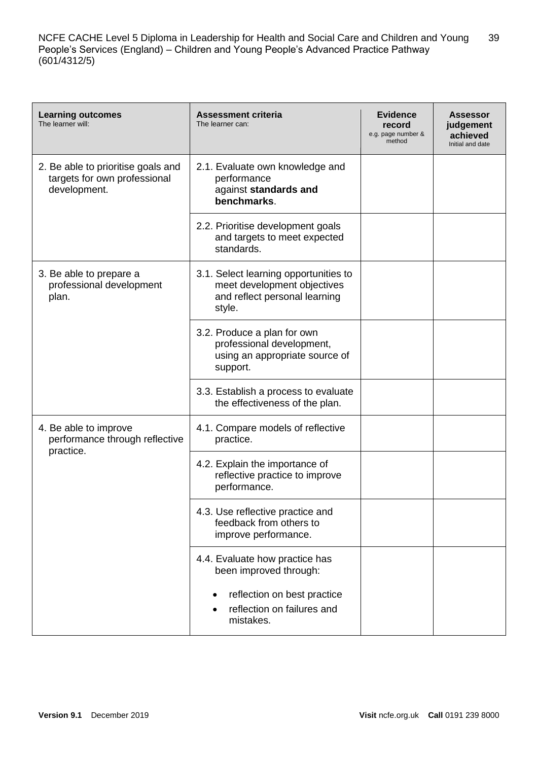| **Learning outcomes**<br>The learner will: | **Assessment criteria**<br>The learner can: | **Evidence record**<br>e.g. page number & method | **Assessor judgement achieved**<br>Initial and date |
|---|---|---|---|
| 2. Be able to prioritise goals and targets for own professional development. | 2.1. Evaluate own knowledge and performance against **standards and benchmarks**. | | |
| | 2.2. Prioritise development goals and targets to meet expected standards. | | |
| 3. Be able to prepare a professional development plan. | 3.1. Select learning opportunities to meet development objectives and reflect personal learning style. | | |
| | 3.2. Produce a plan for own professional development, using an appropriate source of support. | | |
| | 3.3. Establish a process to evaluate the effectiveness of the plan. | | |
| 4. Be able to improve performance through reflective practice. | 4.1. Compare models of reflective practice. | | |
| | 4.2. Explain the importance of reflective practice to improve performance. | | |
| | 4.3. Use reflective practice and feedback from others to improve performance. | | |
| | 4.4. Evaluate how practice has been improved through:<br>• reflection on best practice<br>• reflection on failures and mistakes. | | |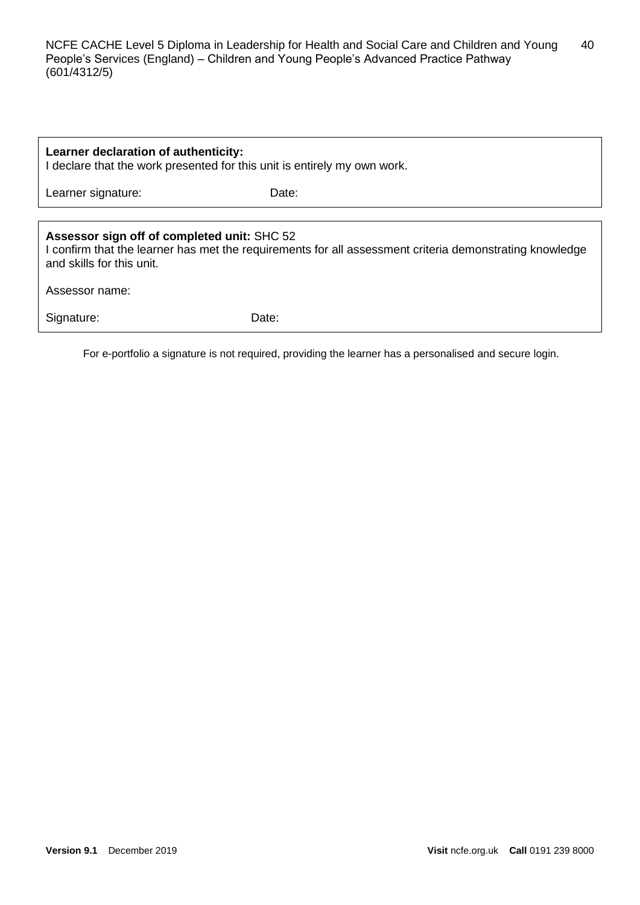| **Learner declaration of authenticity:**<br>I declare that the work presented for this unit is entirely my own work. | |
|---|---|
| Learner signature: | Date: |

| **Assessor sign off of completed unit:** SHC 52<br>I confirm that the learner has met the requirements for all assessment criteria demonstrating knowledge and skills for this unit. | |
|---|---|
| Assessor name: | |
| Signature: | Date: |

For e-portfolio a signature is not required, providing the learner has a personalised and secure login.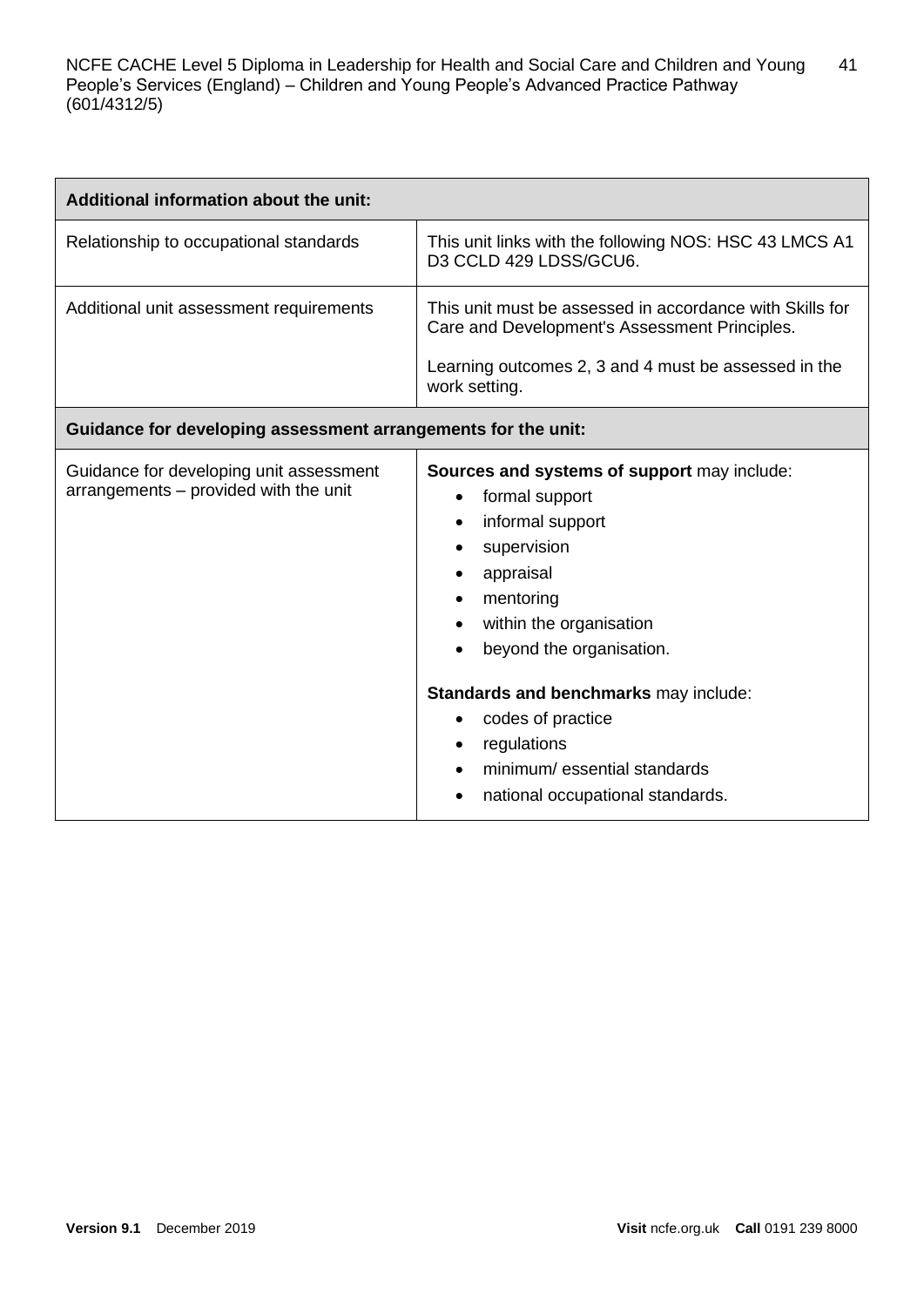| Additional information about the unit: | |
|---|---|
| Relationship to occupational standards | This unit links with the following NOS: HSC 43 LMCS A1 D3 CCLD 429 LDSS/GCU6. |
| Additional unit assessment requirements | This unit must be assessed in accordance with Skills for Care and Development's Assessment Principles.<br><br>Learning outcomes 2, 3 and 4 must be assessed in the work setting. |
| **Guidance for developing assessment arrangements for the unit:** | |
| Guidance for developing unit assessment arrangements – provided with the unit | **Sources and systems of support** may include:<br>• formal support<br>• informal support<br>• supervision<br>• appraisal<br>• mentoring<br>• within the organisation<br>• beyond the organisation.<br><br>**Standards and benchmarks** may include:<br>• codes of practice<br>• regulations<br>• minimum/ essential standards<br>• national occupational standards. |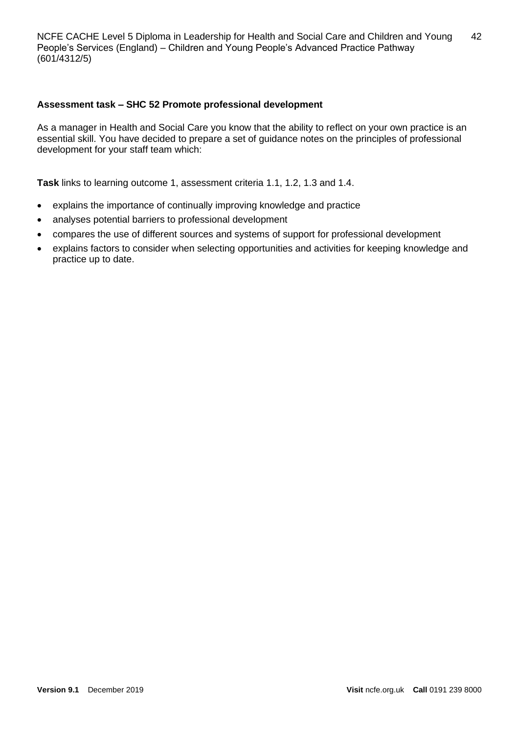**Assessment task – SHC 52 Promote professional development**

As a manager in Health and Social Care you know that the ability to reflect on your own practice is an essential skill. You have decided to prepare a set of guidance notes on the principles of professional development for your staff team which:

**Task** links to learning outcome 1, assessment criteria 1.1, 1.2, 1.3 and 1.4.

- explains the importance of continually improving knowledge and practice
- analyses potential barriers to professional development
- compares the use of different sources and systems of support for professional development
- explains factors to consider when selecting opportunities and activities for keeping knowledge and practice up to date.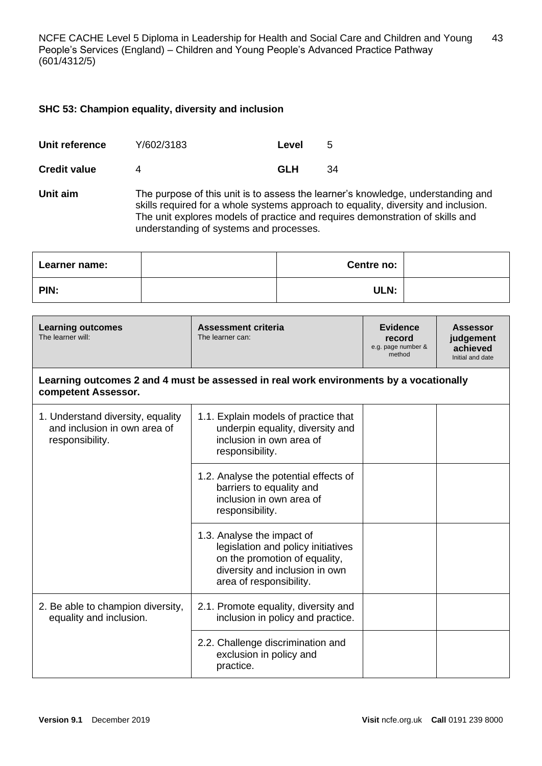### SHC 53: Champion equality, diversity and inclusion

| | | | |
|---|---|---|---|
| **Unit reference** | Y/602/3183 | **Level** | 5 |
| **Credit value** | 4 | **GLH** | 34 |

**Unit aim** The purpose of this unit is to assess the learner's knowledge, understanding and skills required for a whole systems approach to equality, diversity and inclusion. The unit explores models of practice and requires demonstration of skills and understanding of systems and processes.

| **Learner name:** | | **Centre no:** | |
|---|---|---|---|
| **PIN:** | | **ULN:** | |

| **Learning outcomes** The learner will: | **Assessment criteria** The learner can: | **Evidence record** e.g. page number & method | **Assessor judgement achieved** Initial and date |
|---|---|---|---|
| **Learning outcomes 2 and 4 must be assessed in real work environments by a vocationally competent Assessor.** | | | |
| 1. Understand diversity, equality and inclusion in own area of responsibility. | 1.1. Explain models of practice that underpin equality, diversity and inclusion in own area of responsibility. | | |
| | 1.2. Analyse the potential effects of barriers to equality and inclusion in own area of responsibility. | | |
| | 1.3. Analyse the impact of legislation and policy initiatives on the promotion of equality, diversity and inclusion in own area of responsibility. | | |
| 2. Be able to champion diversity, equality and inclusion. | 2.1. Promote equality, diversity and inclusion in policy and practice. | | |
| | 2.2. Challenge discrimination and exclusion in policy and practice. | | |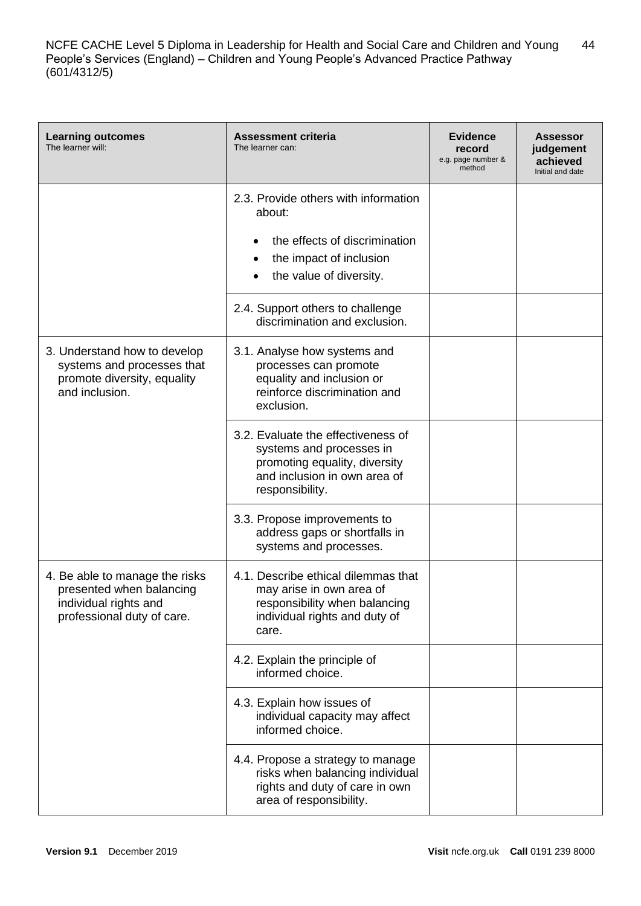| Learning outcomes<br>The learner will: | Assessment criteria<br>The learner can: | Evidence record<br>e.g. page number & method | Assessor judgement achieved<br>Initial and date |
|---|---|---|---|
| | 2.3. Provide others with information about:<br>• the effects of discrimination<br>• the impact of inclusion<br>• the value of diversity. | | |
| | 2.4. Support others to challenge discrimination and exclusion. | | |
| 3. Understand how to develop systems and processes that promote diversity, equality and inclusion. | 3.1. Analyse how systems and processes can promote equality and inclusion or reinforce discrimination and exclusion. | | |
| | 3.2. Evaluate the effectiveness of systems and processes in promoting equality, diversity and inclusion in own area of responsibility. | | |
| | 3.3. Propose improvements to address gaps or shortfalls in systems and processes. | | |
| 4. Be able to manage the risks presented when balancing individual rights and professional duty of care. | 4.1. Describe ethical dilemmas that may arise in own area of responsibility when balancing individual rights and duty of care. | | |
| | 4.2. Explain the principle of informed choice. | | |
| | 4.3. Explain how issues of individual capacity may affect informed choice. | | |
| | 4.4. Propose a strategy to manage risks when balancing individual rights and duty of care in own area of responsibility. | | |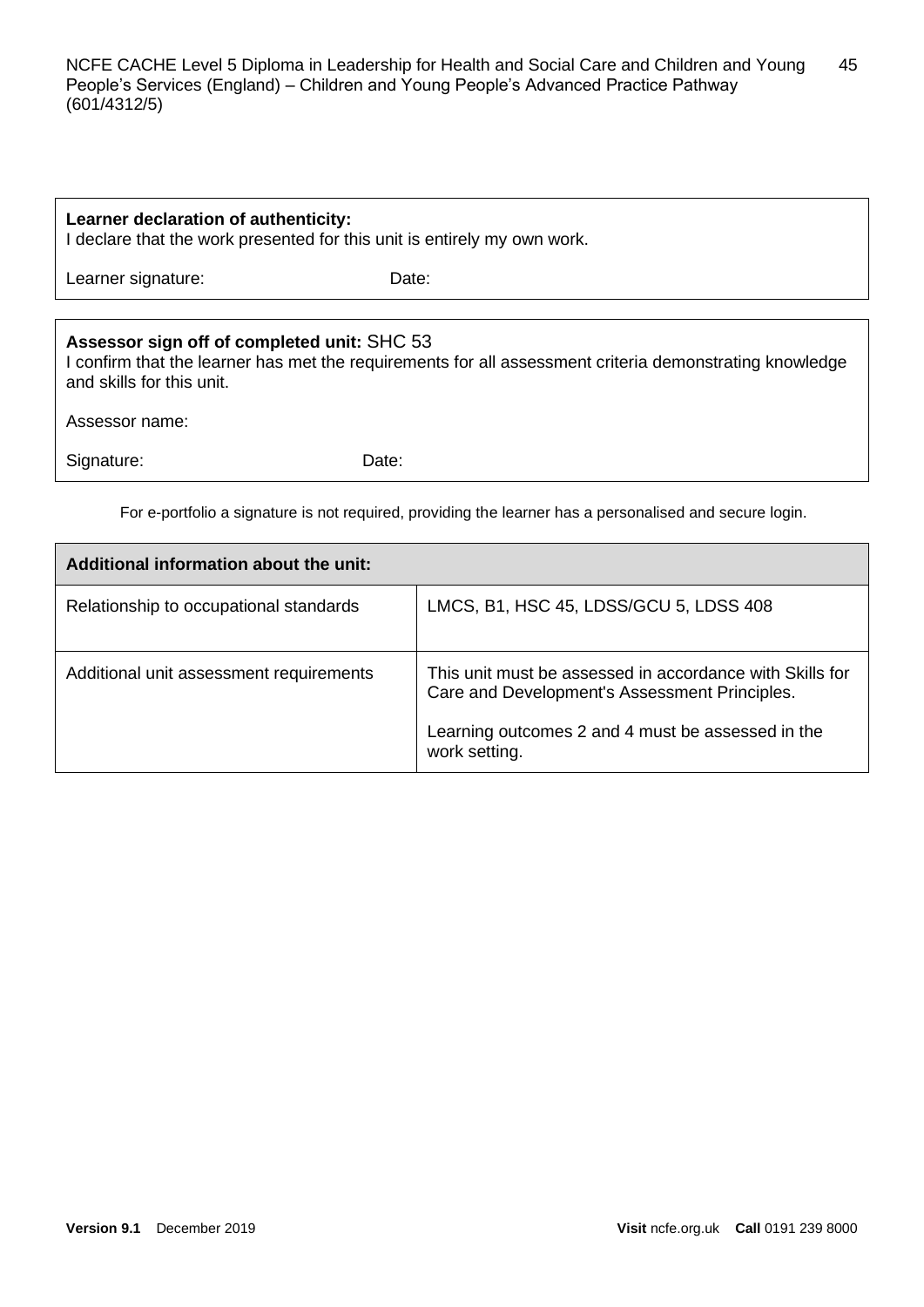| **Learner declaration of authenticity:** |
|---|
| I declare that the work presented for this unit is entirely my own work. |
| Learner signature: Date: |

| **Assessor sign off of completed unit:** SHC 53 |
|---|
| I confirm that the learner has met the requirements for all assessment criteria demonstrating knowledge and skills for this unit. |
| Assessor name: |
| Signature: Date: |

For e-portfolio a signature is not required, providing the learner has a personalised and secure login.

| **Additional information about the unit:** | |
|---|---|
| Relationship to occupational standards | LMCS, B1, HSC 45, LDSS/GCU 5, LDSS 408 |
| Additional unit assessment requirements | This unit must be assessed in accordance with Skills for Care and Development's Assessment Principles.<br><br>Learning outcomes 2 and 4 must be assessed in the work setting. |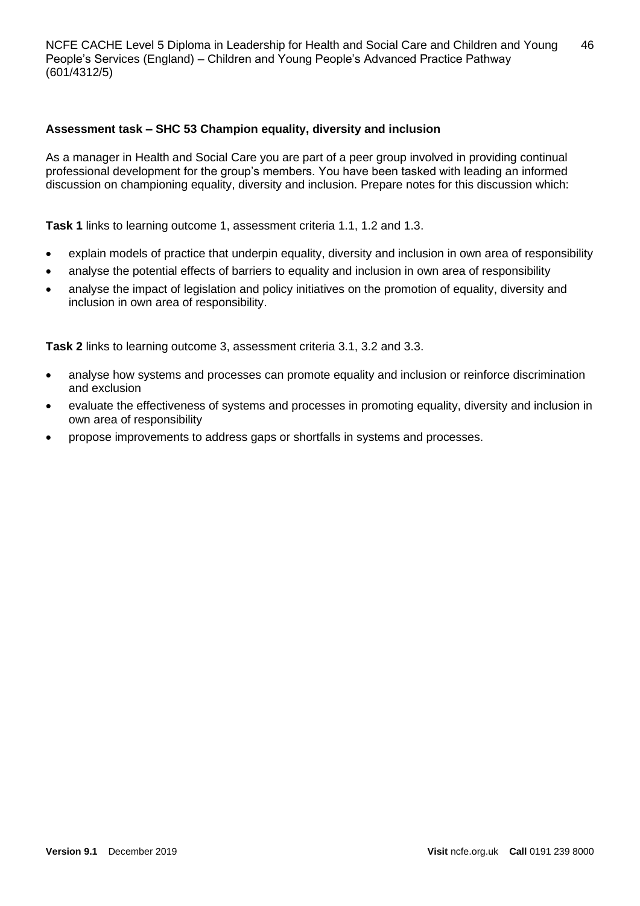**Assessment task – SHC 53 Champion equality, diversity and inclusion**

As a manager in Health and Social Care you are part of a peer group involved in providing continual professional development for the group's members. You have been tasked with leading an informed discussion on championing equality, diversity and inclusion. Prepare notes for this discussion which:

**Task 1** links to learning outcome 1, assessment criteria 1.1, 1.2 and 1.3.

- explain models of practice that underpin equality, diversity and inclusion in own area of responsibility
- analyse the potential effects of barriers to equality and inclusion in own area of responsibility
- analyse the impact of legislation and policy initiatives on the promotion of equality, diversity and inclusion in own area of responsibility.

**Task 2** links to learning outcome 3, assessment criteria 3.1, 3.2 and 3.3.

- analyse how systems and processes can promote equality and inclusion or reinforce discrimination and exclusion
- evaluate the effectiveness of systems and processes in promoting equality, diversity and inclusion in own area of responsibility
- propose improvements to address gaps or shortfalls in systems and processes.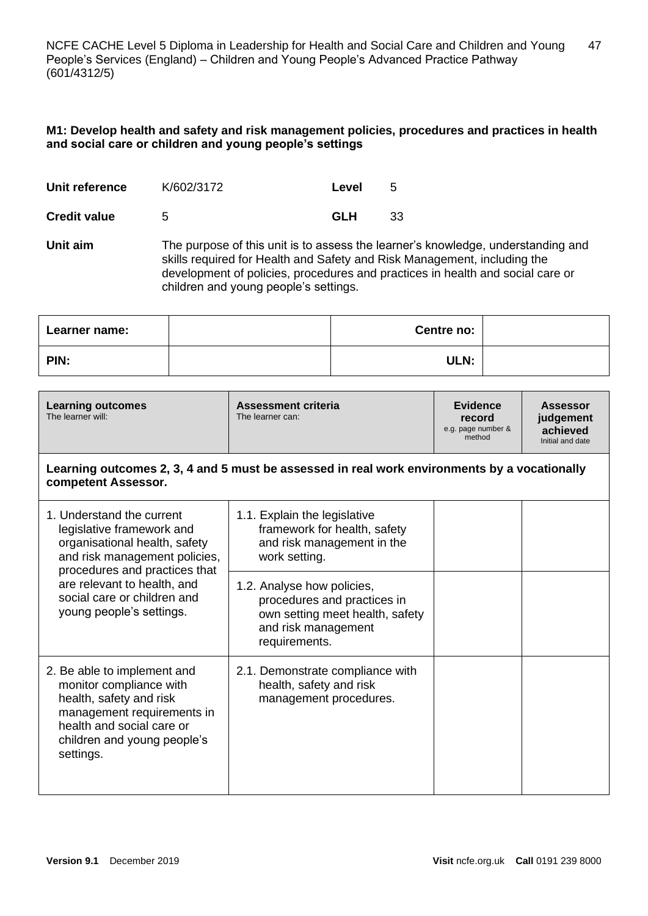**M1: Develop health and safety and risk management policies, procedures and practices in health and social care or children and young people's settings**

| | | | |
|---|---|---|---|
| **Unit reference** | K/602/3172 | **Level** | 5 |
| **Credit value** | 5 | **GLH** | 33 |

**Unit aim** The purpose of this unit is to assess the learner's knowledge, understanding and skills required for Health and Safety and Risk Management, including the development of policies, procedures and practices in health and social care or children and young people's settings.

| | | | |
|---|---|---|---|
| **Learner name:** | | **Centre no:** | |
| **PIN:** | | **ULN:** | |

| **Learning outcomes** The learner will: | **Assessment criteria** The learner can: | **Evidence record** e.g. page number & method | **Assessor judgement achieved** Initial and date |
|---|---|---|---|
| **Learning outcomes 2, 3, 4 and 5 must be assessed in real work environments by a vocationally competent Assessor.** | | | |
| 1. Understand the current legislative framework and organisational health, safety and risk management policies, procedures and practices that are relevant to health, and social care or children and young people's settings. | 1.1. Explain the legislative framework for health, safety and risk management in the work setting. | | |
| | 1.2. Analyse how policies, procedures and practices in own setting meet health, safety and risk management requirements. | | |
| 2. Be able to implement and monitor compliance with health, safety and risk management requirements in health and social care or children and young people's settings. | 2.1. Demonstrate compliance with health, safety and risk management procedures. | | |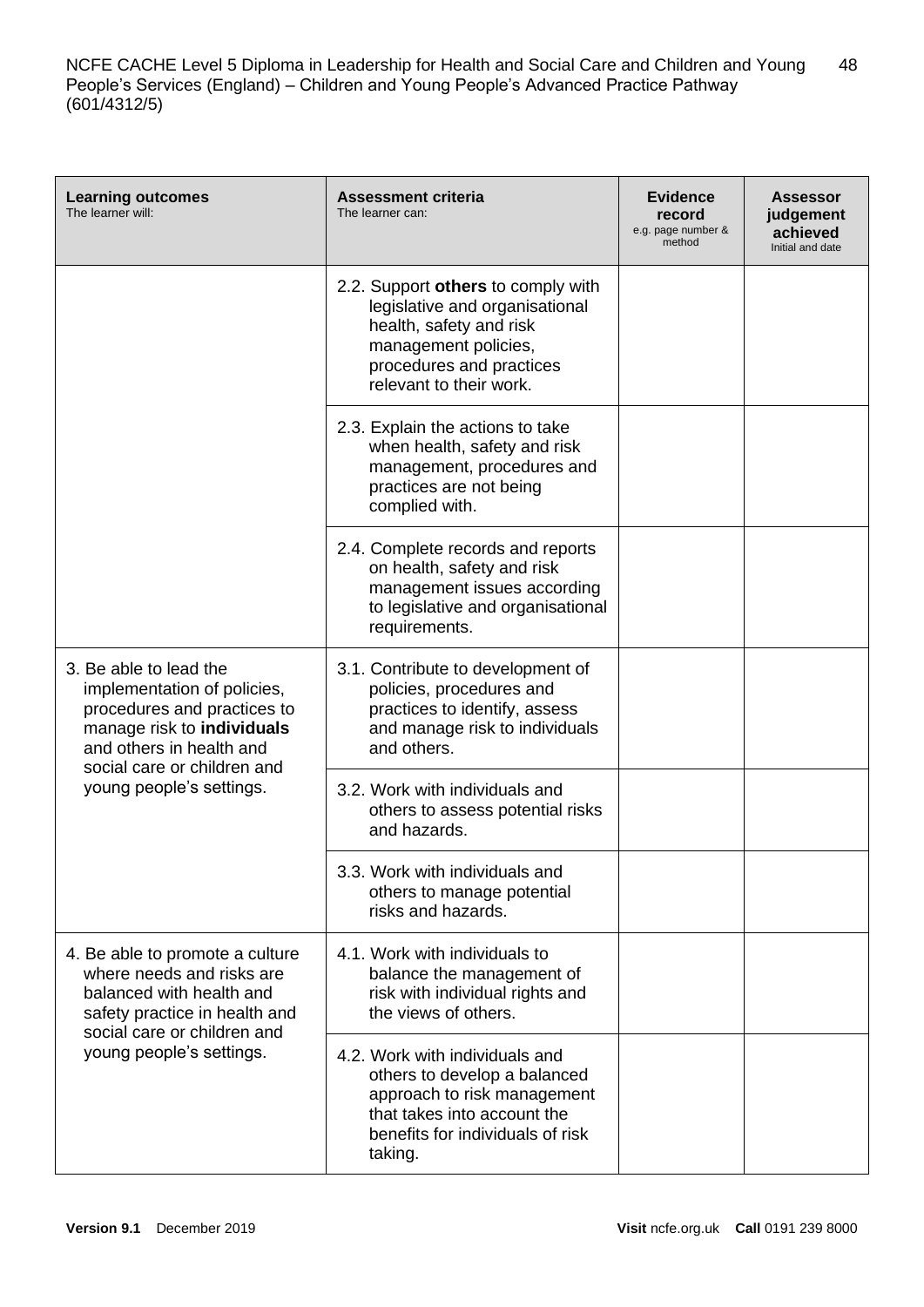| **Learning outcomes** The learner will: | **Assessment criteria** The learner can: | **Evidence record** e.g. page number & method | **Assessor judgement achieved** Initial and date |
|---|---|---|---|
| | 2.2. Support **others** to comply with legislative and organisational health, safety and risk management policies, procedures and practices relevant to their work. | | |
| | 2.3. Explain the actions to take when health, safety and risk management, procedures and practices are not being complied with. | | |
| | 2.4. Complete records and reports on health, safety and risk management issues according to legislative and organisational requirements. | | |
| 3. Be able to lead the implementation of policies, procedures and practices to manage risk to **individuals** and others in health and social care or children and young people's settings. | 3.1. Contribute to development of policies, procedures and practices to identify, assess and manage risk to individuals and others. | | |
| | 3.2. Work with individuals and others to assess potential risks and hazards. | | |
| | 3.3. Work with individuals and others to manage potential risks and hazards. | | |
| 4. Be able to promote a culture where needs and risks are balanced with health and safety practice in health and social care or children and young people's settings. | 4.1. Work with individuals to balance the management of risk with individual rights and the views of others. | | |
| | 4.2. Work with individuals and others to develop a balanced approach to risk management that takes into account the benefits for individuals of risk taking. | | |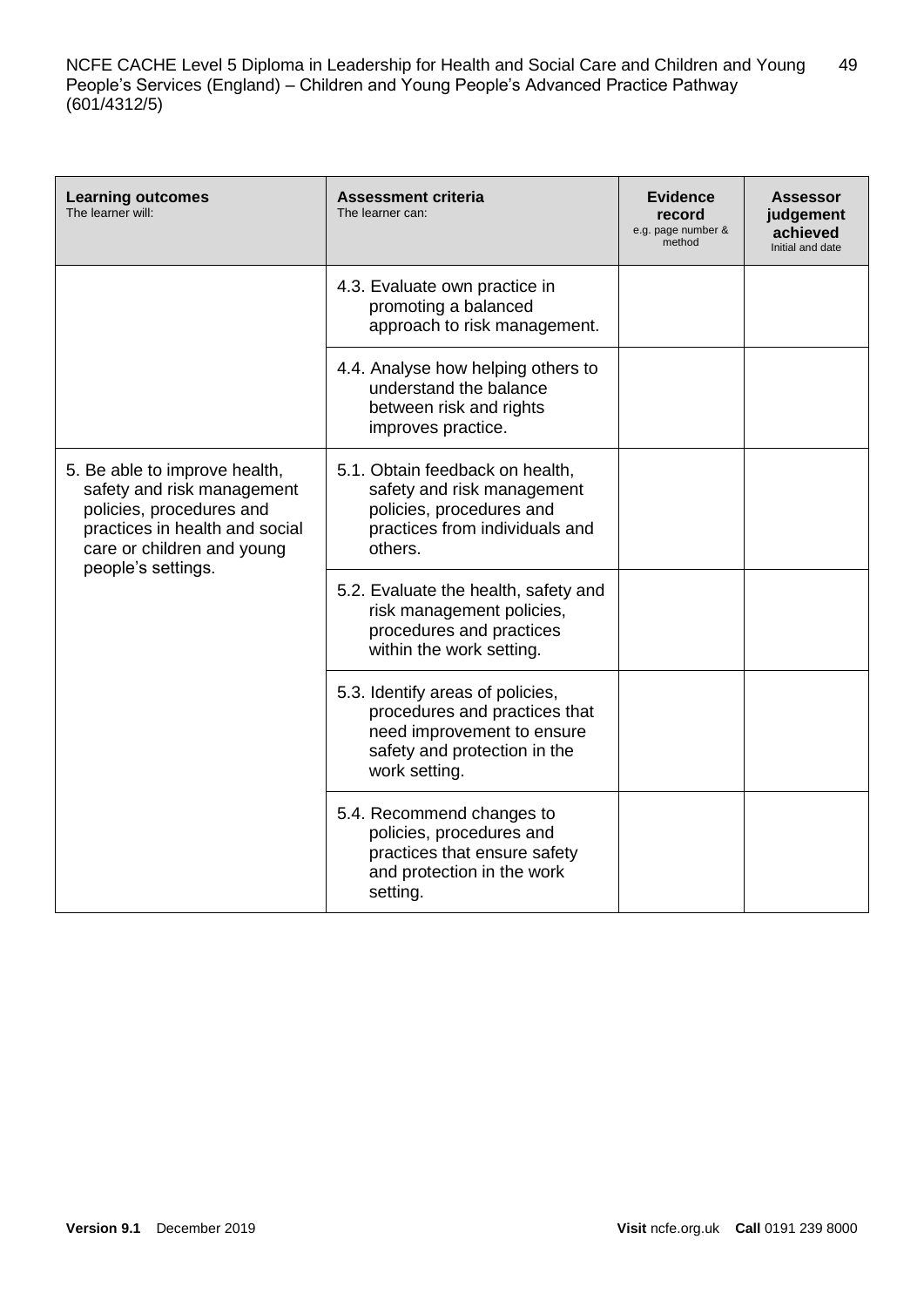| **Learning outcomes** The learner will: | **Assessment criteria** The learner can: | **Evidence record** e.g. page number & method | **Assessor judgement achieved** Initial and date |
|---|---|---|---|
| | 4.3. Evaluate own practice in promoting a balanced approach to risk management. | | |
| | 4.4. Analyse how helping others to understand the balance between risk and rights improves practice. | | |
| 5. Be able to improve health, safety and risk management policies, procedures and practices in health and social care or children and young people's settings. | 5.1. Obtain feedback on health, safety and risk management policies, procedures and practices from individuals and others. | | |
| | 5.2. Evaluate the health, safety and risk management policies, procedures and practices within the work setting. | | |
| | 5.3. Identify areas of policies, procedures and practices that need improvement to ensure safety and protection in the work setting. | | |
| | 5.4. Recommend changes to policies, procedures and practices that ensure safety and protection in the work setting. | | |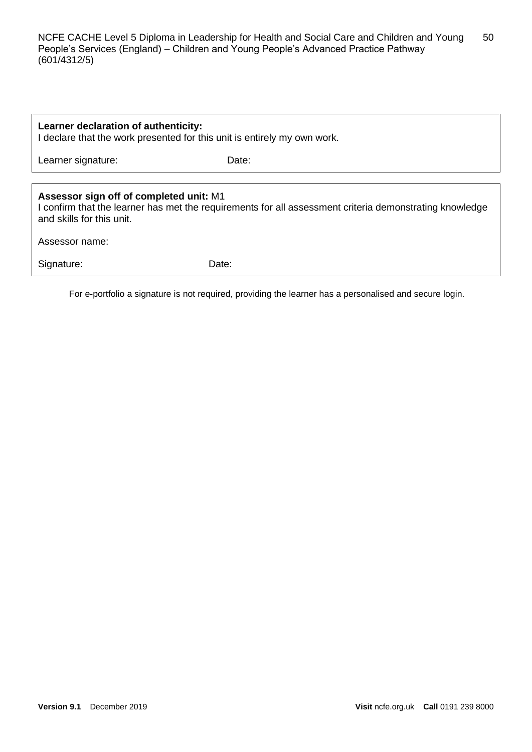| **Learner declaration of authenticity:**<br>I declare that the work presented for this unit is entirely my own work. | |
|---|---|
| Learner signature: | Date: |

| **Assessor sign off of completed unit:** M1<br>I confirm that the learner has met the requirements for all assessment criteria demonstrating knowledge and skills for this unit. | |
|---|---|
| Assessor name: | |
| Signature: | Date: |

For e-portfolio a signature is not required, providing the learner has a personalised and secure login.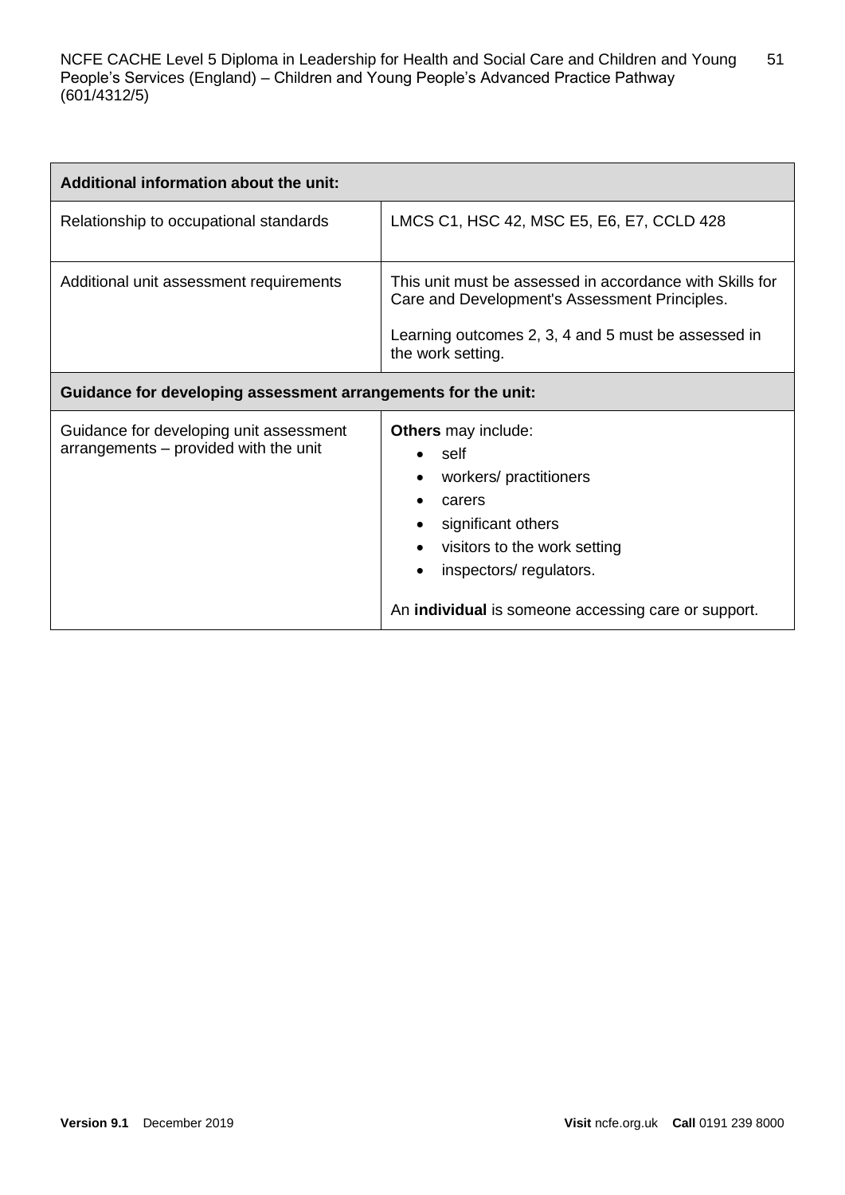| Additional information about the unit: | |
|---|---|
| Relationship to occupational standards | LMCS C1, HSC 42, MSC E5, E6, E7, CCLD 428 |
| Additional unit assessment requirements | This unit must be assessed in accordance with Skills for Care and Development's Assessment Principles.<br><br>Learning outcomes 2, 3, 4 and 5 must be assessed in the work setting. |
| **Guidance for developing assessment arrangements for the unit:** | |
| Guidance for developing unit assessment arrangements – provided with the unit | **Others** may include:<br>• self<br>• workers/ practitioners<br>• carers<br>• significant others<br>• visitors to the work setting<br>• inspectors/ regulators.<br><br>An **individual** is someone accessing care or support. |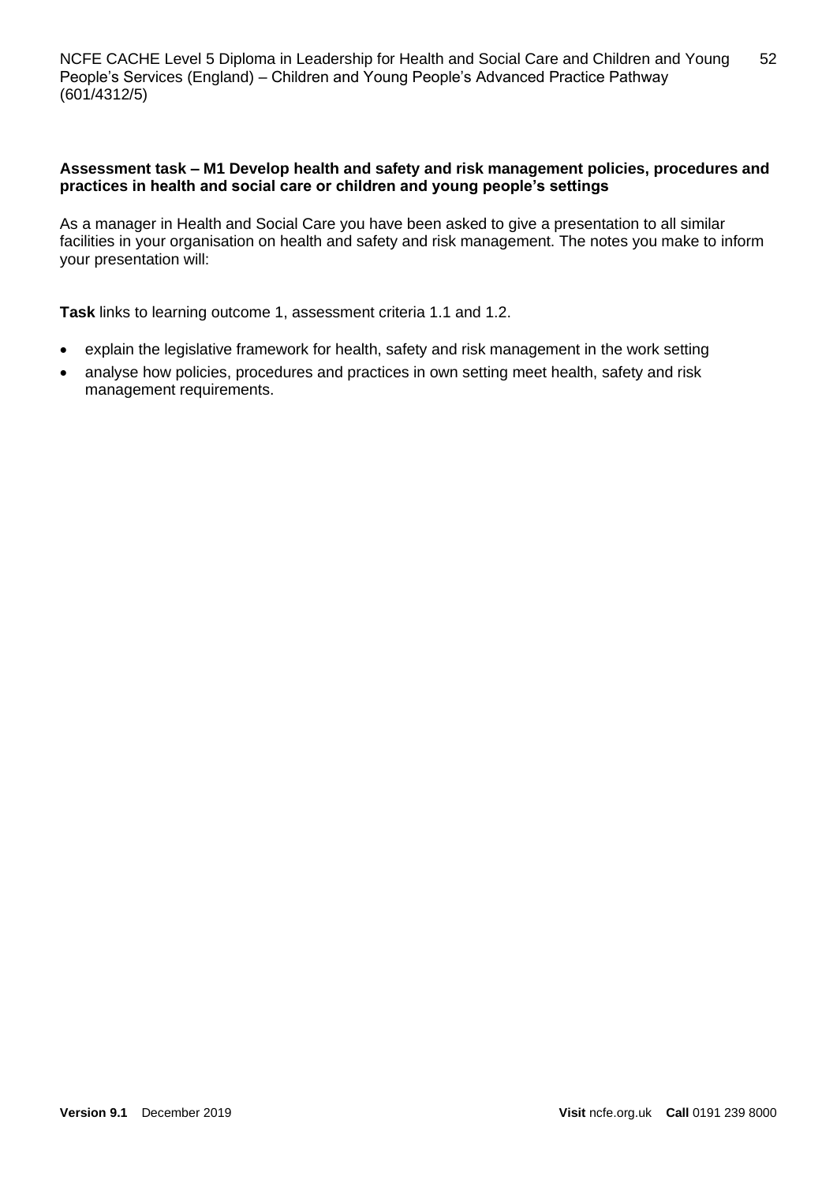**Assessment task – M1 Develop health and safety and risk management policies, procedures and practices in health and social care or children and young people's settings**

As a manager in Health and Social Care you have been asked to give a presentation to all similar facilities in your organisation on health and safety and risk management. The notes you make to inform your presentation will:

**Task** links to learning outcome 1, assessment criteria 1.1 and 1.2.

- explain the legislative framework for health, safety and risk management in the work setting
- analyse how policies, procedures and practices in own setting meet health, safety and risk management requirements.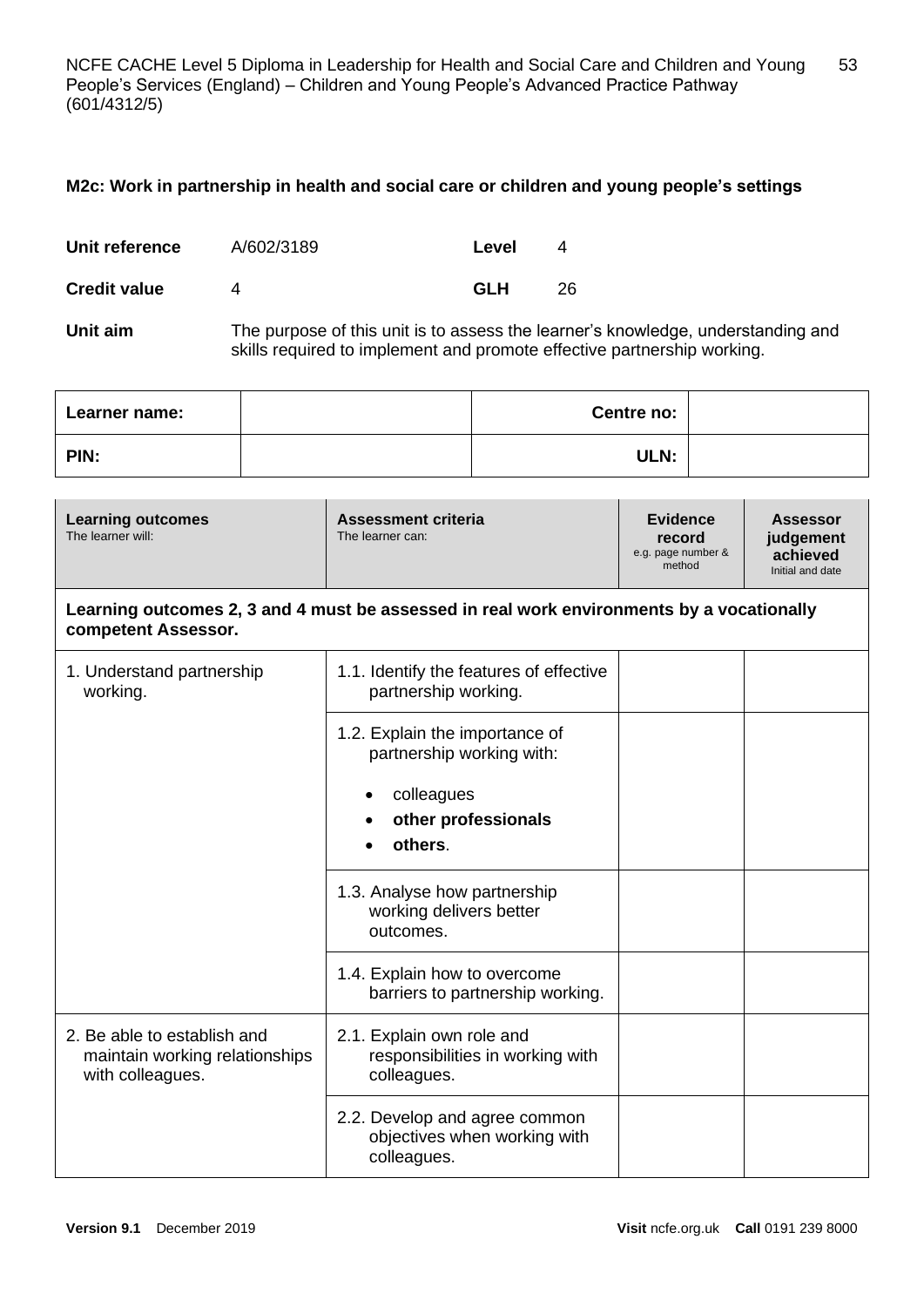## M2c: Work in partnership in health and social care or children and young people's settings

| | | | |
|---|---|---|---|
| **Unit reference** | A/602/3189 | **Level** | 4 |
| **Credit value** | 4 | **GLH** | 26 |

**Unit aim** The purpose of this unit is to assess the learner's knowledge, understanding and skills required to implement and promote effective partnership working.

| **Learner name:** | | **Centre no:** | |
|---|---|---|---|
| **PIN:** | | **ULN:** | |

| **Learning outcomes** The learner will: | **Assessment criteria** The learner can: | **Evidence record** e.g. page number & method | **Assessor judgement achieved** Initial and date |
|---|---|---|---|
| **Learning outcomes 2, 3 and 4 must be assessed in real work environments by a vocationally competent Assessor.** | | | |
| 1. Understand partnership working. | 1.1. Identify the features of effective partnership working. | | |
| | 1.2. Explain the importance of partnership working with: <br>• colleagues <br>• **other professionals** <br>• **others**. | | |
| | 1.3. Analyse how partnership working delivers better outcomes. | | |
| | 1.4. Explain how to overcome barriers to partnership working. | | |
| 2. Be able to establish and maintain working relationships with colleagues. | 2.1. Explain own role and responsibilities in working with colleagues. | | |
| | 2.2. Develop and agree common objectives when working with colleagues. | | |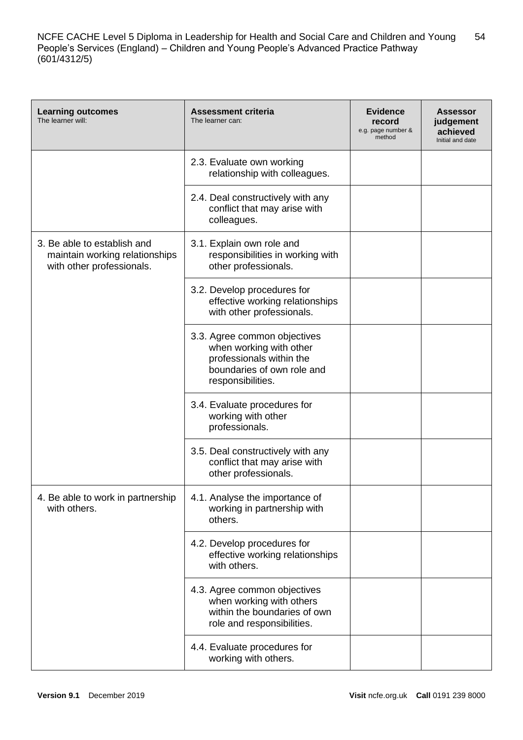| **Learning outcomes** The learner will: | **Assessment criteria** The learner can: | **Evidence record** e.g. page number & method | **Assessor judgement achieved** Initial and date |
|---|---|---|---|
| | 2.3. Evaluate own working relationship with colleagues. | | |
| | 2.4. Deal constructively with any conflict that may arise with colleagues. | | |
| 3. Be able to establish and maintain working relationships with other professionals. | 3.1. Explain own role and responsibilities in working with other professionals. | | |
| | 3.2. Develop procedures for effective working relationships with other professionals. | | |
| | 3.3. Agree common objectives when working with other professionals within the boundaries of own role and responsibilities. | | |
| | 3.4. Evaluate procedures for working with other professionals. | | |
| | 3.5. Deal constructively with any conflict that may arise with other professionals. | | |
| 4. Be able to work in partnership with others. | 4.1. Analyse the importance of working in partnership with others. | | |
| | 4.2. Develop procedures for effective working relationships with others. | | |
| | 4.3. Agree common objectives when working with others within the boundaries of own role and responsibilities. | | |
| | 4.4. Evaluate procedures for working with others. | | |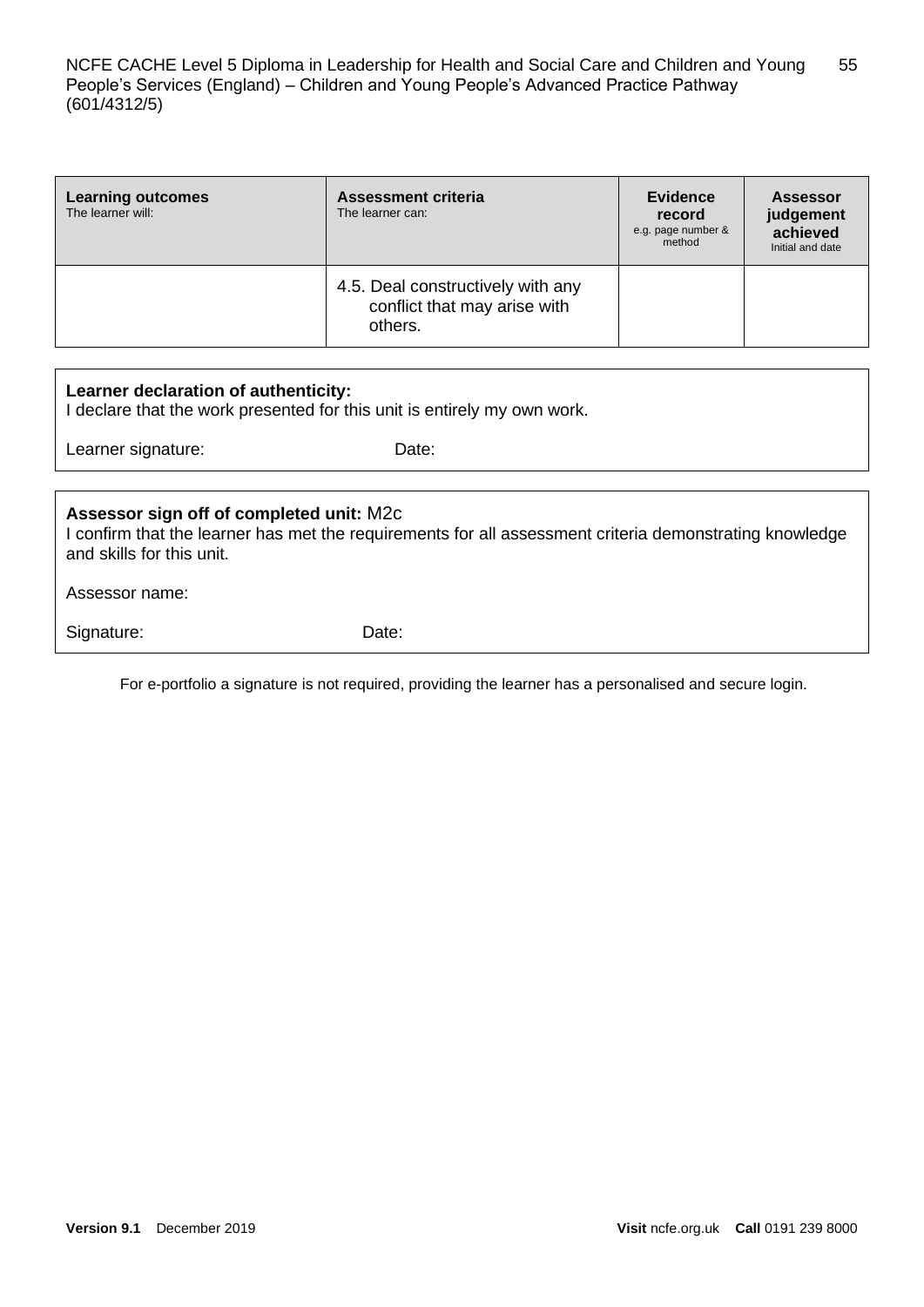| **Learning outcomes** The learner will: | **Assessment criteria** The learner can: | **Evidence record** e.g. page number & method | **Assessor judgement achieved** Initial and date |
|---|---|---|---|
| | 4.5. Deal constructively with any conflict that may arise with others. | | |

**Learner declaration of authenticity:**
I declare that the work presented for this unit is entirely my own work.

Learner signature: Date:

**Assessor sign off of completed unit:** M2c
I confirm that the learner has met the requirements for all assessment criteria demonstrating knowledge and skills for this unit.

Assessor name:

Signature: Date:

For e-portfolio a signature is not required, providing the learner has a personalised and secure login.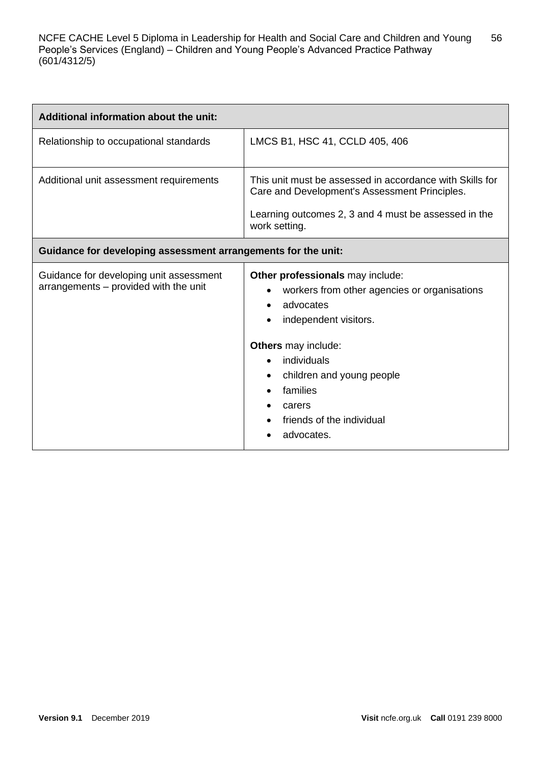| Additional information about the unit: | |
|---|---|
| Relationship to occupational standards | LMCS B1, HSC 41, CCLD 405, 406 |
| Additional unit assessment requirements | This unit must be assessed in accordance with Skills for Care and Development's Assessment Principles.<br><br>Learning outcomes 2, 3 and 4 must be assessed in the work setting. |
| **Guidance for developing assessment arrangements for the unit:** | |
| Guidance for developing unit assessment arrangements – provided with the unit | **Other professionals** may include:<br>• workers from other agencies or organisations<br>• advocates<br>• independent visitors.<br><br>**Others** may include:<br>• individuals<br>• children and young people<br>• families<br>• carers<br>• friends of the individual<br>• advocates. |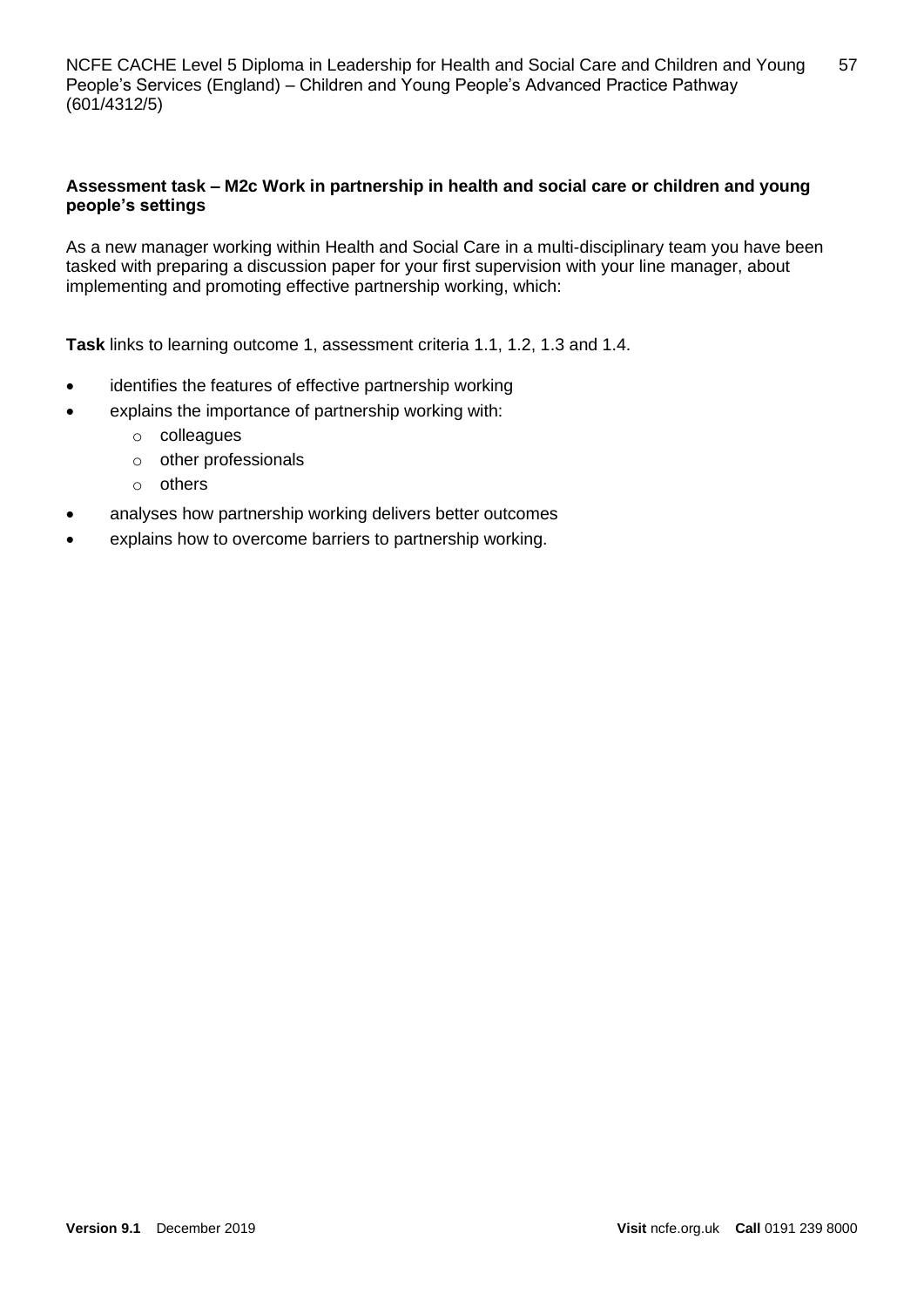**Assessment task – M2c Work in partnership in health and social care or children and young people's settings**

As a new manager working within Health and Social Care in a multi-disciplinary team you have been tasked with preparing a discussion paper for your first supervision with your line manager, about implementing and promoting effective partnership working, which:

**Task** links to learning outcome 1, assessment criteria 1.1, 1.2, 1.3 and 1.4.

- identifies the features of effective partnership working
- explains the importance of partnership working with:
  - colleagues
  - other professionals
  - others
- analyses how partnership working delivers better outcomes
- explains how to overcome barriers to partnership working.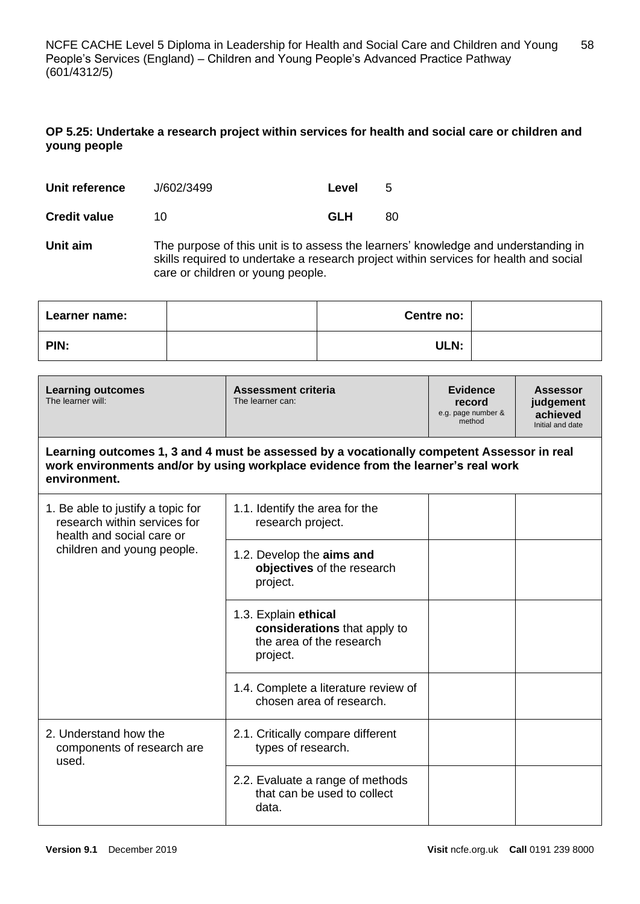### OP 5.25: Undertake a research project within services for health and social care or children and young people

| | | | |
|---|---|---|---|
| **Unit reference** | J/602/3499 | **Level** | 5 |
| **Credit value** | 10 | **GLH** | 80 |

**Unit aim** The purpose of this unit is to assess the learners' knowledge and understanding in skills required to undertake a research project within services for health and social care or children or young people.

| **Learner name:** | | **Centre no:** | |
|---|---|---|---|
| **PIN:** | | **ULN:** | |

| **Learning outcomes** The learner will: | **Assessment criteria** The learner can: | **Evidence record** e.g. page number & method | **Assessor judgement achieved** Initial and date |
|---|---|---|---|
| **Learning outcomes 1, 3 and 4 must be assessed by a vocationally competent Assessor in real work environments and/or by using workplace evidence from the learner's real work environment.** | | | |
| 1. Be able to justify a topic for research within services for health and social care or children and young people. | 1.1. Identify the area for the research project. | | |
| | 1.2. Develop the **aims and objectives** of the research project. | | |
| | 1.3. Explain **ethical considerations** that apply to the area of the research project. | | |
| | 1.4. Complete a literature review of chosen area of research. | | |
| 2. Understand how the components of research are used. | 2.1. Critically compare different types of research. | | |
| | 2.2. Evaluate a range of methods that can be used to collect data. | | |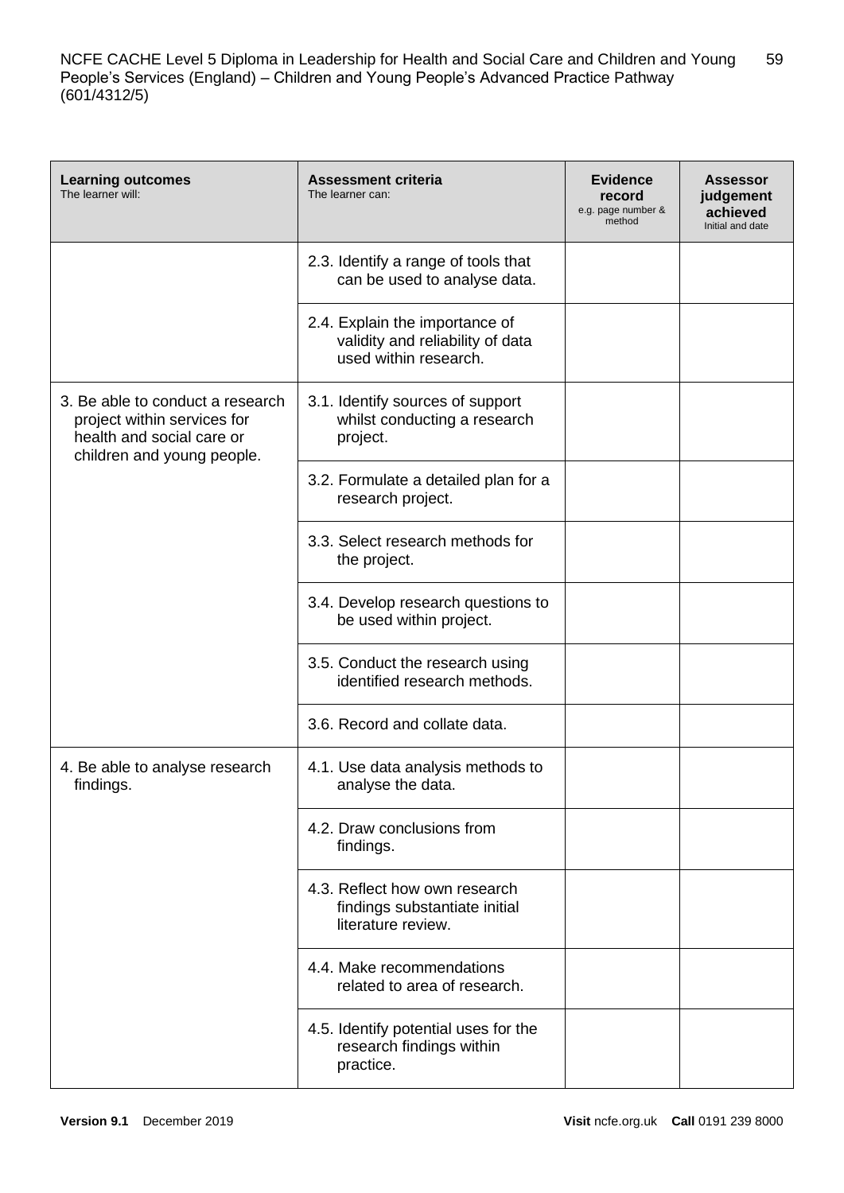| **Learning outcomes**<br>The learner will: | **Assessment criteria**<br>The learner can: | **Evidence record**<br>e.g. page number & method | **Assessor judgement achieved**<br>Initial and date |
|---|---|---|---|
| | 2.3. Identify a range of tools that can be used to analyse data. | | |
| | 2.4. Explain the importance of validity and reliability of data used within research. | | |
| 3. Be able to conduct a research project within services for health and social care or children and young people. | 3.1. Identify sources of support whilst conducting a research project. | | |
| | 3.2. Formulate a detailed plan for a research project. | | |
| | 3.3. Select research methods for the project. | | |
| | 3.4. Develop research questions to be used within project. | | |
| | 3.5. Conduct the research using identified research methods. | | |
| | 3.6. Record and collate data. | | |
| 4. Be able to analyse research findings. | 4.1. Use data analysis methods to analyse the data. | | |
| | 4.2. Draw conclusions from findings. | | |
| | 4.3. Reflect how own research findings substantiate initial literature review. | | |
| | 4.4. Make recommendations related to area of research. | | |
| | 4.5. Identify potential uses for the research findings within practice. | | |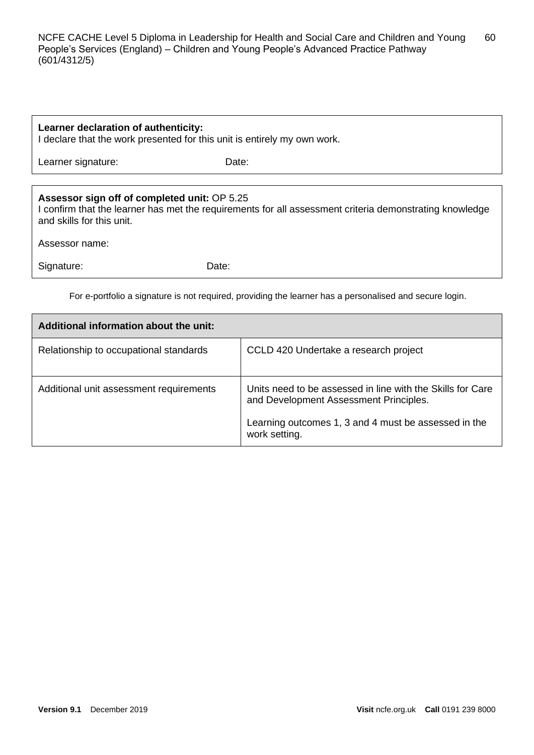**Learner declaration of authenticity:**
I declare that the work presented for this unit is entirely my own work.

Learner signature: Date:

**Assessor sign off of completed unit:** OP 5.25
I confirm that the learner has met the requirements for all assessment criteria demonstrating knowledge and skills for this unit.

Assessor name:

Signature: Date:

For e-portfolio a signature is not required, providing the learner has a personalised and secure login.

| **Additional information about the unit:** | |
|---|---|
| Relationship to occupational standards | CCLD 420 Undertake a research project |
| Additional unit assessment requirements | Units need to be assessed in line with the Skills for Care and Development Assessment Principles.<br><br>Learning outcomes 1, 3 and 4 must be assessed in the work setting. |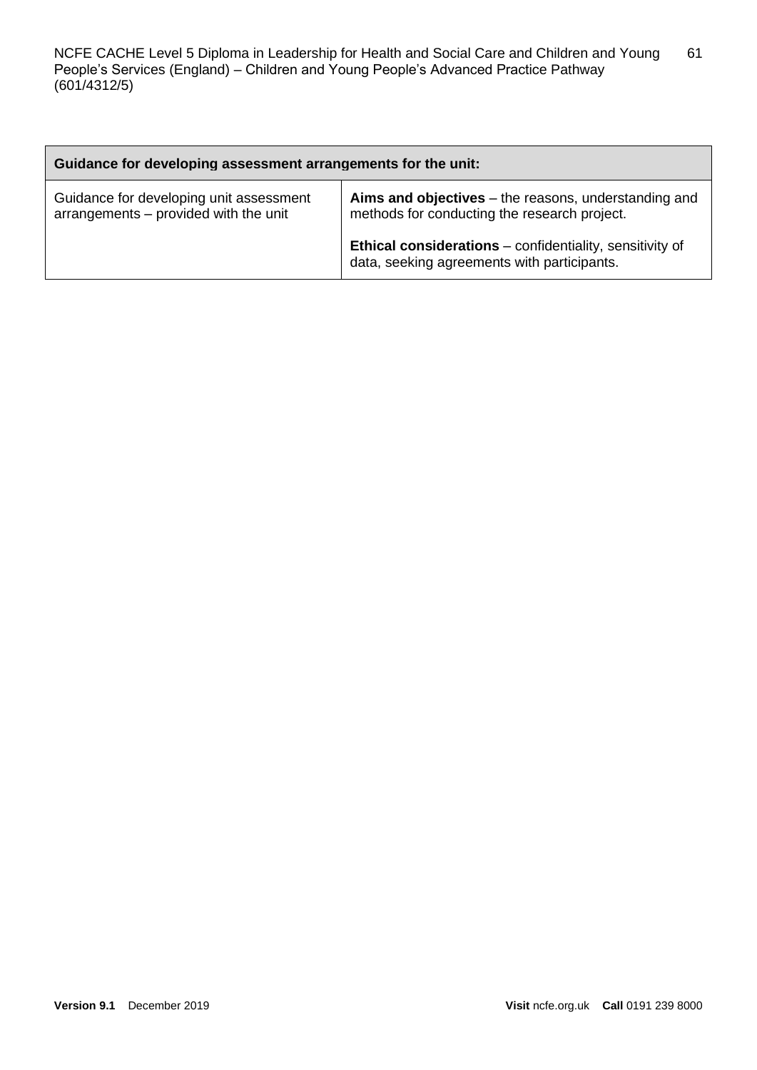| Guidance for developing assessment arrangements for the unit: | |
|---|---|
| Guidance for developing unit assessment arrangements – provided with the unit | **Aims and objectives** – the reasons, understanding and methods for conducting the research project.<br><br>**Ethical considerations** – confidentiality, sensitivity of data, seeking agreements with participants. |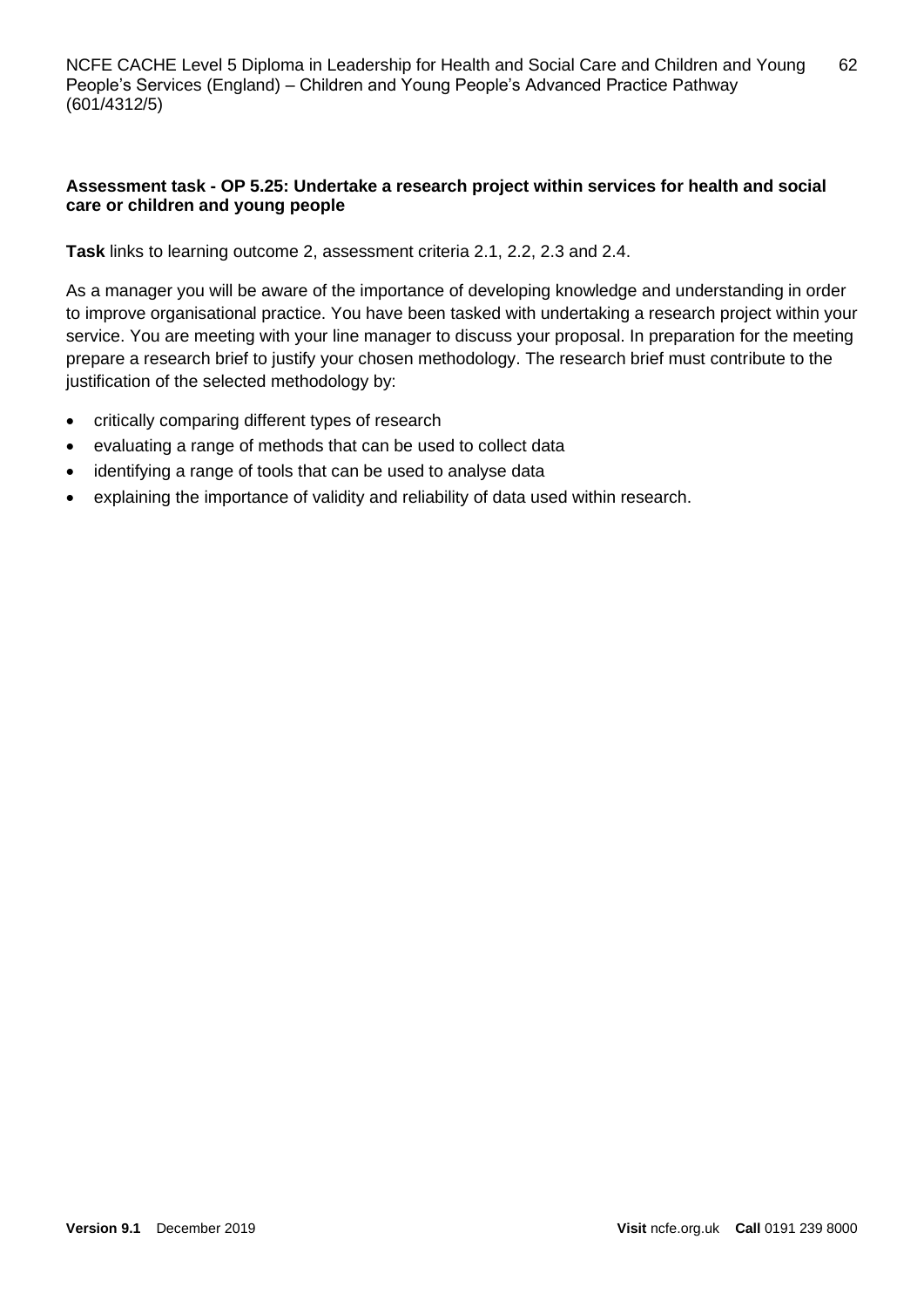**Assessment task - OP 5.25: Undertake a research project within services for health and social care or children and young people**

**Task** links to learning outcome 2, assessment criteria 2.1, 2.2, 2.3 and 2.4.

As a manager you will be aware of the importance of developing knowledge and understanding in order to improve organisational practice. You have been tasked with undertaking a research project within your service. You are meeting with your line manager to discuss your proposal. In preparation for the meeting prepare a research brief to justify your chosen methodology. The research brief must contribute to the justification of the selected methodology by:

- critically comparing different types of research
- evaluating a range of methods that can be used to collect data
- identifying a range of tools that can be used to analyse data
- explaining the importance of validity and reliability of data used within research.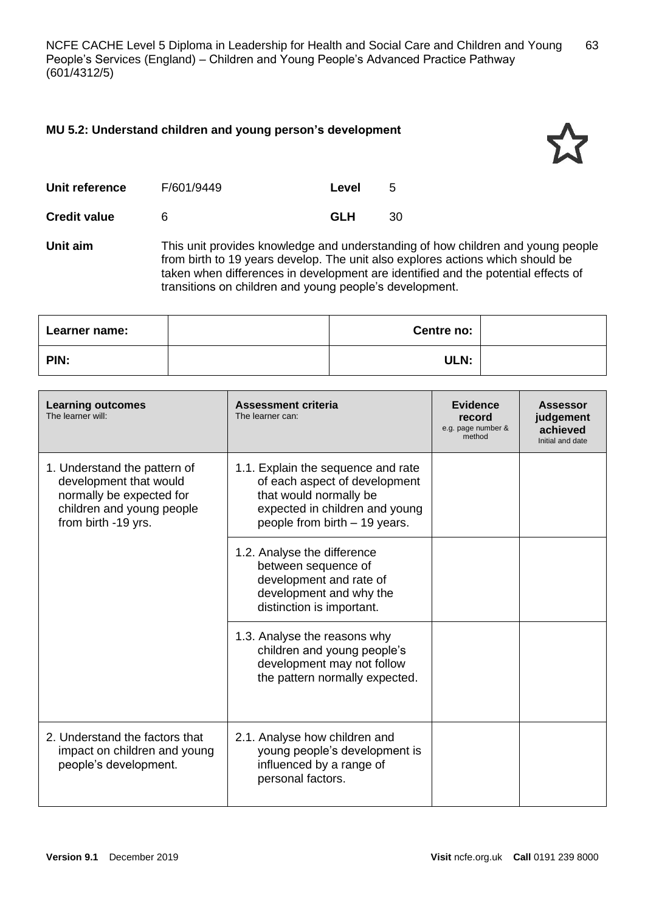## MU 5.2: Understand children and young person's development

| | | | |
|---|---|---|---|
| **Unit reference** | F/601/9449 | **Level** | 5 |
| **Credit value** | 6 | **GLH** | 30 |

**Unit aim** This unit provides knowledge and understanding of how children and young people from birth to 19 years develop. The unit also explores actions which should be taken when differences in development are identified and the potential effects of transitions on children and young people's development.

| **Learner name:** | | **Centre no:** | |
|---|---|---|---|
| **PIN:** | | **ULN:** | |

| **Learning outcomes** The learner will: | **Assessment criteria** The learner can: | **Evidence record** e.g. page number & method | **Assessor judgement achieved** Initial and date |
|---|---|---|---|
| 1. Understand the pattern of development that would normally be expected for children and young people from birth -19 yrs. | 1.1. Explain the sequence and rate of each aspect of development that would normally be expected in children and young people from birth – 19 years. | | |
| | 1.2. Analyse the difference between sequence of development and rate of development and why the distinction is important. | | |
| | 1.3. Analyse the reasons why children and young people's development may not follow the pattern normally expected. | | |
| 2. Understand the factors that impact on children and young people's development. | 2.1. Analyse how children and young people's development is influenced by a range of personal factors. | | |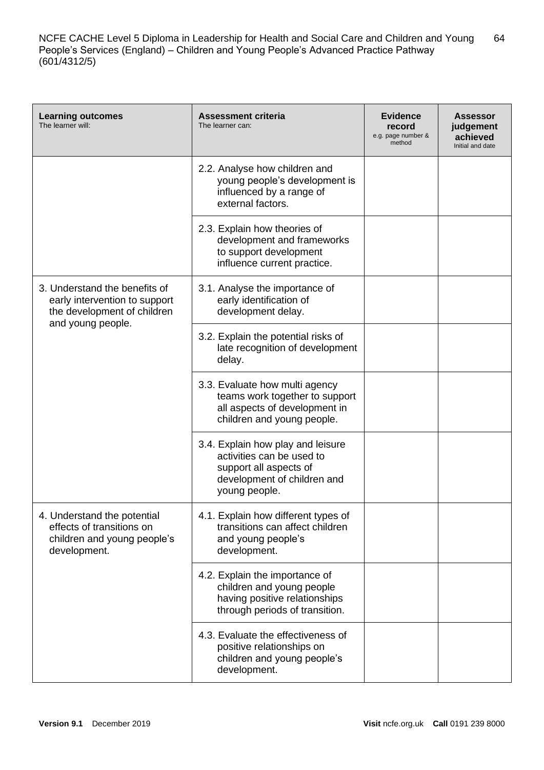| **Learning outcomes** The learner will: | **Assessment criteria** The learner can: | **Evidence record** e.g. page number & method | **Assessor judgement achieved** Initial and date |
| --- | --- | --- | --- |
| | 2.2. Analyse how children and young people's development is influenced by a range of external factors. | | |
| | 2.3. Explain how theories of development and frameworks to support development influence current practice. | | |
| 3. Understand the benefits of early intervention to support the development of children and young people. | 3.1. Analyse the importance of early identification of development delay. | | |
| | 3.2. Explain the potential risks of late recognition of development delay. | | |
| | 3.3. Evaluate how multi agency teams work together to support all aspects of development in children and young people. | | |
| | 3.4. Explain how play and leisure activities can be used to support all aspects of development of children and young people. | | |
| 4. Understand the potential effects of transitions on children and young people's development. | 4.1. Explain how different types of transitions can affect children and young people's development. | | |
| | 4.2. Explain the importance of children and young people having positive relationships through periods of transition. | | |
| | 4.3. Evaluate the effectiveness of positive relationships on children and young people's development. | | |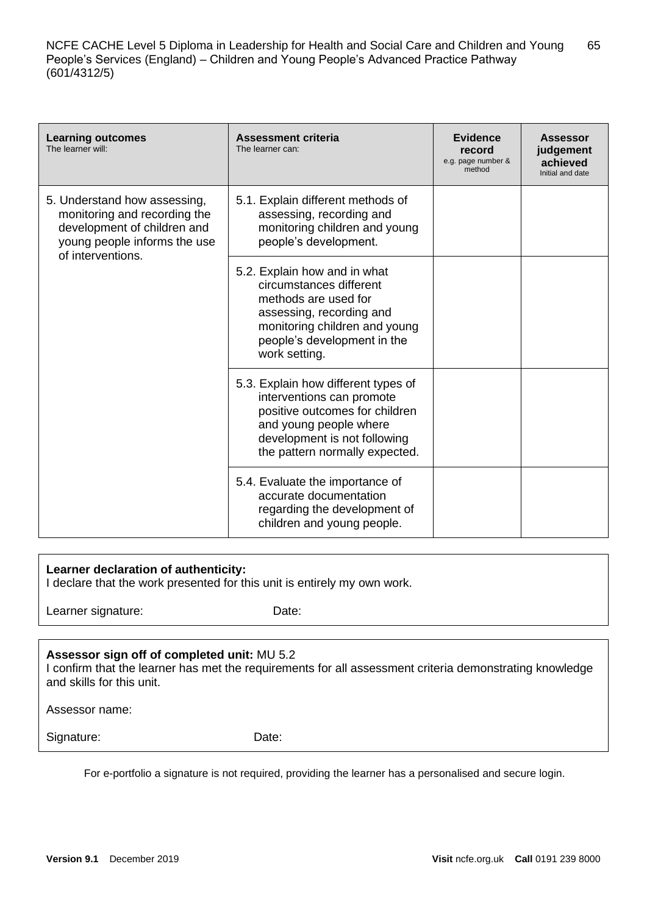| **Learning outcomes** The learner will: | **Assessment criteria** The learner can: | **Evidence record** e.g. page number & method | **Assessor judgement achieved** Initial and date |
|---|---|---|---|
| 5. Understand how assessing, monitoring and recording the development of children and young people informs the use of interventions. | 5.1. Explain different methods of assessing, recording and monitoring children and young people's development. | | |
| | 5.2. Explain how and in what circumstances different methods are used for assessing, recording and monitoring children and young people's development in the work setting. | | |
| | 5.3. Explain how different types of interventions can promote positive outcomes for children and young people where development is not following the pattern normally expected. | | |
| | 5.4. Evaluate the importance of accurate documentation regarding the development of children and young people. | | |

**Learner declaration of authenticity:**
I declare that the work presented for this unit is entirely my own work.

Learner signature: Date:

**Assessor sign off of completed unit:** MU 5.2
I confirm that the learner has met the requirements for all assessment criteria demonstrating knowledge and skills for this unit.

Assessor name:

Signature: Date:

For e-portfolio a signature is not required, providing the learner has a personalised and secure login.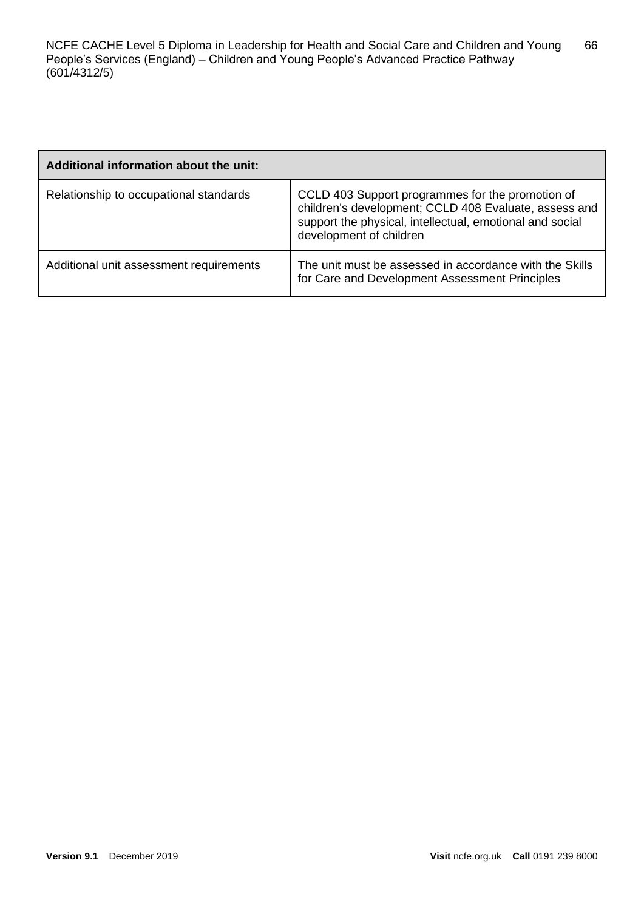| Additional information about the unit: | |
|---|---|
| Relationship to occupational standards | CCLD 403 Support programmes for the promotion of children's development; CCLD 408 Evaluate, assess and support the physical, intellectual, emotional and social development of children |
| Additional unit assessment requirements | The unit must be assessed in accordance with the Skills for Care and Development Assessment Principles |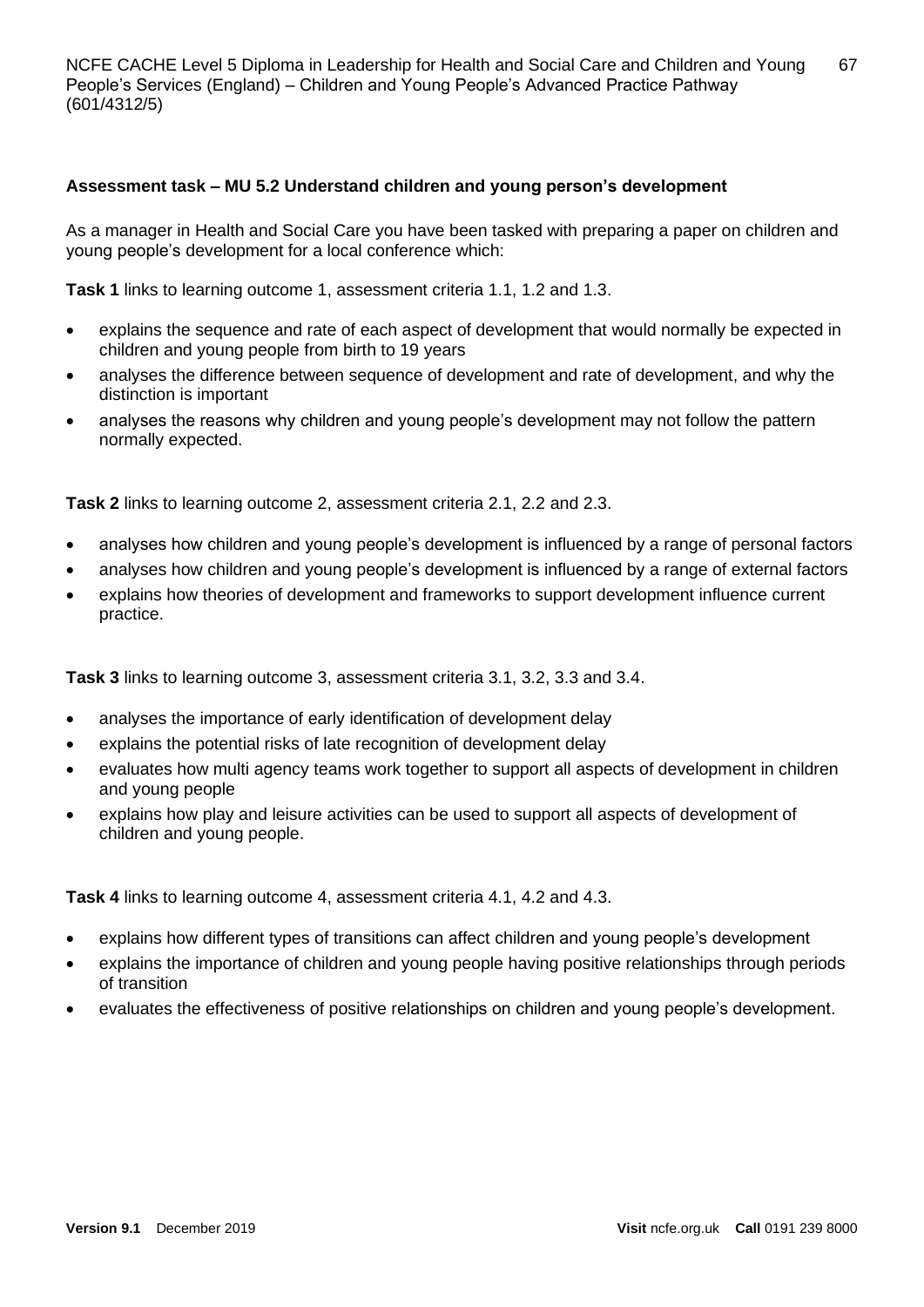**Assessment task – MU 5.2 Understand children and young person's development**

As a manager in Health and Social Care you have been tasked with preparing a paper on children and young people's development for a local conference which:

**Task 1** links to learning outcome 1, assessment criteria 1.1, 1.2 and 1.3.

- explains the sequence and rate of each aspect of development that would normally be expected in children and young people from birth to 19 years
- analyses the difference between sequence of development and rate of development, and why the distinction is important
- analyses the reasons why children and young people's development may not follow the pattern normally expected.

**Task 2** links to learning outcome 2, assessment criteria 2.1, 2.2 and 2.3.

- analyses how children and young people's development is influenced by a range of personal factors
- analyses how children and young people's development is influenced by a range of external factors
- explains how theories of development and frameworks to support development influence current practice.

**Task 3** links to learning outcome 3, assessment criteria 3.1, 3.2, 3.3 and 3.4.

- analyses the importance of early identification of development delay
- explains the potential risks of late recognition of development delay
- evaluates how multi agency teams work together to support all aspects of development in children and young people
- explains how play and leisure activities can be used to support all aspects of development of children and young people.

**Task 4** links to learning outcome 4, assessment criteria 4.1, 4.2 and 4.3.

- explains how different types of transitions can affect children and young people's development
- explains the importance of children and young people having positive relationships through periods of transition
- evaluates the effectiveness of positive relationships on children and young people's development.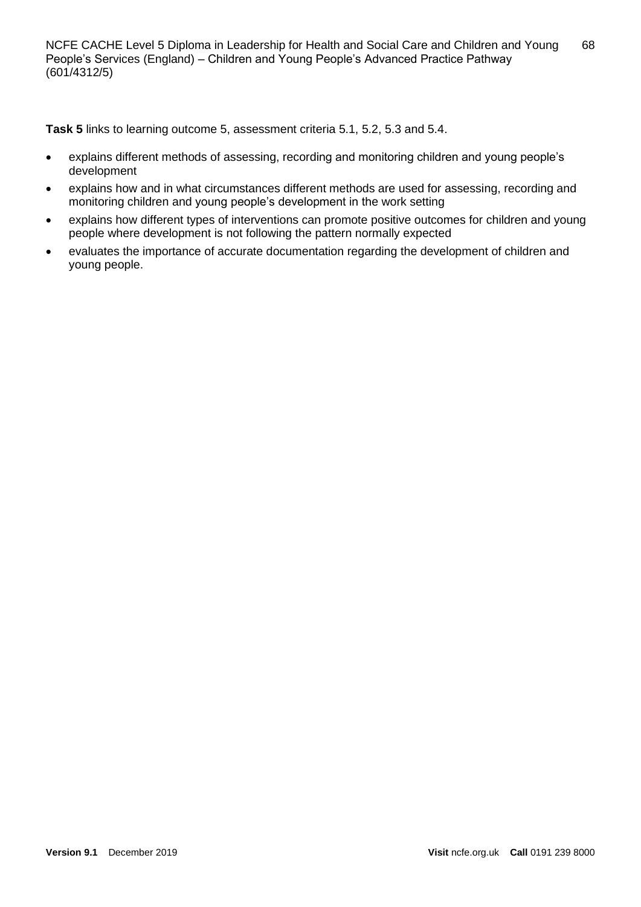**Task 5** links to learning outcome 5, assessment criteria 5.1, 5.2, 5.3 and 5.4.

- explains different methods of assessing, recording and monitoring children and young people's development
- explains how and in what circumstances different methods are used for assessing, recording and monitoring children and young people's development in the work setting
- explains how different types of interventions can promote positive outcomes for children and young people where development is not following the pattern normally expected
- evaluates the importance of accurate documentation regarding the development of children and young people.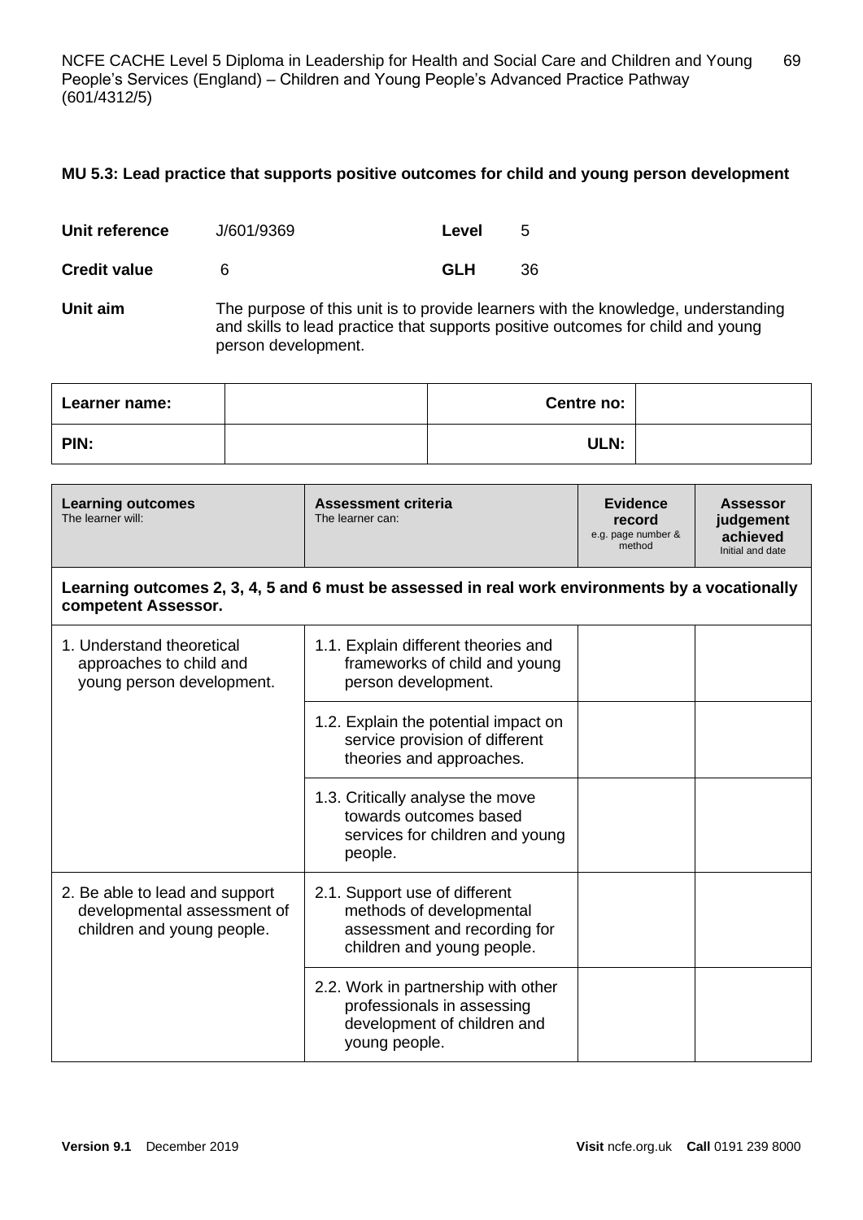### MU 5.3: Lead practice that supports positive outcomes for child and young person development

| | | | |
|---|---|---|---|
| **Unit reference** | J/601/9369 | **Level** | 5 |
| **Credit value** | 6 | **GLH** | 36 |

**Unit aim** The purpose of this unit is to provide learners with the knowledge, understanding and skills to lead practice that supports positive outcomes for child and young person development.

| **Learner name:** | | **Centre no:** | |
|---|---|---|---|
| **PIN:** | | **ULN:** | |

| **Learning outcomes**<br>The learner will: | **Assessment criteria**<br>The learner can: | **Evidence record**<br>e.g. page number & method | **Assessor judgement achieved**<br>Initial and date |
|---|---|---|---|
| **Learning outcomes 2, 3, 4, 5 and 6 must be assessed in real work environments by a vocationally competent Assessor.** | | | |
| 1. Understand theoretical approaches to child and young person development. | 1.1. Explain different theories and frameworks of child and young person development. | | |
| | 1.2. Explain the potential impact on service provision of different theories and approaches. | | |
| | 1.3. Critically analyse the move towards outcomes based services for children and young people. | | |
| 2. Be able to lead and support developmental assessment of children and young people. | 2.1. Support use of different methods of developmental assessment and recording for children and young people. | | |
| | 2.2. Work in partnership with other professionals in assessing development of children and young people. | | |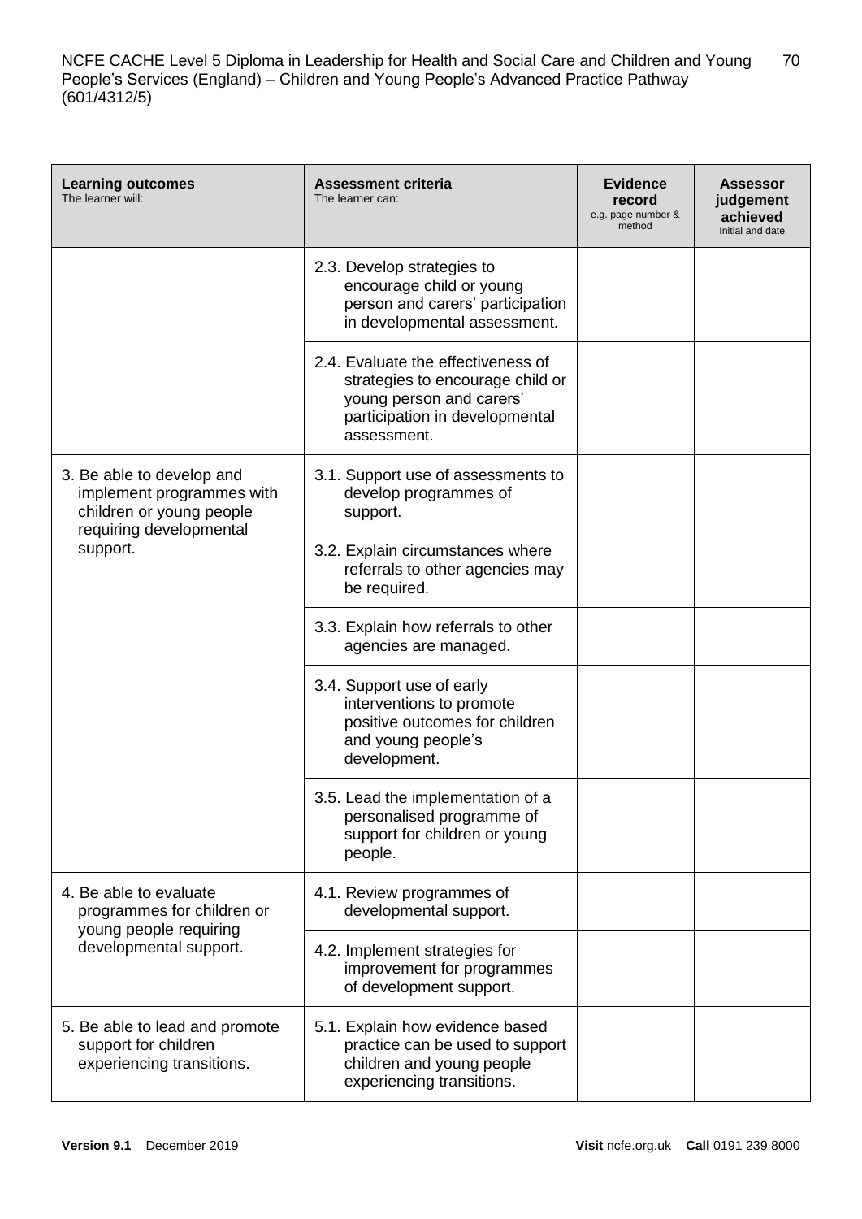| **Learning outcomes** The learner will: | **Assessment criteria** The learner can: | **Evidence record** e.g. page number & method | **Assessor judgement achieved** Initial and date |
|---|---|---|---|
| | 2.3. Develop strategies to encourage child or young person and carers' participation in developmental assessment. | | |
| | 2.4. Evaluate the effectiveness of strategies to encourage child or young person and carers' participation in developmental assessment. | | |
| 3. Be able to develop and implement programmes with children or young people requiring developmental support. | 3.1. Support use of assessments to develop programmes of support. | | |
| | 3.2. Explain circumstances where referrals to other agencies may be required. | | |
| | 3.3. Explain how referrals to other agencies are managed. | | |
| | 3.4. Support use of early interventions to promote positive outcomes for children and young people's development. | | |
| | 3.5. Lead the implementation of a personalised programme of support for children or young people. | | |
| 4. Be able to evaluate programmes for children or young people requiring developmental support. | 4.1. Review programmes of developmental support. | | |
| | 4.2. Implement strategies for improvement for programmes of development support. | | |
| 5. Be able to lead and promote support for children experiencing transitions. | 5.1. Explain how evidence based practice can be used to support children and young people experiencing transitions. | | |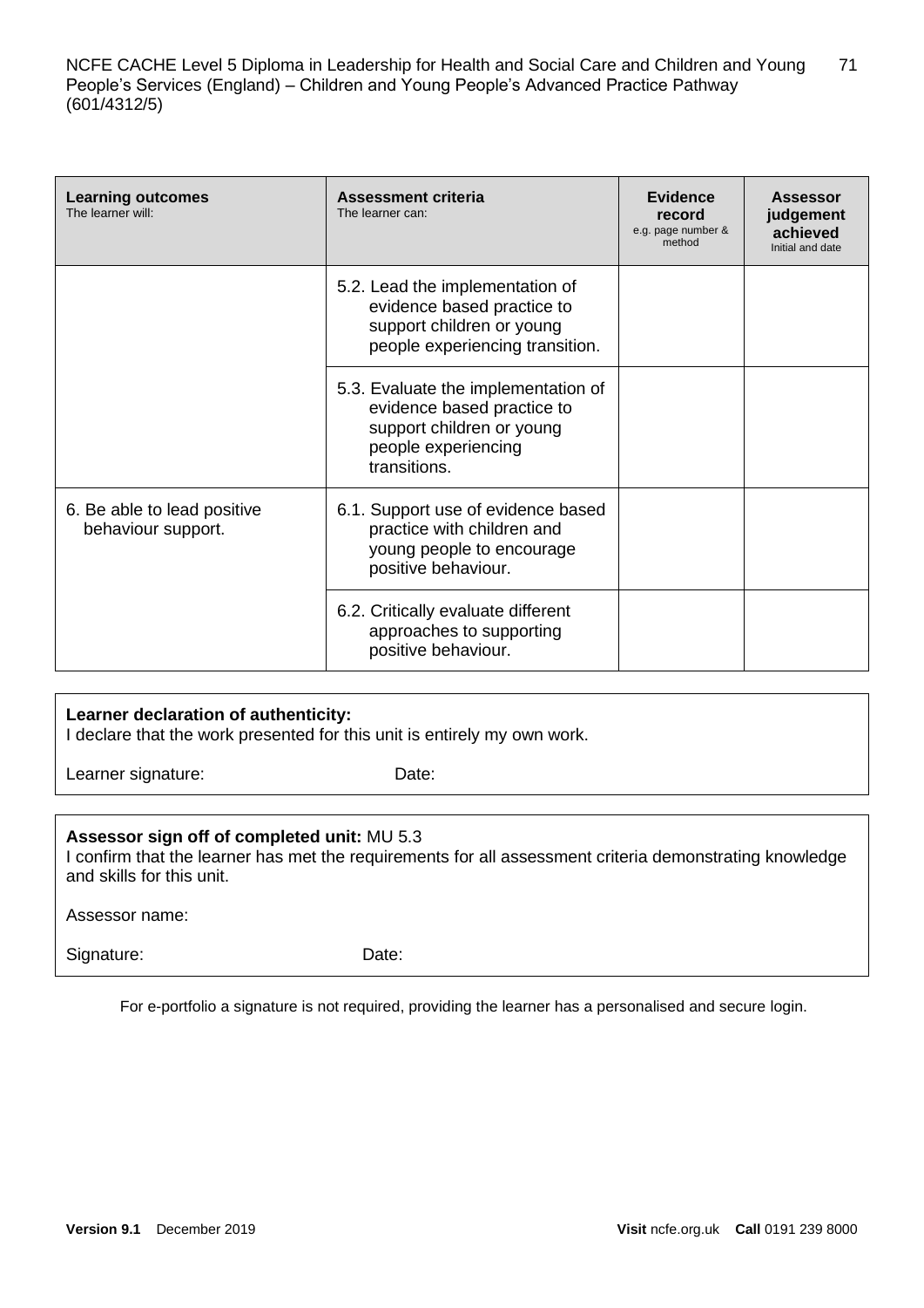| **Learning outcomes**<br>The learner will: | **Assessment criteria**<br>The learner can: | **Evidence record**<br>e.g. page number & method | **Assessor judgement achieved**<br>Initial and date |
|---|---|---|---|
| | 5.2. Lead the implementation of evidence based practice to support children or young people experiencing transition. | | |
| | 5.3. Evaluate the implementation of evidence based practice to support children or young people experiencing transitions. | | |
| 6. Be able to lead positive behaviour support. | 6.1. Support use of evidence based practice with children and young people to encourage positive behaviour. | | |
| | 6.2. Critically evaluate different approaches to supporting positive behaviour. | | |

**Learner declaration of authenticity:**
I declare that the work presented for this unit is entirely my own work.

Learner signature: Date:

**Assessor sign off of completed unit:** MU 5.3
I confirm that the learner has met the requirements for all assessment criteria demonstrating knowledge and skills for this unit.

Assessor name:

Signature: Date:

For e-portfolio a signature is not required, providing the learner has a personalised and secure login.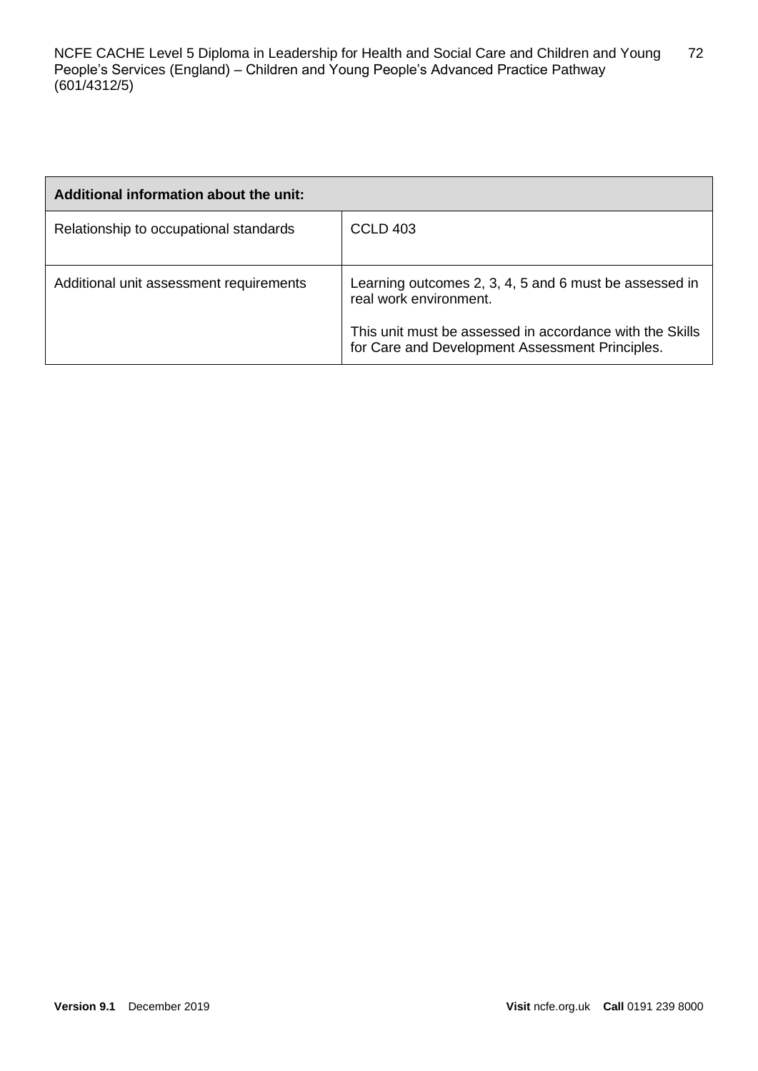| Additional information about the unit: | |
| --- | --- |
| Relationship to occupational standards | CCLD 403 |
| Additional unit assessment requirements | Learning outcomes 2, 3, 4, 5 and 6 must be assessed in real work environment.<br><br>This unit must be assessed in accordance with the Skills for Care and Development Assessment Principles. |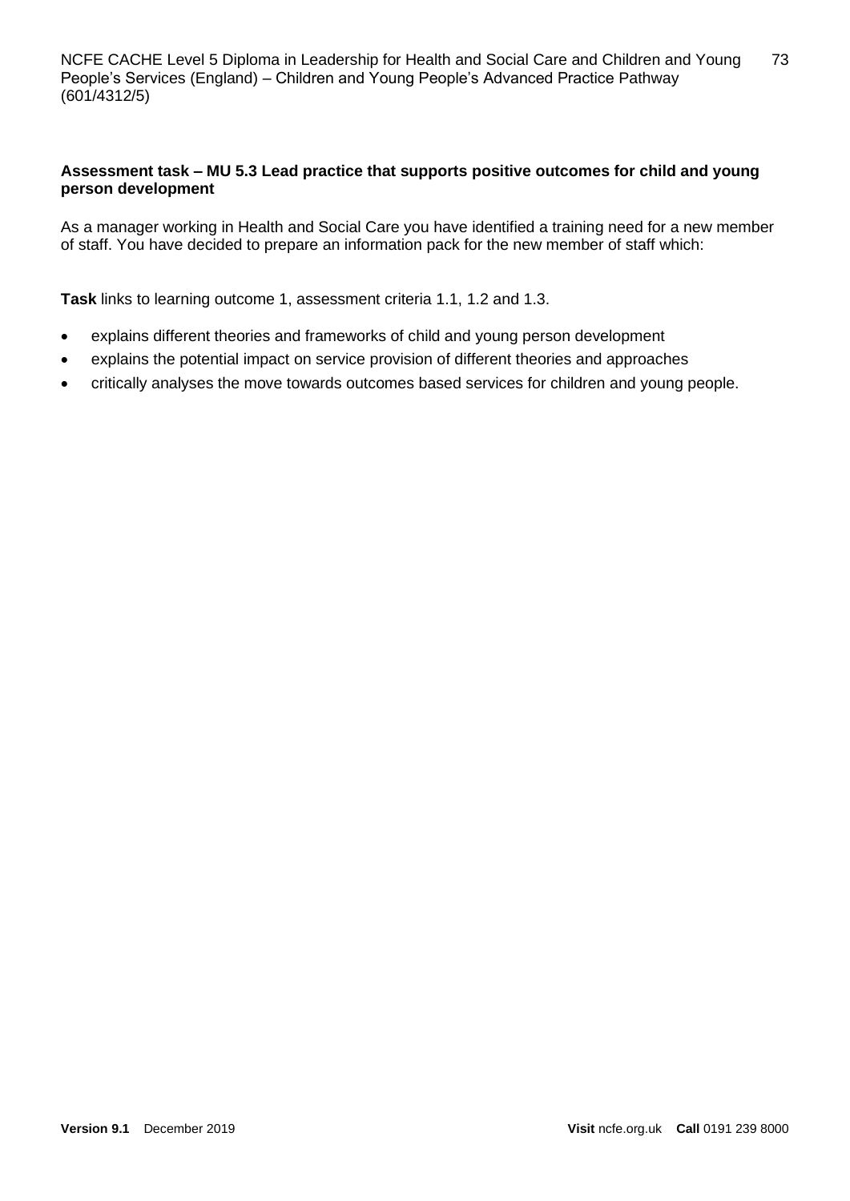**Assessment task – MU 5.3 Lead practice that supports positive outcomes for child and young person development**

As a manager working in Health and Social Care you have identified a training need for a new member of staff. You have decided to prepare an information pack for the new member of staff which:

**Task** links to learning outcome 1, assessment criteria 1.1, 1.2 and 1.3.

- explains different theories and frameworks of child and young person development
- explains the potential impact on service provision of different theories and approaches
- critically analyses the move towards outcomes based services for children and young people.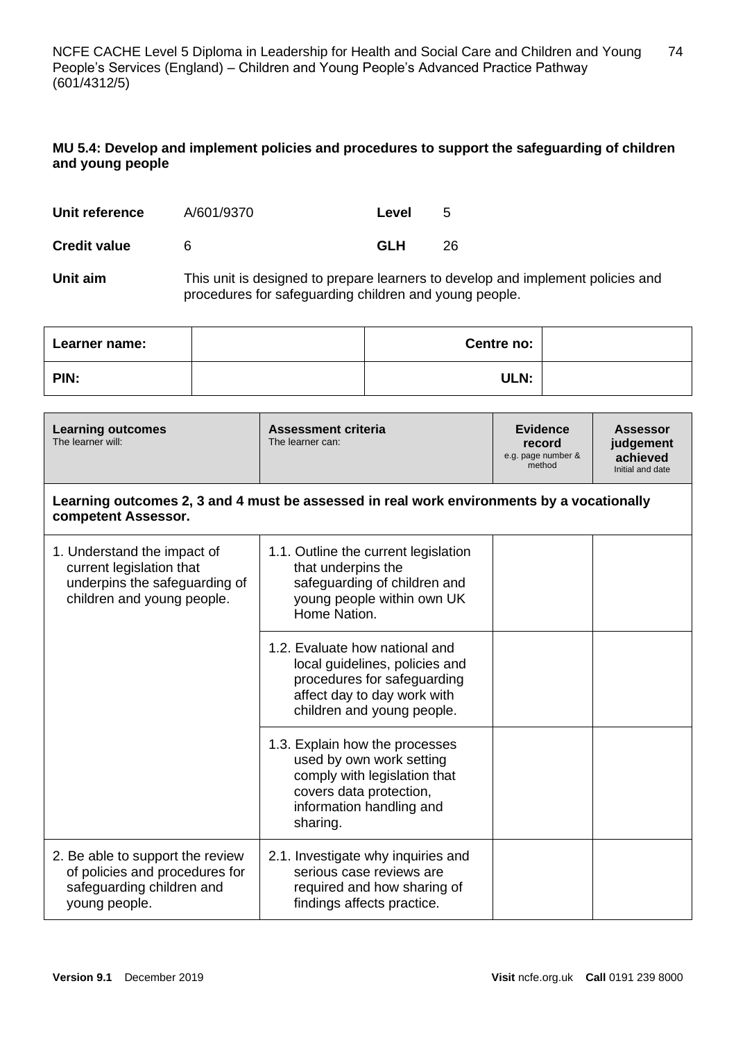### MU 5.4: Develop and implement policies and procedures to support the safeguarding of children and young people

| | | | |
|---|---|---|---|
| **Unit reference** | A/601/9370 | **Level** | 5 |
| **Credit value** | 6 | **GLH** | 26 |
| **Unit aim** | This unit is designed to prepare learners to develop and implement policies and procedures for safeguarding children and young people. | | |

| **Learner name:** | | **Centre no:** | |
|---|---|---|---|
| **PIN:** | | **ULN:** | |

| **Learning outcomes** The learner will: | **Assessment criteria** The learner can: | **Evidence record** e.g. page number & method | **Assessor judgement achieved** Initial and date |
|---|---|---|---|
| **Learning outcomes 2, 3 and 4 must be assessed in real work environments by a vocationally competent Assessor.** | | | |
| 1. Understand the impact of current legislation that underpins the safeguarding of children and young people. | 1.1. Outline the current legislation that underpins the safeguarding of children and young people within own UK Home Nation. | | |
| | 1.2. Evaluate how national and local guidelines, policies and procedures for safeguarding affect day to day work with children and young people. | | |
| | 1.3. Explain how the processes used by own work setting comply with legislation that covers data protection, information handling and sharing. | | |
| 2. Be able to support the review of policies and procedures for safeguarding children and young people. | 2.1. Investigate why inquiries and serious case reviews are required and how sharing of findings affects practice. | | |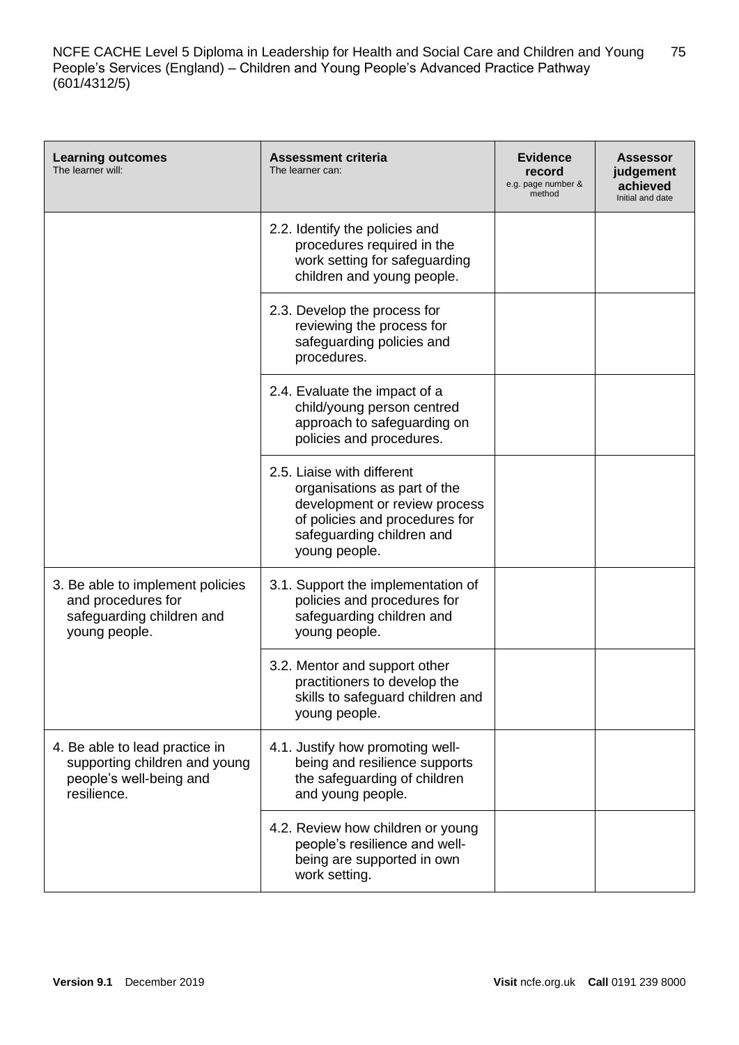| Learning outcomes<br>The learner will: | Assessment criteria<br>The learner can: | Evidence record<br>e.g. page number & method | Assessor judgement achieved<br>Initial and date |
|---|---|---|---|
| | 2.2. Identify the policies and procedures required in the work setting for safeguarding children and young people. | | |
| | 2.3. Develop the process for reviewing the process for safeguarding policies and procedures. | | |
| | 2.4. Evaluate the impact of a child/young person centred approach to safeguarding on policies and procedures. | | |
| | 2.5. Liaise with different organisations as part of the development or review process of policies and procedures for safeguarding children and young people. | | |
| 3. Be able to implement policies and procedures for safeguarding children and young people. | 3.1. Support the implementation of policies and procedures for safeguarding children and young people. | | |
| | 3.2. Mentor and support other practitioners to develop the skills to safeguard children and young people. | | |
| 4. Be able to lead practice in supporting children and young people's well-being and resilience. | 4.1. Justify how promoting well-being and resilience supports the safeguarding of children and young people. | | |
| | 4.2. Review how children or young people's resilience and well-being are supported in own work setting. | | |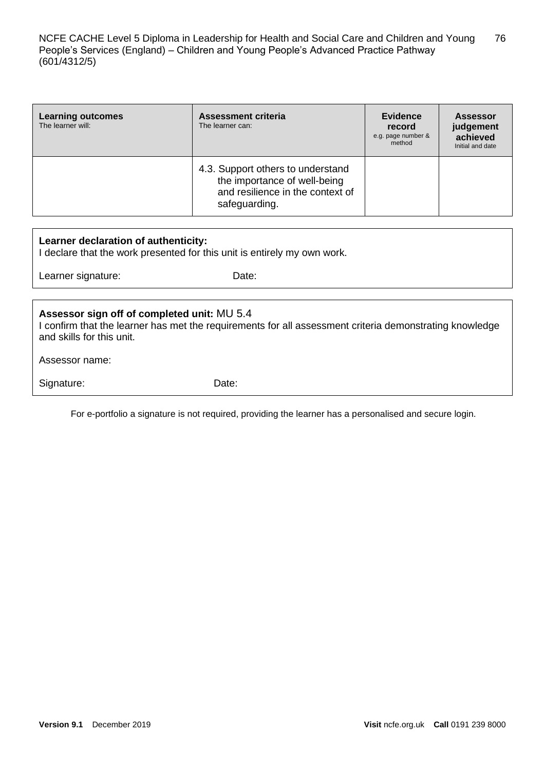| **Learning outcomes**<br>The learner will: | **Assessment criteria**<br>The learner can: | **Evidence record**<br>e.g. page number & method | **Assessor judgement achieved**<br>Initial and date |
|---|---|---|---|
| | 4.3. Support others to understand the importance of well-being and resilience in the context of safeguarding. | | |

**Learner declaration of authenticity:**
I declare that the work presented for this unit is entirely my own work.

Learner signature: Date:

**Assessor sign off of completed unit:** MU 5.4
I confirm that the learner has met the requirements for all assessment criteria demonstrating knowledge and skills for this unit.

Assessor name:

Signature: Date:

For e-portfolio a signature is not required, providing the learner has a personalised and secure login.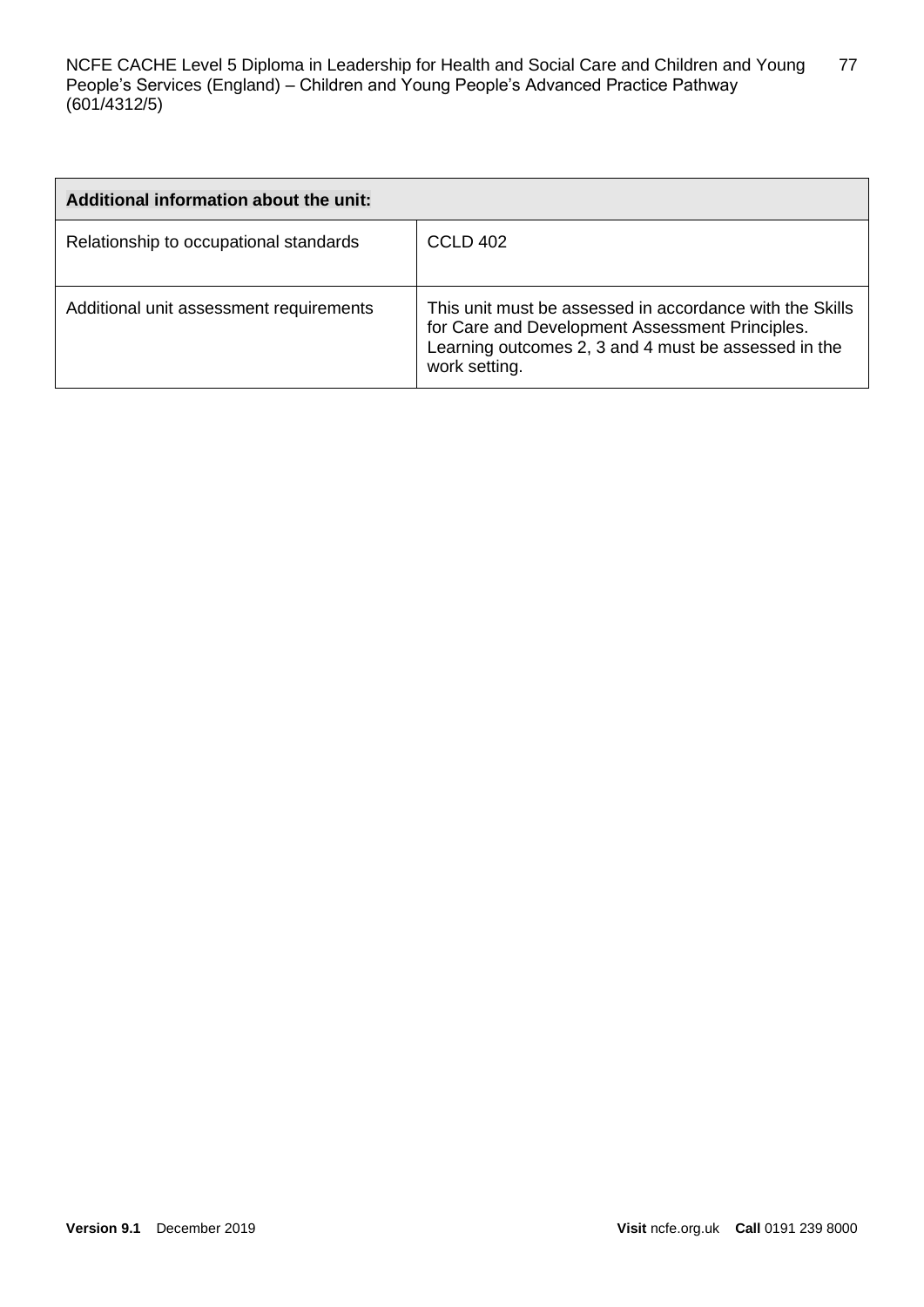| Additional information about the unit: | |
| --- | --- |
| Relationship to occupational standards | CCLD 402 |
| Additional unit assessment requirements | This unit must be assessed in accordance with the Skills for Care and Development Assessment Principles. Learning outcomes 2, 3 and 4 must be assessed in the work setting. |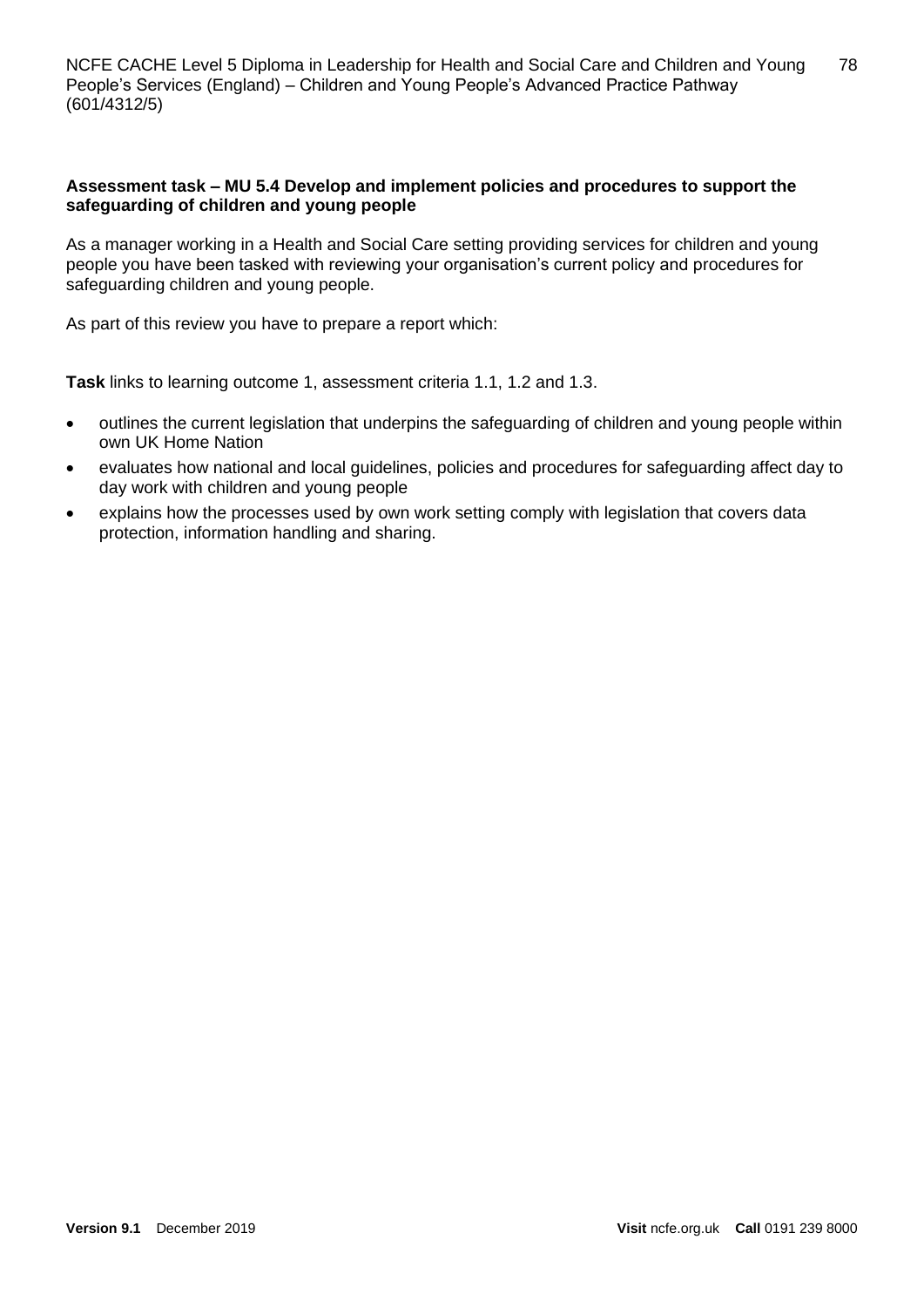**Assessment task – MU 5.4 Develop and implement policies and procedures to support the safeguarding of children and young people**

As a manager working in a Health and Social Care setting providing services for children and young people you have been tasked with reviewing your organisation's current policy and procedures for safeguarding children and young people.

As part of this review you have to prepare a report which:

**Task** links to learning outcome 1, assessment criteria 1.1, 1.2 and 1.3.

- outlines the current legislation that underpins the safeguarding of children and young people within own UK Home Nation
- evaluates how national and local guidelines, policies and procedures for safeguarding affect day to day work with children and young people
- explains how the processes used by own work setting comply with legislation that covers data protection, information handling and sharing.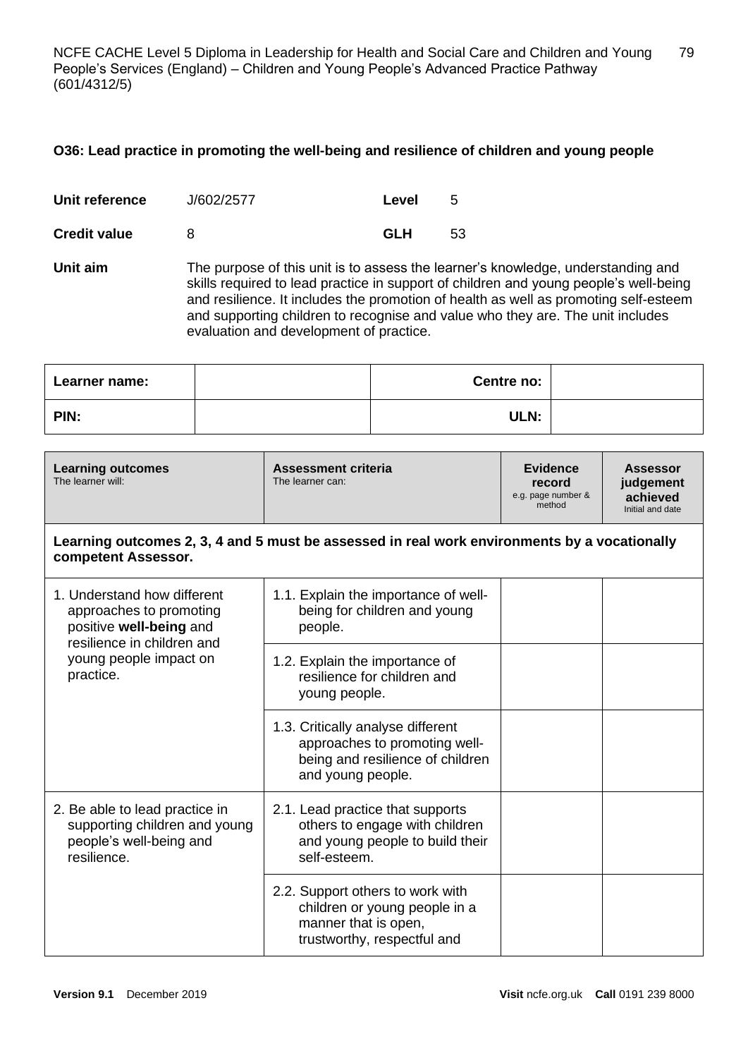### O36: Lead practice in promoting the well-being and resilience of children and young people

| | | | |
|---|---|---|---|
| **Unit reference** | J/602/2577 | **Level** | 5 |
| **Credit value** | 8 | **GLH** | 53 |

**Unit aim** The purpose of this unit is to assess the learner's knowledge, understanding and skills required to lead practice in support of children and young people's well-being and resilience. It includes the promotion of health as well as promoting self-esteem and supporting children to recognise and value who they are. The unit includes evaluation and development of practice.

| **Learner name:** | | **Centre no:** | |
|---|---|---|---|
| **PIN:** | | **ULN:** | |

| **Learning outcomes** The learner will: | **Assessment criteria** The learner can: | **Evidence record** e.g. page number & method | **Assessor judgement achieved** Initial and date |
|---|---|---|---|
| **Learning outcomes 2, 3, 4 and 5 must be assessed in real work environments by a vocationally competent Assessor.** | | | |
| 1. Understand how different approaches to promoting positive **well-being** and resilience in children and young people impact on practice. | 1.1. Explain the importance of well-being for children and young people. | | |
| | 1.2. Explain the importance of resilience for children and young people. | | |
| | 1.3. Critically analyse different approaches to promoting well-being and resilience of children and young people. | | |
| 2. Be able to lead practice in supporting children and young people's well-being and resilience. | 2.1. Lead practice that supports others to engage with children and young people to build their self-esteem. | | |
| | 2.2. Support others to work with children or young people in a manner that is open, trustworthy, respectful and | | |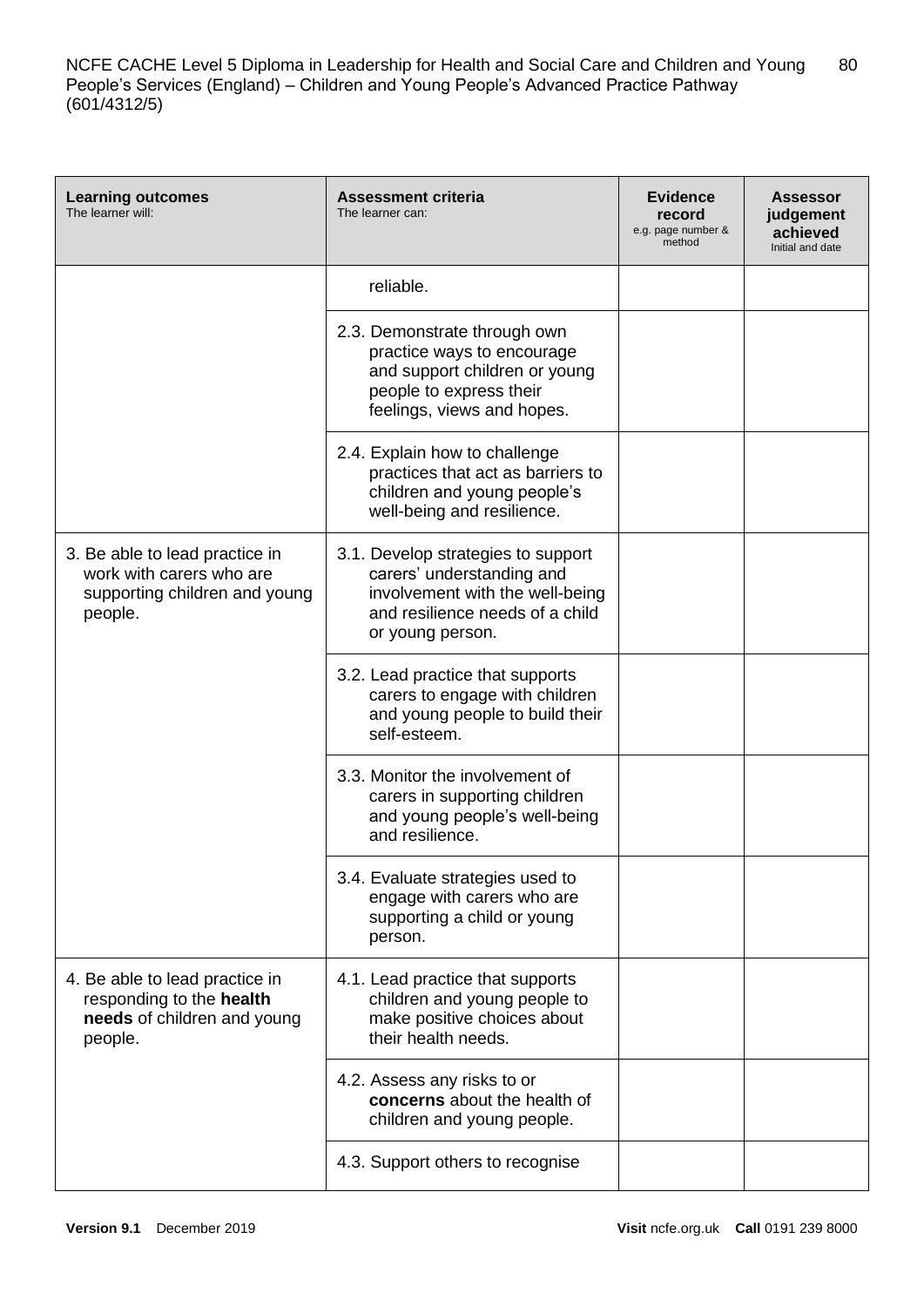| Learning outcomes<br>The learner will: | Assessment criteria<br>The learner can: | Evidence record<br>e.g. page number & method | Assessor judgement achieved<br>Initial and date |
|---|---|---|---|
| | reliable. | | |
| | 2.3. Demonstrate through own practice ways to encourage and support children or young people to express their feelings, views and hopes. | | |
| | 2.4. Explain how to challenge practices that act as barriers to children and young people's well-being and resilience. | | |
| 3. Be able to lead practice in work with carers who are supporting children and young people. | 3.1. Develop strategies to support carers' understanding and involvement with the well-being and resilience needs of a child or young person. | | |
| | 3.2. Lead practice that supports carers to engage with children and young people to build their self-esteem. | | |
| | 3.3. Monitor the involvement of carers in supporting children and young people's well-being and resilience. | | |
| | 3.4. Evaluate strategies used to engage with carers who are supporting a child or young person. | | |
| 4. Be able to lead practice in responding to the **health needs** of children and young people. | 4.1. Lead practice that supports children and young people to make positive choices about their health needs. | | |
| | 4.2. Assess any risks to or **concerns** about the health of children and young people. | | |
| | 4.3. Support others to recognise | | |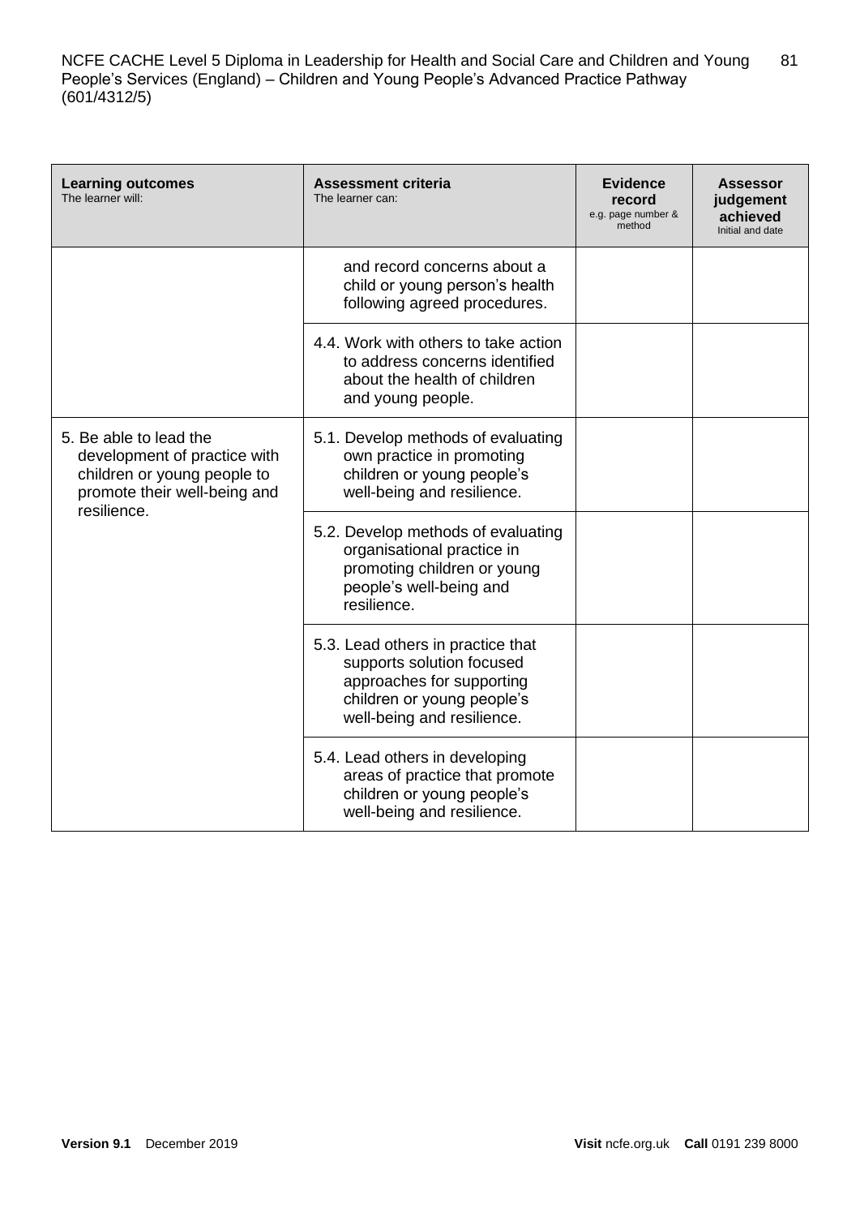| **Learning outcomes** The learner will: | **Assessment criteria** The learner can: | **Evidence record** e.g. page number & method | **Assessor judgement achieved** Initial and date |
|---|---|---|---|
| | and record concerns about a child or young person's health following agreed procedures. | | |
| | 4.4. Work with others to take action to address concerns identified about the health of children and young people. | | |
| 5. Be able to lead the development of practice with children or young people to promote their well-being and resilience. | 5.1. Develop methods of evaluating own practice in promoting children or young people's well-being and resilience. | | |
| | 5.2. Develop methods of evaluating organisational practice in promoting children or young people's well-being and resilience. | | |
| | 5.3. Lead others in practice that supports solution focused approaches for supporting children or young people's well-being and resilience. | | |
| | 5.4. Lead others in developing areas of practice that promote children or young people's well-being and resilience. | | |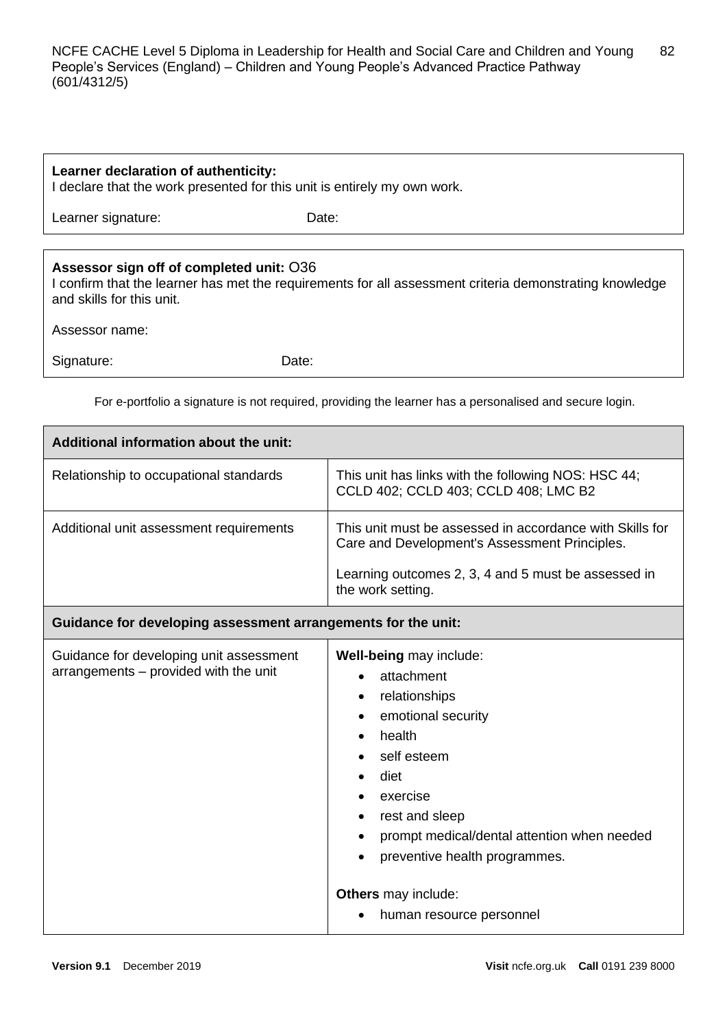**Learner declaration of authenticity:**
I declare that the work presented for this unit is entirely my own work.

Learner signature: Date:

**Assessor sign off of completed unit:** O36
I confirm that the learner has met the requirements for all assessment criteria demonstrating knowledge and skills for this unit.

Assessor name:

Signature: Date:

For e-portfolio a signature is not required, providing the learner has a personalised and secure login.

| **Additional information about the unit:** | |
|---|---|
| Relationship to occupational standards | This unit has links with the following NOS: HSC 44; CCLD 402; CCLD 403; CCLD 408; LMC B2 |
| Additional unit assessment requirements | This unit must be assessed in accordance with Skills for Care and Development's Assessment Principles.<br><br>Learning outcomes 2, 3, 4 and 5 must be assessed in the work setting. |
| **Guidance for developing assessment arrangements for the unit:** | |
| Guidance for developing unit assessment arrangements – provided with the unit | **Well-being** may include:<br>• attachment<br>• relationships<br>• emotional security<br>• health<br>• self esteem<br>• diet<br>• exercise<br>• rest and sleep<br>• prompt medical/dental attention when needed<br>• preventive health programmes.<br><br>**Others** may include:<br>• human resource personnel |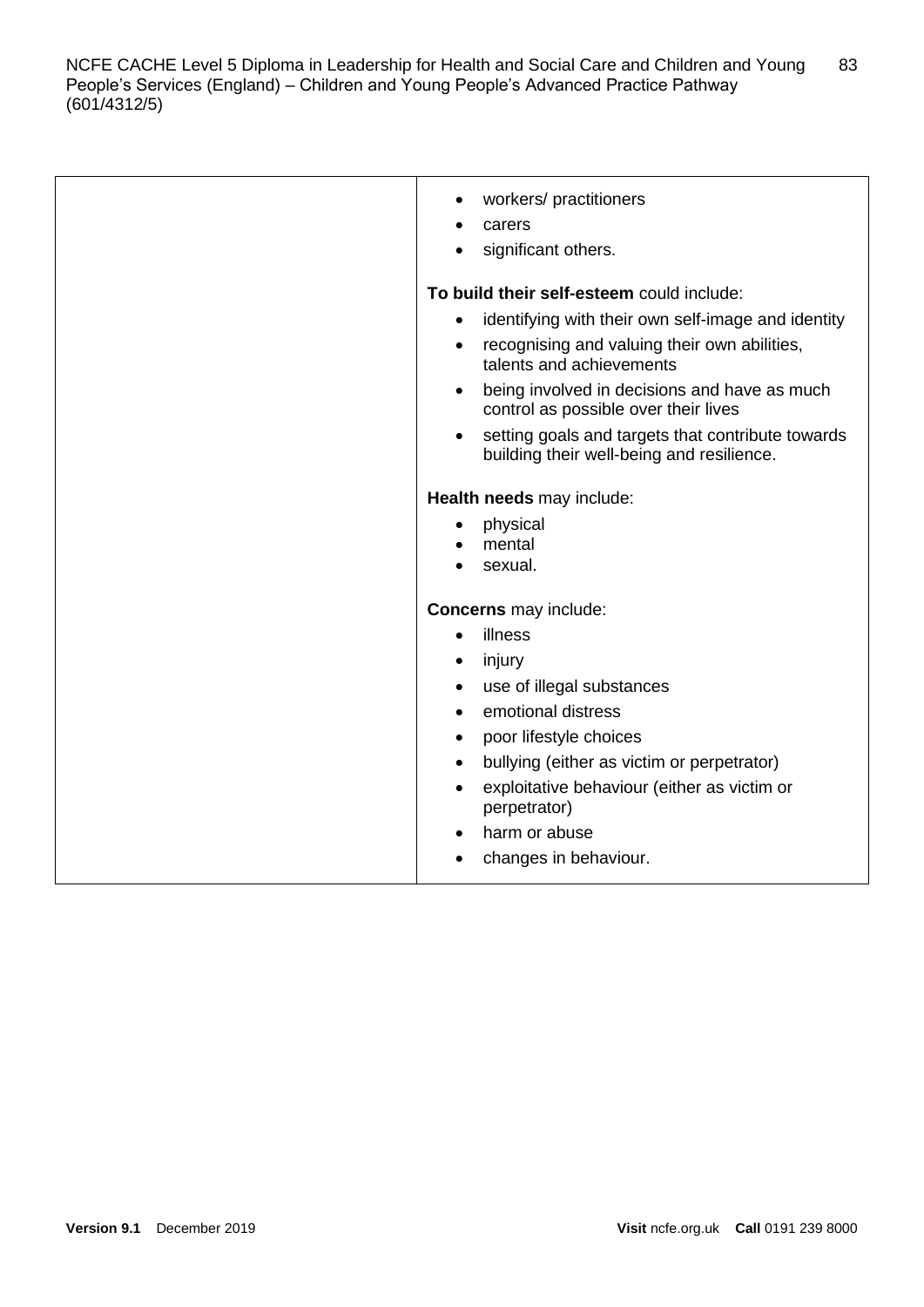| | |
|---|---|
| | • workers/ practitioners<br>• carers<br>• significant others.<br><br>**To build their self-esteem** could include:<br>• identifying with their own self-image and identity<br>• recognising and valuing their own abilities, talents and achievements<br>• being involved in decisions and have as much control as possible over their lives<br>• setting goals and targets that contribute towards building their well-being and resilience.<br><br>**Health needs** may include:<br>• physical<br>• mental<br>• sexual.<br><br>**Concerns** may include:<br>• illness<br>• injury<br>• use of illegal substances<br>• emotional distress<br>• poor lifestyle choices<br>• bullying (either as victim or perpetrator)<br>• exploitative behaviour (either as victim or perpetrator)<br>• harm or abuse<br>• changes in behaviour. |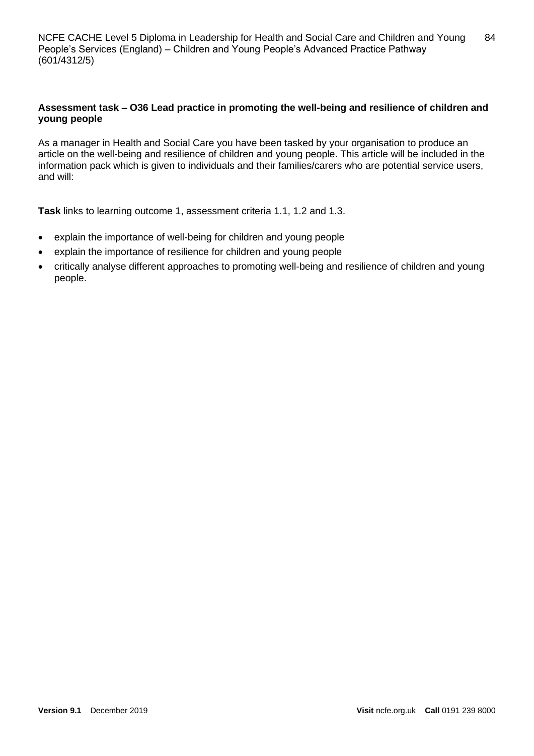**Assessment task – O36 Lead practice in promoting the well-being and resilience of children and young people**

As a manager in Health and Social Care you have been tasked by your organisation to produce an article on the well-being and resilience of children and young people. This article will be included in the information pack which is given to individuals and their families/carers who are potential service users, and will:

**Task** links to learning outcome 1, assessment criteria 1.1, 1.2 and 1.3.

- explain the importance of well-being for children and young people
- explain the importance of resilience for children and young people
- critically analyse different approaches to promoting well-being and resilience of children and young people.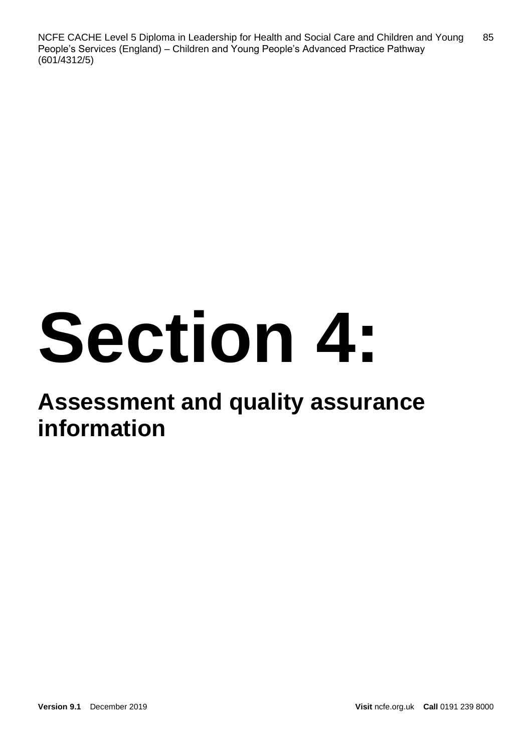# Section 4:

## Assessment and quality assurance information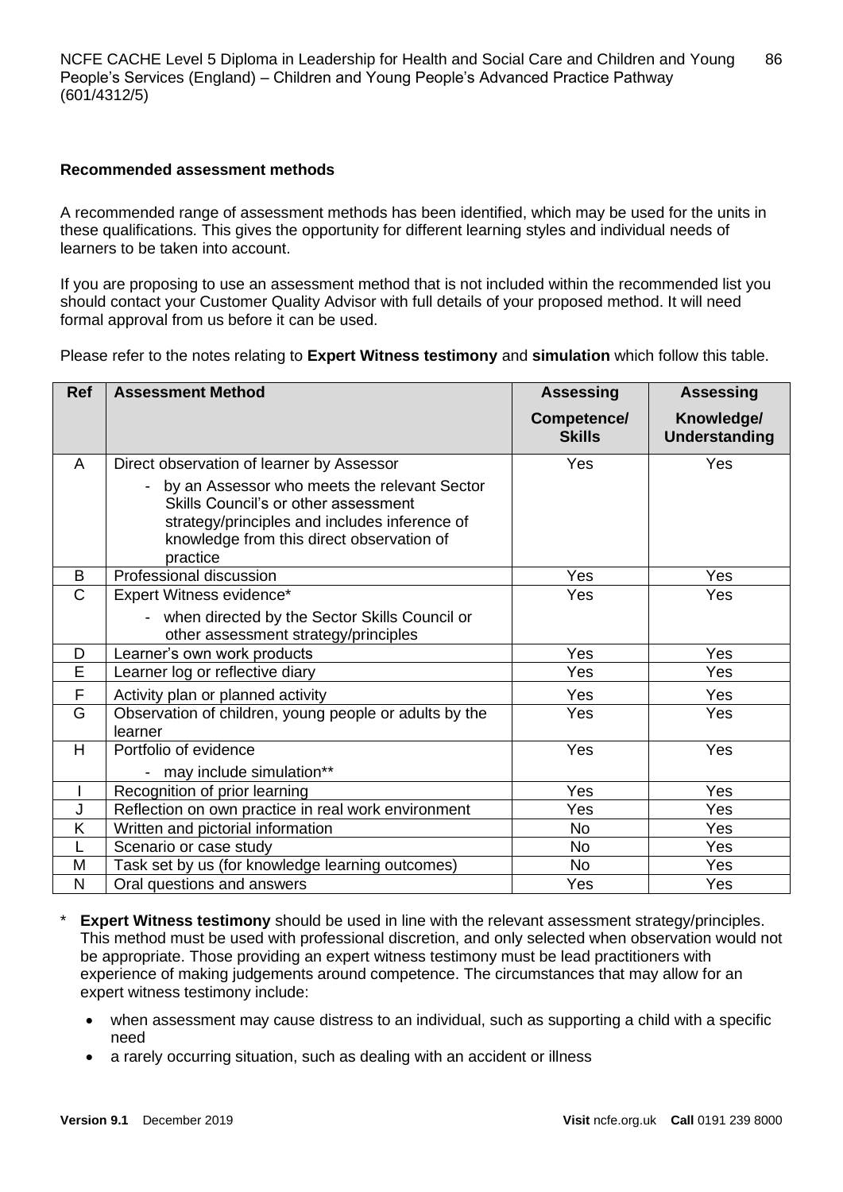**Recommended assessment methods**

A recommended range of assessment methods has been identified, which may be used for the units in these qualifications. This gives the opportunity for different learning styles and individual needs of learners to be taken into account.

If you are proposing to use an assessment method that is not included within the recommended list you should contact your Customer Quality Advisor with full details of your proposed method. It will need formal approval from us before it can be used.

Please refer to the notes relating to **Expert Witness testimony** and **simulation** which follow this table.

| Ref | Assessment Method | Assessing Competence/ Skills | Assessing Knowledge/ Understanding |
|---|---|---|---|
| A | Direct observation of learner by Assessor<br>- by an Assessor who meets the relevant Sector Skills Council's or other assessment strategy/principles and includes inference of knowledge from this direct observation of practice | Yes | Yes |
| B | Professional discussion | Yes | Yes |
| C | Expert Witness evidence*<br>- when directed by the Sector Skills Council or other assessment strategy/principles | Yes | Yes |
| D | Learner's own work products | Yes | Yes |
| E | Learner log or reflective diary | Yes | Yes |
| F | Activity plan or planned activity | Yes | Yes |
| G | Observation of children, young people or adults by the learner | Yes | Yes |
| H | Portfolio of evidence<br>- may include simulation** | Yes | Yes |
| I | Recognition of prior learning | Yes | Yes |
| J | Reflection on own practice in real work environment | Yes | Yes |
| K | Written and pictorial information | No | Yes |
| L | Scenario or case study | No | Yes |
| M | Task set by us (for knowledge learning outcomes) | No | Yes |
| N | Oral questions and answers | Yes | Yes |

\* **Expert Witness testimony** should be used in line with the relevant assessment strategy/principles. This method must be used with professional discretion, and only selected when observation would not be appropriate. Those providing an expert witness testimony must be lead practitioners with experience of making judgements around competence. The circumstances that may allow for an expert witness testimony include:

- when assessment may cause distress to an individual, such as supporting a child with a specific need
- a rarely occurring situation, such as dealing with an accident or illness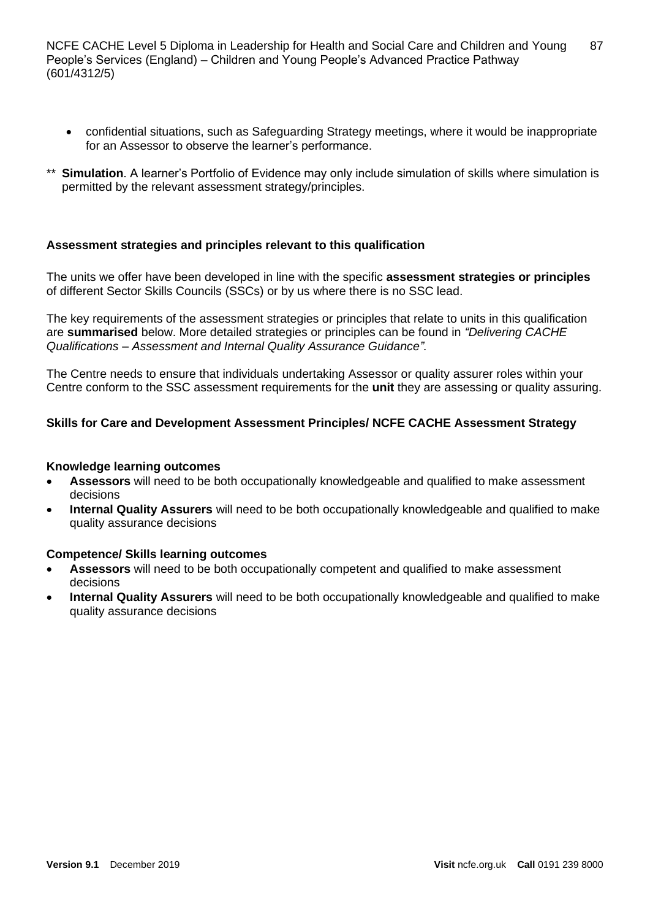- confidential situations, such as Safeguarding Strategy meetings, where it would be inappropriate for an Assessor to observe the learner's performance.

** **Simulation**. A learner's Portfolio of Evidence may only include simulation of skills where simulation is permitted by the relevant assessment strategy/principles.

**Assessment strategies and principles relevant to this qualification**

The units we offer have been developed in line with the specific **assessment strategies or principles** of different Sector Skills Councils (SSCs) or by us where there is no SSC lead.

The key requirements of the assessment strategies or principles that relate to units in this qualification are **summarised** below. More detailed strategies or principles can be found in *"Delivering CACHE Qualifications – Assessment and Internal Quality Assurance Guidance"*.

The Centre needs to ensure that individuals undertaking Assessor or quality assurer roles within your Centre conform to the SSC assessment requirements for the **unit** they are assessing or quality assuring.

**Skills for Care and Development Assessment Principles/ NCFE CACHE Assessment Strategy**

**Knowledge learning outcomes**

- **Assessors** will need to be both occupationally knowledgeable and qualified to make assessment decisions
- **Internal Quality Assurers** will need to be both occupationally knowledgeable and qualified to make quality assurance decisions

**Competence/ Skills learning outcomes**

- **Assessors** will need to be both occupationally competent and qualified to make assessment decisions
- **Internal Quality Assurers** will need to be both occupationally knowledgeable and qualified to make quality assurance decisions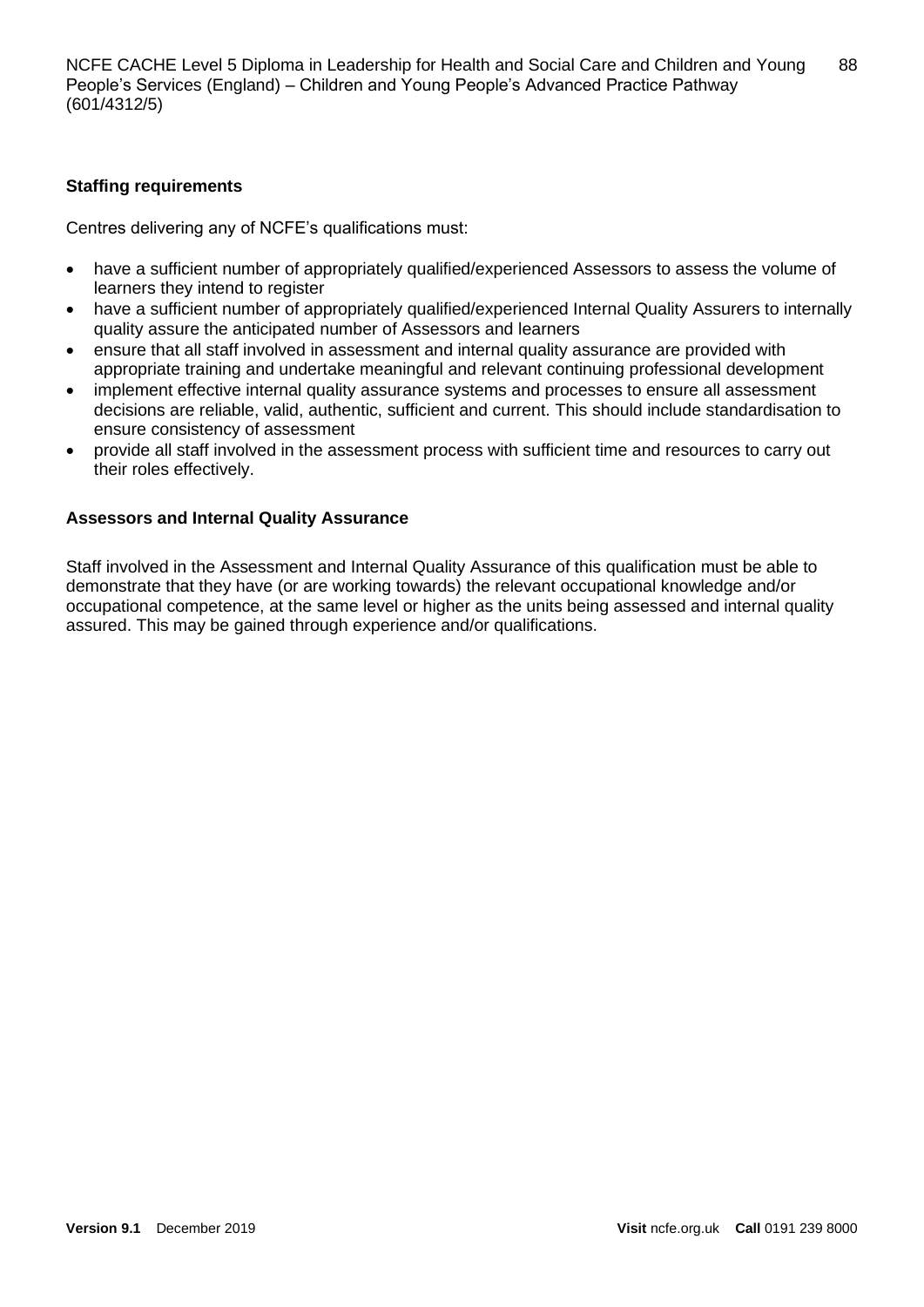### Staffing requirements

Centres delivering any of NCFE's qualifications must:

- have a sufficient number of appropriately qualified/experienced Assessors to assess the volume of learners they intend to register
- have a sufficient number of appropriately qualified/experienced Internal Quality Assurers to internally quality assure the anticipated number of Assessors and learners
- ensure that all staff involved in assessment and internal quality assurance are provided with appropriate training and undertake meaningful and relevant continuing professional development
- implement effective internal quality assurance systems and processes to ensure all assessment decisions are reliable, valid, authentic, sufficient and current. This should include standardisation to ensure consistency of assessment
- provide all staff involved in the assessment process with sufficient time and resources to carry out their roles effectively.

### Assessors and Internal Quality Assurance

Staff involved in the Assessment and Internal Quality Assurance of this qualification must be able to demonstrate that they have (or are working towards) the relevant occupational knowledge and/or occupational competence, at the same level or higher as the units being assessed and internal quality assured. This may be gained through experience and/or qualifications.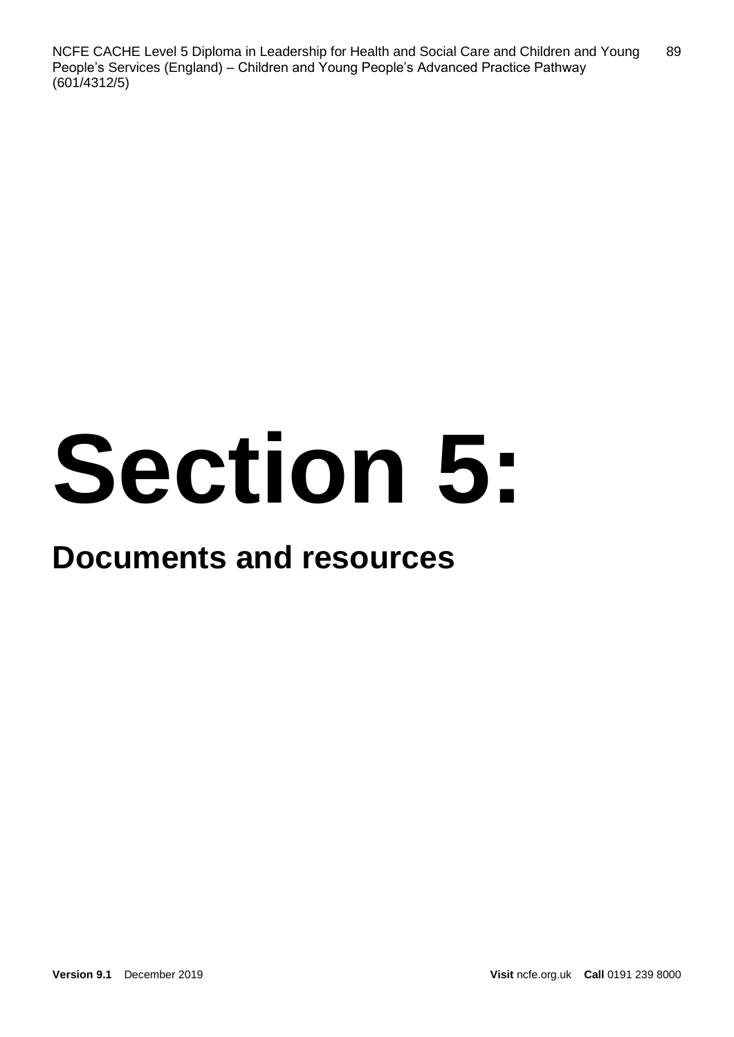# Section 5:

## Documents and resources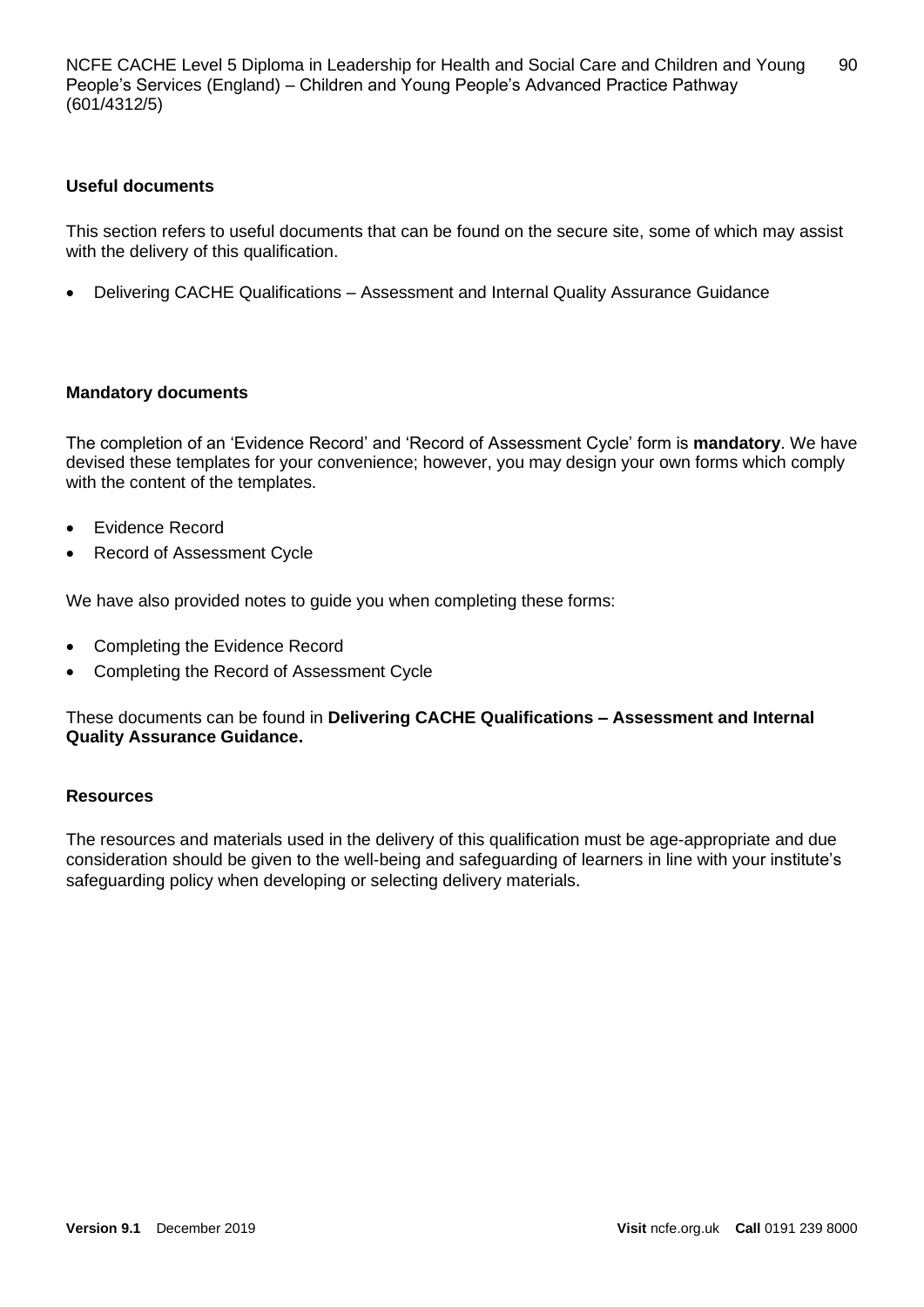### Useful documents

This section refers to useful documents that can be found on the secure site, some of which may assist with the delivery of this qualification.

- Delivering CACHE Qualifications – Assessment and Internal Quality Assurance Guidance

### Mandatory documents

The completion of an 'Evidence Record' and 'Record of Assessment Cycle' form is **mandatory**. We have devised these templates for your convenience; however, you may design your own forms which comply with the content of the templates.

- Evidence Record
- Record of Assessment Cycle

We have also provided notes to guide you when completing these forms:

- Completing the Evidence Record
- Completing the Record of Assessment Cycle

These documents can be found in **Delivering CACHE Qualifications – Assessment and Internal Quality Assurance Guidance.**

### Resources

The resources and materials used in the delivery of this qualification must be age-appropriate and due consideration should be given to the well-being and safeguarding of learners in line with your institute's safeguarding policy when developing or selecting delivery materials.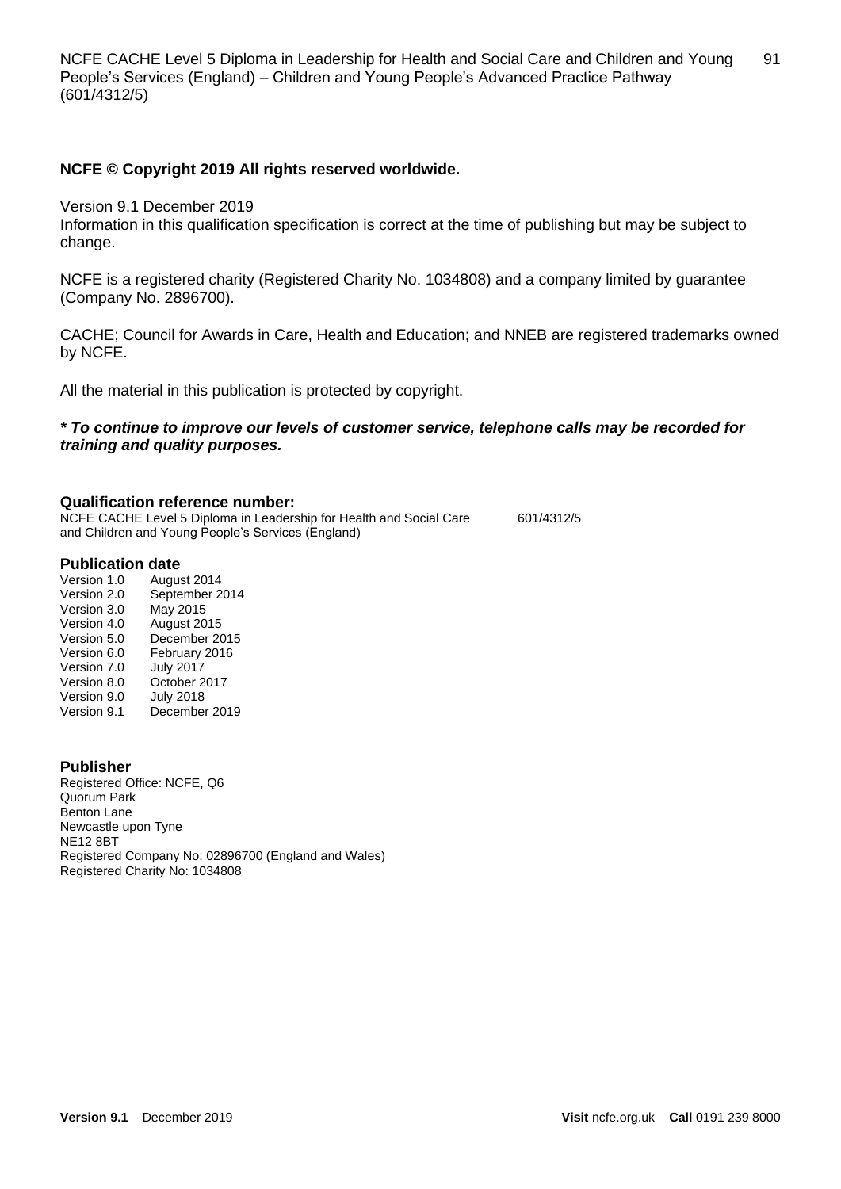**NCFE © Copyright 2019 All rights reserved worldwide.**

Version 9.1 December 2019
Information in this qualification specification is correct at the time of publishing but may be subject to change.

NCFE is a registered charity (Registered Charity No. 1034808) and a company limited by guarantee (Company No. 2896700).

CACHE; Council for Awards in Care, Health and Education; and NNEB are registered trademarks owned by NCFE.

All the material in this publication is protected by copyright.

***** ***To continue to improve our levels of customer service, telephone calls may be recorded for training and quality purposes.***

**Qualification reference number:**

| | |
|---|---|
| NCFE CACHE Level 5 Diploma in Leadership for Health and Social Care and Children and Young People's Services (England) | 601/4312/5 |

**Publication date**

| | |
|---|---|
| Version 1.0 | August 2014 |
| Version 2.0 | September 2014 |
| Version 3.0 | May 2015 |
| Version 4.0 | August 2015 |
| Version 5.0 | December 2015 |
| Version 6.0 | February 2016 |
| Version 7.0 | July 2017 |
| Version 8.0 | October 2017 |
| Version 9.0 | July 2018 |
| Version 9.1 | December 2019 |

**Publisher**

Registered Office: NCFE, Q6
Quorum Park
Benton Lane
Newcastle upon Tyne
NE12 8BT
Registered Company No: 02896700 (England and Wales)
Registered Charity No: 1034808